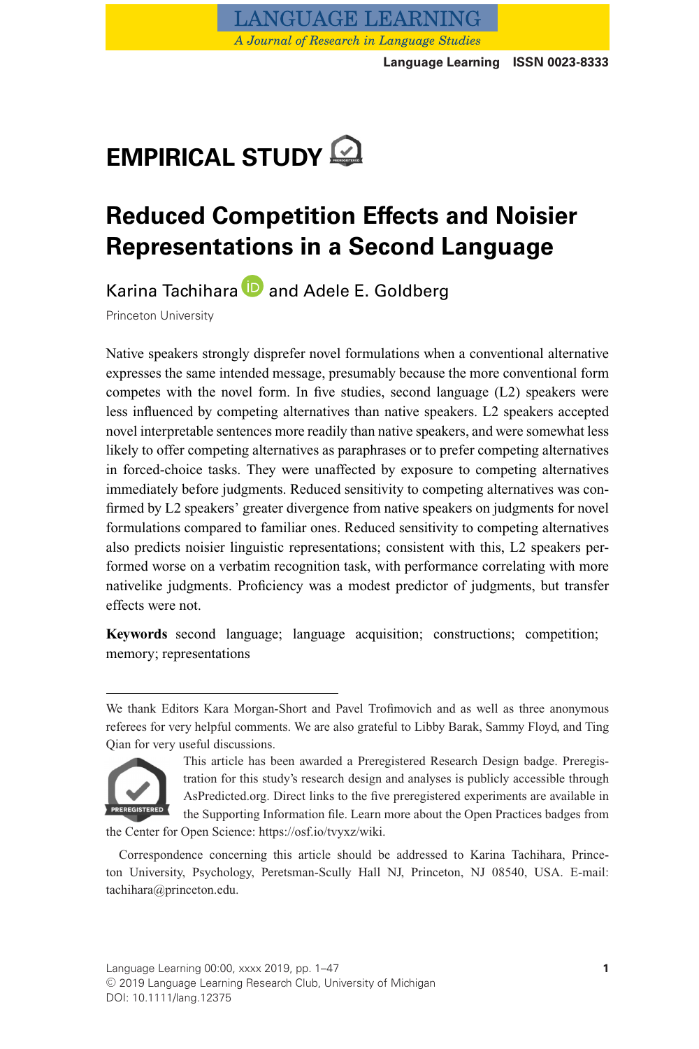EMPIRICAL STUDY

# Reduced Competition Effects and Noisier Representations in a Second Language

Karina Tachihara and Adele E. Goldberg

Princeton University

Native speakers strongly disprefer novel formulations when a conventional alternative expresses the same intended message, presumably because the more conventional form competes with the novel form. In five studies, second language (L2) speakers were less influenced by competing alternatives than native speakers. L2 speakers accepted novel interpretable sentences more readily than native speakers, and were somewhat less likely to offer competing alternatives as paraphrases or to prefer competing alternatives in forced-choice tasks. They were unaffected by exposure to competing alternatives immediately before judgments. Reduced sensitivity to competing alternatives was confirmed by L2 speakers' greater divergence from native speakers on judgments for novel formulations compared to familiar ones. Reduced sensitivity to competing alternatives also predicts noisier linguistic representations; consistent with this, L2 speakers performed worse on a verbatim recognition task, with performance correlating with more nativelike judgments. Proficiency was a modest predictor of judgments, but transfer effects were not.

**Keywords** second language; language acquisition; constructions; competition; memory; representations

We thank Editors Kara Morgan-Short and Pavel Trofimovich and as well as three anonymous referees for very helpful comments. We are also grateful to Libby Barak, Sammy Floyd, and Ting Qian for very useful discussions.

This article has been awarded a Preregistered Research Design badge. Preregistration for this study's research design and analyses is publicly accessible through AsPredicted.org. Direct links to the five preregistered experiments are available in the Supporting Information file. Learn more about the Open Practices badges from the Center for Open Science: https://osf.io/tvyxz/wiki.

Correspondence concerning this article should be addressed to Karina Tachihara, Princeton University, Psychology, Peretsman-Scully Hall NJ, Princeton, NJ 08540, USA. E-mail: tachihara@princeton.edu.

© 2019 Language Learning Research Club, University of Michigan
DOI: 10.1111/lang.12375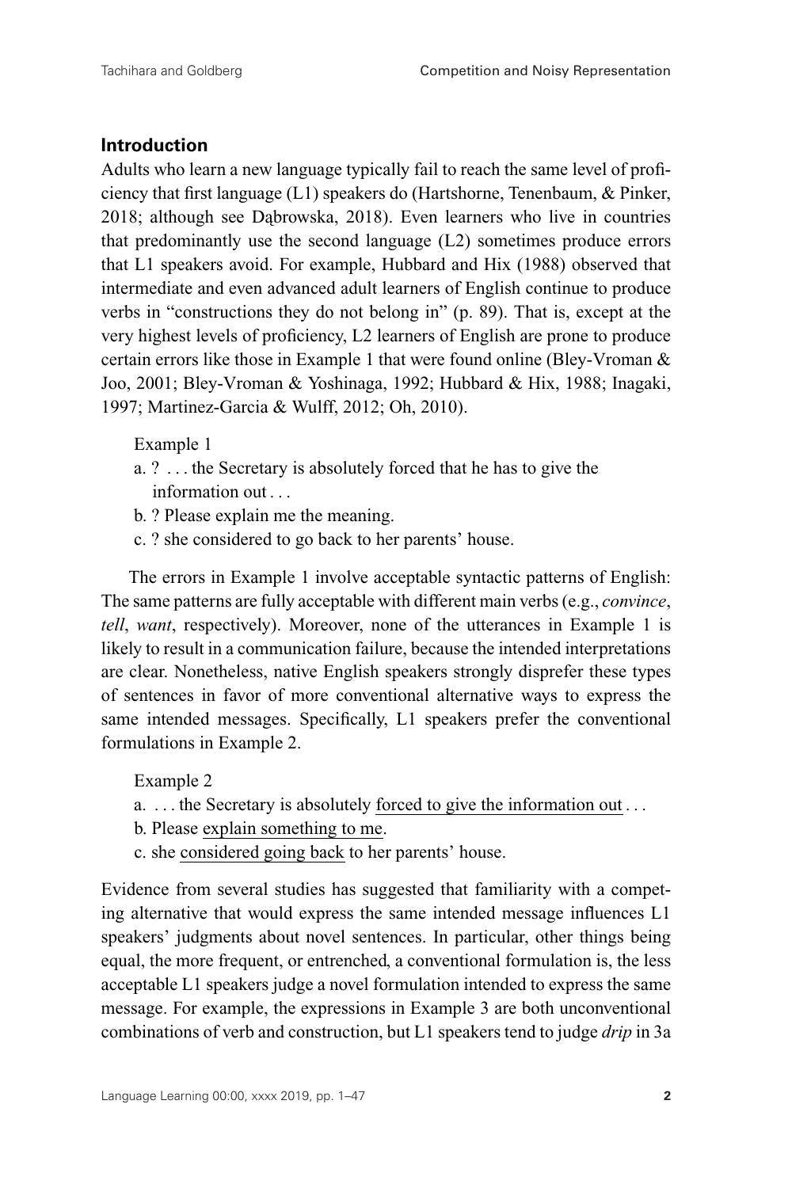## Introduction

Adults who learn a new language typically fail to reach the same level of proficiency that first language (L1) speakers do (Hartshorne, Tenenbaum, & Pinker, 2018; although see Dąbrowska, 2018). Even learners who live in countries that predominantly use the second language (L2) sometimes produce errors that L1 speakers avoid. For example, Hubbard and Hix (1988) observed that intermediate and even advanced adult learners of English continue to produce verbs in "constructions they do not belong in" (p. 89). That is, except at the very highest levels of proficiency, L2 learners of English are prone to produce certain errors like those in Example 1 that were found online (Bley-Vroman & Joo, 2001; Bley-Vroman & Yoshinaga, 1992; Hubbard & Hix, 1988; Inagaki, 1997; Martinez-Garcia & Wulff, 2012; Oh, 2010).

Example 1

a. ? . . . the Secretary is absolutely forced that he has to give the information out . . .
b. ? Please explain me the meaning.
c. ? she considered to go back to her parents' house.

The errors in Example 1 involve acceptable syntactic patterns of English: The same patterns are fully acceptable with different main verbs (e.g., *convince*, *tell*, *want*, respectively). Moreover, none of the utterances in Example 1 is likely to result in a communication failure, because the intended interpretations are clear. Nonetheless, native English speakers strongly disprefer these types of sentences in favor of more conventional alternative ways to express the same intended messages. Specifically, L1 speakers prefer the conventional formulations in Example 2.

Example 2

a. . . . the Secretary is absolutely <u>forced to give the information out</u> . . .
b. Please <u>explain something to me</u>.
c. she <u>considered going back</u> to her parents' house.

Evidence from several studies has suggested that familiarity with a competing alternative that would express the same intended message influences L1 speakers' judgments about novel sentences. In particular, other things being equal, the more frequent, or entrenched, a conventional formulation is, the less acceptable L1 speakers judge a novel formulation intended to express the same message. For example, the expressions in Example 3 are both unconventional combinations of verb and construction, but L1 speakers tend to judge *drip* in 3a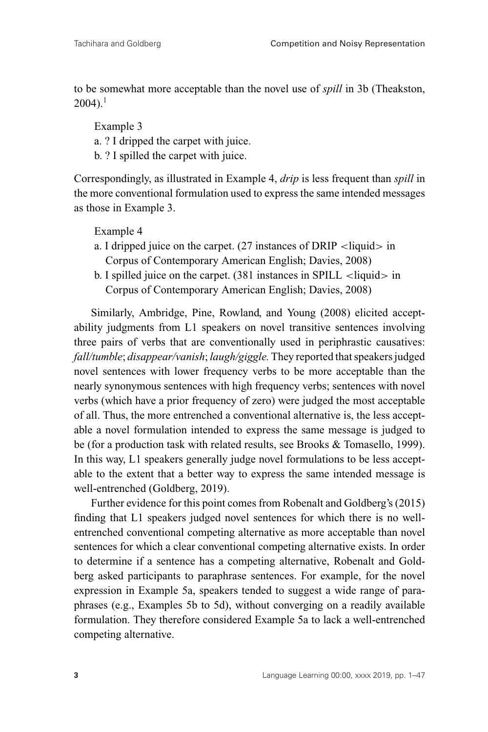to be somewhat more acceptable than the novel use of *spill* in 3b (Theakston, 2004).[1]

Example 3

a. ? I dripped the carpet with juice.

b. ? I spilled the carpet with juice.

Correspondingly, as illustrated in Example 4, *drip* is less frequent than *spill* in the more conventional formulation used to express the same intended messages as those in Example 3.

Example 4

a. I dripped juice on the carpet. (27 instances of DRIP <liquid> in Corpus of Contemporary American English; Davies, 2008)

b. I spilled juice on the carpet. (381 instances in SPILL <liquid> in Corpus of Contemporary American English; Davies, 2008)

Similarly, Ambridge, Pine, Rowland, and Young (2008) elicited acceptability judgments from L1 speakers on novel transitive sentences involving three pairs of verbs that are conventionally used in periphrastic causatives: *fall/tumble*; *disappear/vanish*; *laugh/giggle.* They reported that speakers judged novel sentences with lower frequency verbs to be more acceptable than the nearly synonymous sentences with high frequency verbs; sentences with novel verbs (which have a prior frequency of zero) were judged the most acceptable of all. Thus, the more entrenched a conventional alternative is, the less acceptable a novel formulation intended to express the same message is judged to be (for a production task with related results, see Brooks & Tomasello, 1999). In this way, L1 speakers generally judge novel formulations to be less acceptable to the extent that a better way to express the same intended message is well-entrenched (Goldberg, 2019).

Further evidence for this point comes from Robenalt and Goldberg's (2015) finding that L1 speakers judged novel sentences for which there is no well-entrenched conventional competing alternative as more acceptable than novel sentences for which a clear conventional competing alternative exists. In order to determine if a sentence has a competing alternative, Robenalt and Goldberg asked participants to paraphrase sentences. For example, for the novel expression in Example 5a, speakers tended to suggest a wide range of paraphrases (e.g., Examples 5b to 5d), without converging on a readily available formulation. They therefore considered Example 5a to lack a well-entrenched competing alternative.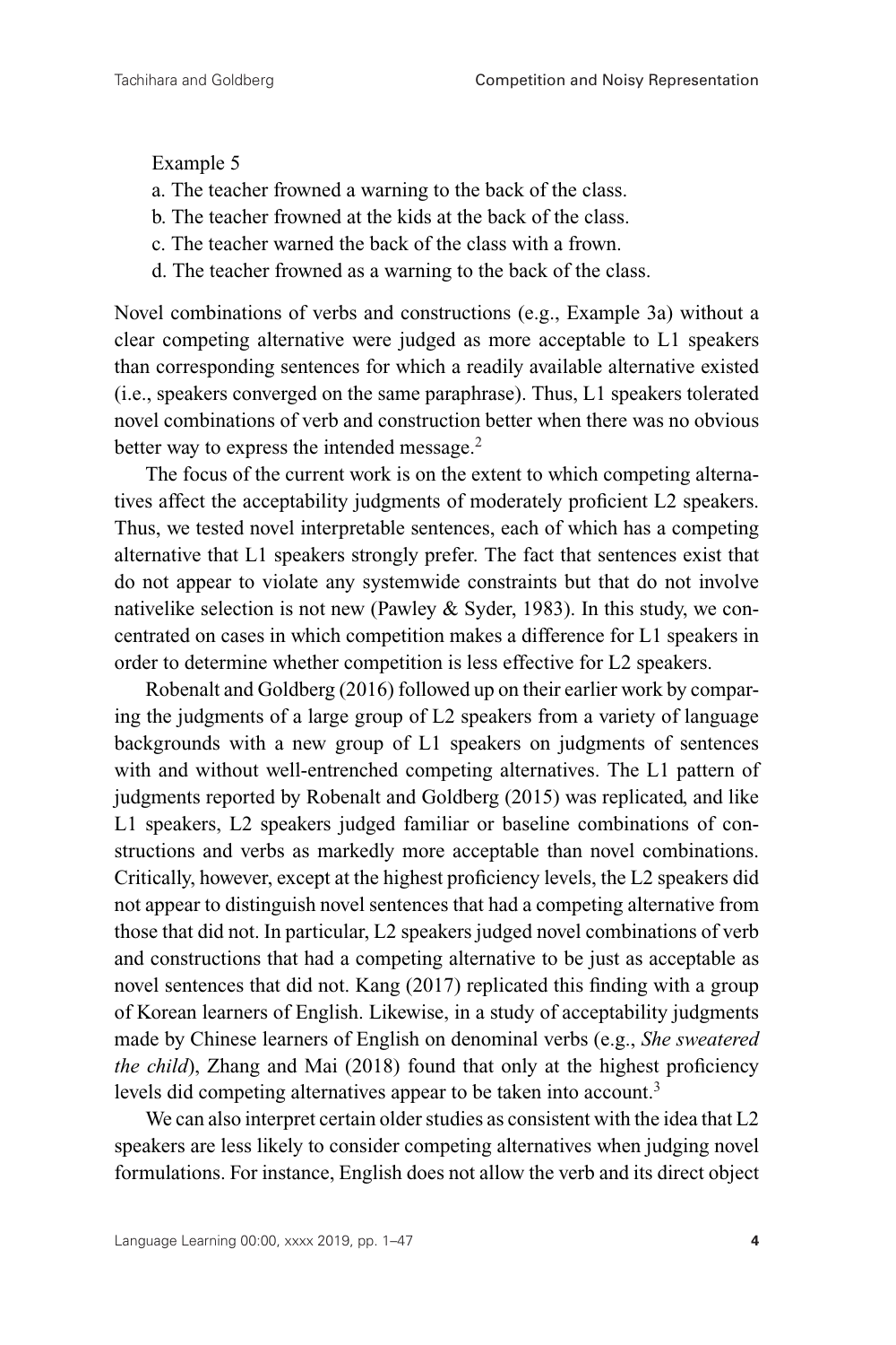Example 5

a. The teacher frowned a warning to the back of the class.
b. The teacher frowned at the kids at the back of the class.
c. The teacher warned the back of the class with a frown.
d. The teacher frowned as a warning to the back of the class.

Novel combinations of verbs and constructions (e.g., Example 3a) without a clear competing alternative were judged as more acceptable to L1 speakers than corresponding sentences for which a readily available alternative existed (i.e., speakers converged on the same paraphrase). Thus, L1 speakers tolerated novel combinations of verb and construction better when there was no obvious better way to express the intended message.[2]

The focus of the current work is on the extent to which competing alternatives affect the acceptability judgments of moderately proficient L2 speakers. Thus, we tested novel interpretable sentences, each of which has a competing alternative that L1 speakers strongly prefer. The fact that sentences exist that do not appear to violate any systemwide constraints but that do not involve nativelike selection is not new (Pawley & Syder, 1983). In this study, we concentrated on cases in which competition makes a difference for L1 speakers in order to determine whether competition is less effective for L2 speakers.

Robenalt and Goldberg (2016) followed up on their earlier work by comparing the judgments of a large group of L2 speakers from a variety of language backgrounds with a new group of L1 speakers on judgments of sentences with and without well-entrenched competing alternatives. The L1 pattern of judgments reported by Robenalt and Goldberg (2015) was replicated, and like L1 speakers, L2 speakers judged familiar or baseline combinations of constructions and verbs as markedly more acceptable than novel combinations. Critically, however, except at the highest proficiency levels, the L2 speakers did not appear to distinguish novel sentences that had a competing alternative from those that did not. In particular, L2 speakers judged novel combinations of verb and constructions that had a competing alternative to be just as acceptable as novel sentences that did not. Kang (2017) replicated this finding with a group of Korean learners of English. Likewise, in a study of acceptability judgments made by Chinese learners of English on denominal verbs (e.g., *She sweatered the child*), Zhang and Mai (2018) found that only at the highest proficiency levels did competing alternatives appear to be taken into account.[3]

We can also interpret certain older studies as consistent with the idea that L2 speakers are less likely to consider competing alternatives when judging novel formulations. For instance, English does not allow the verb and its direct object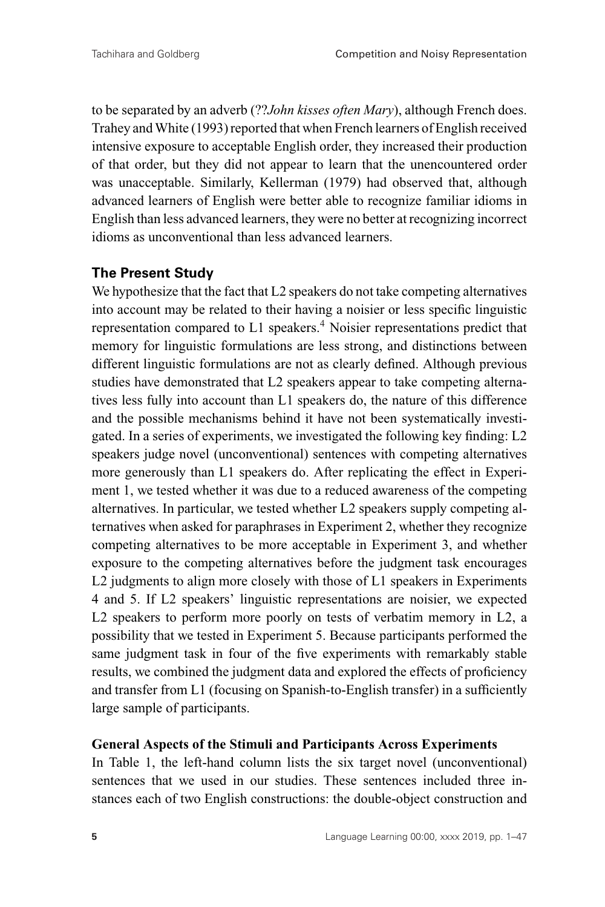to be separated by an adverb (??*John kisses often Mary*), although French does. Trahey and White (1993) reported that when French learners of English received intensive exposure to acceptable English order, they increased their production of that order, but they did not appear to learn that the unencountered order was unacceptable. Similarly, Kellerman (1979) had observed that, although advanced learners of English were better able to recognize familiar idioms in English than less advanced learners, they were no better at recognizing incorrect idioms as unconventional than less advanced learners.

## The Present Study

We hypothesize that the fact that L2 speakers do not take competing alternatives into account may be related to their having a noisier or less specific linguistic representation compared to L1 speakers.[4] Noisier representations predict that memory for linguistic formulations are less strong, and distinctions between different linguistic formulations are not as clearly defined. Although previous studies have demonstrated that L2 speakers appear to take competing alternatives less fully into account than L1 speakers do, the nature of this difference and the possible mechanisms behind it have not been systematically investigated. In a series of experiments, we investigated the following key finding: L2 speakers judge novel (unconventional) sentences with competing alternatives more generously than L1 speakers do. After replicating the effect in Experiment 1, we tested whether it was due to a reduced awareness of the competing alternatives. In particular, we tested whether L2 speakers supply competing alternatives when asked for paraphrases in Experiment 2, whether they recognize competing alternatives to be more acceptable in Experiment 3, and whether exposure to the competing alternatives before the judgment task encourages L2 judgments to align more closely with those of L1 speakers in Experiments 4 and 5. If L2 speakers' linguistic representations are noisier, we expected L2 speakers to perform more poorly on tests of verbatim memory in L2, a possibility that we tested in Experiment 5. Because participants performed the same judgment task in four of the five experiments with remarkably stable results, we combined the judgment data and explored the effects of proficiency and transfer from L1 (focusing on Spanish-to-English transfer) in a sufficiently large sample of participants.

### General Aspects of the Stimuli and Participants Across Experiments

In Table 1, the left-hand column lists the six target novel (unconventional) sentences that we used in our studies. These sentences included three instances each of two English constructions: the double-object construction and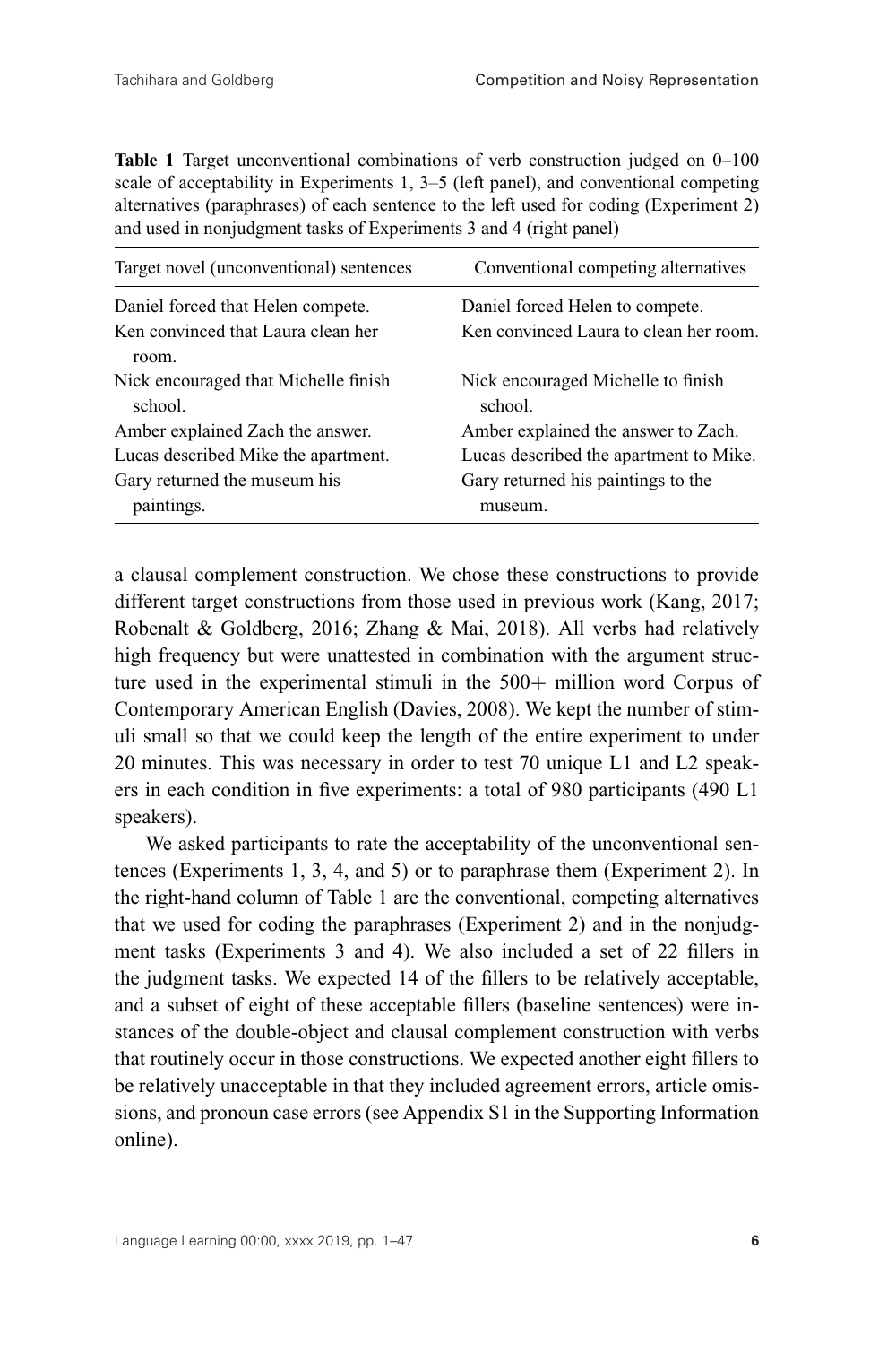**Table 1** Target unconventional combinations of verb construction judged on 0–100 scale of acceptability in Experiments 1, 3–5 (left panel), and conventional competing alternatives (paraphrases) of each sentence to the left used for coding (Experiment 2) and used in nonjudgment tasks of Experiments 3 and 4 (right panel)

| Target novel (unconventional) sentences | Conventional competing alternatives |
|---|---|
| Daniel forced that Helen compete. | Daniel forced Helen to compete. |
| Ken convinced that Laura clean her room. | Ken convinced Laura to clean her room. |
| Nick encouraged that Michelle finish school. | Nick encouraged Michelle to finish school. |
| Amber explained Zach the answer. | Amber explained the answer to Zach. |
| Lucas described Mike the apartment. | Lucas described the apartment to Mike. |
| Gary returned the museum his paintings. | Gary returned his paintings to the museum. |

a clausal complement construction. We chose these constructions to provide different target constructions from those used in previous work (Kang, 2017; Robenalt & Goldberg, 2016; Zhang & Mai, 2018). All verbs had relatively high frequency but were unattested in combination with the argument structure used in the experimental stimuli in the 500+ million word Corpus of Contemporary American English (Davies, 2008). We kept the number of stimuli small so that we could keep the length of the entire experiment to under 20 minutes. This was necessary in order to test 70 unique L1 and L2 speakers in each condition in five experiments: a total of 980 participants (490 L1 speakers).

We asked participants to rate the acceptability of the unconventional sentences (Experiments 1, 3, 4, and 5) or to paraphrase them (Experiment 2). In the right-hand column of Table 1 are the conventional, competing alternatives that we used for coding the paraphrases (Experiment 2) and in the nonjudgment tasks (Experiments 3 and 4). We also included a set of 22 fillers in the judgment tasks. We expected 14 of the fillers to be relatively acceptable, and a subset of eight of these acceptable fillers (baseline sentences) were instances of the double-object and clausal complement construction with verbs that routinely occur in those constructions. We expected another eight fillers to be relatively unacceptable in that they included agreement errors, article omissions, and pronoun case errors (see Appendix S1 in the Supporting Information online).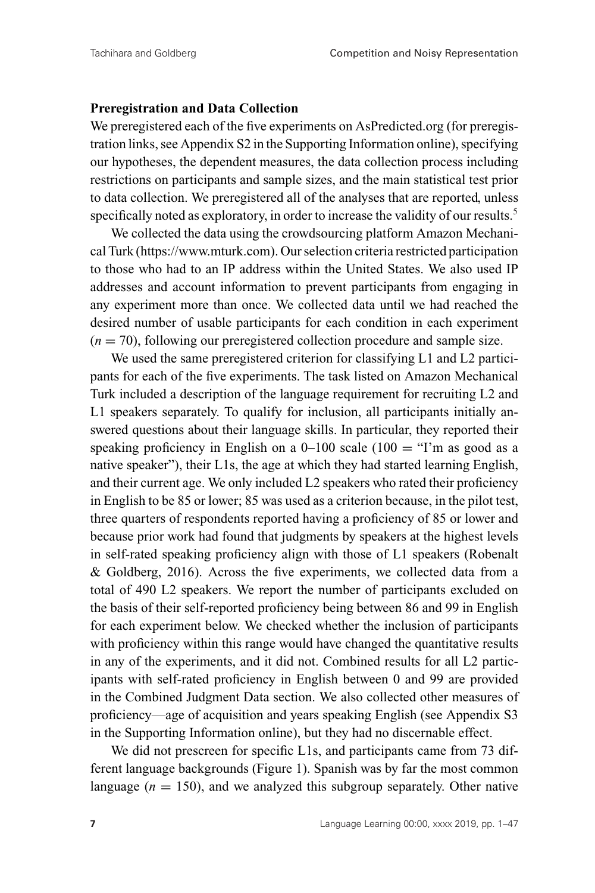**Preregistration and Data Collection**

We preregistered each of the five experiments on AsPredicted.org (for preregistration links, see Appendix S2 in the Supporting Information online), specifying our hypotheses, the dependent measures, the data collection process including restrictions on participants and sample sizes, and the main statistical test prior to data collection. We preregistered all of the analyses that are reported, unless specifically noted as exploratory, in order to increase the validity of our results.[5]

We collected the data using the crowdsourcing platform Amazon Mechanical Turk (https://www.mturk.com). Our selection criteria restricted participation to those who had to an IP address within the United States. We also used IP addresses and account information to prevent participants from engaging in any experiment more than once. We collected data until we had reached the desired number of usable participants for each condition in each experiment ($n = 70$), following our preregistered collection procedure and sample size.

We used the same preregistered criterion for classifying L1 and L2 participants for each of the five experiments. The task listed on Amazon Mechanical Turk included a description of the language requirement for recruiting L2 and L1 speakers separately. To qualify for inclusion, all participants initially answered questions about their language skills. In particular, they reported their speaking proficiency in English on a 0–100 scale (100 = "I'm as good as a native speaker"), their L1s, the age at which they had started learning English, and their current age. We only included L2 speakers who rated their proficiency in English to be 85 or lower; 85 was used as a criterion because, in the pilot test, three quarters of respondents reported having a proficiency of 85 or lower and because prior work had found that judgments by speakers at the highest levels in self-rated speaking proficiency align with those of L1 speakers (Robenalt & Goldberg, 2016). Across the five experiments, we collected data from a total of 490 L2 speakers. We report the number of participants excluded on the basis of their self-reported proficiency being between 86 and 99 in English for each experiment below. We checked whether the inclusion of participants with proficiency within this range would have changed the quantitative results in any of the experiments, and it did not. Combined results for all L2 participants with self-rated proficiency in English between 0 and 99 are provided in the Combined Judgment Data section. We also collected other measures of proficiency—age of acquisition and years speaking English (see Appendix S3 in the Supporting Information online), but they had no discernable effect.

We did not prescreen for specific L1s, and participants came from 73 different language backgrounds (Figure 1). Spanish was by far the most common language ($n = 150$), and we analyzed this subgroup separately. Other native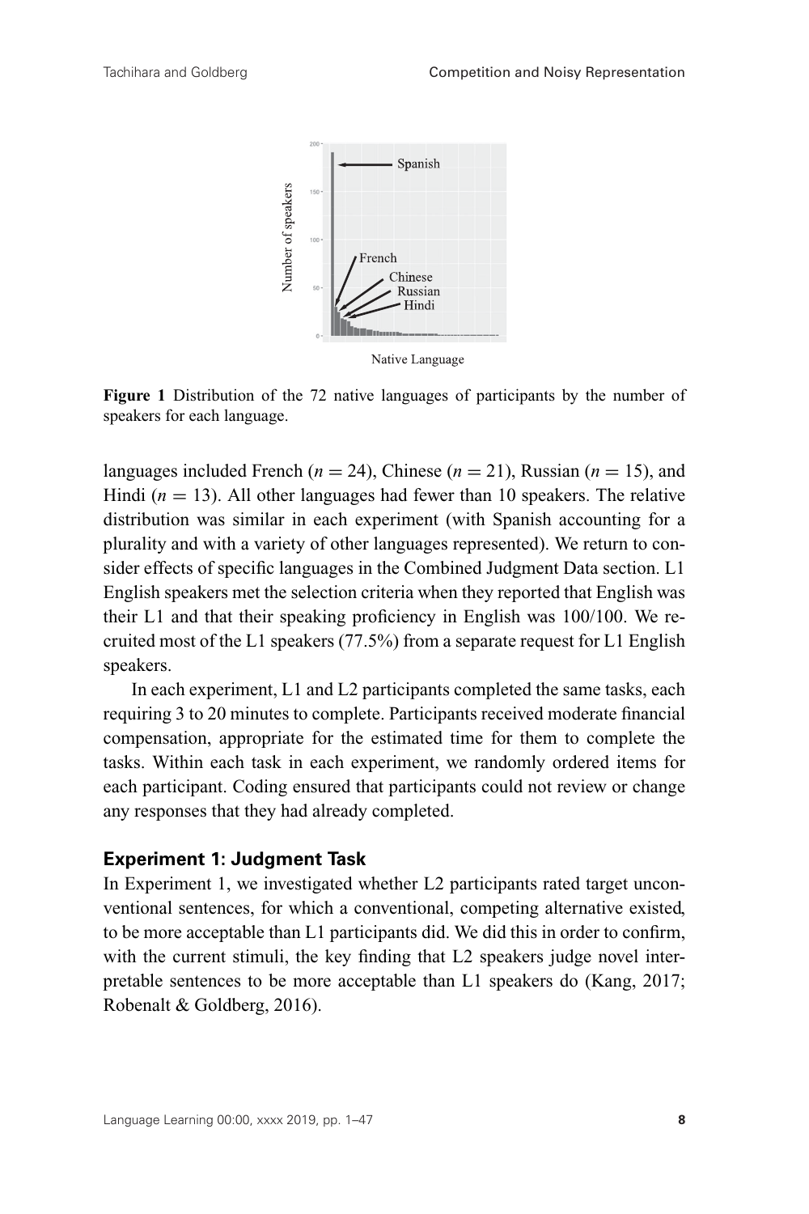200
150
100
50
0

Number of speakers

Spanish

French

Chinese

Russian

Hindi

Native Language

**Figure 1** Distribution of the 72 native languages of participants by the number of speakers for each language.

languages included French ($n = 24$), Chinese ($n = 21$), Russian ($n = 15$), and Hindi ($n = 13$). All other languages had fewer than 10 speakers. The relative distribution was similar in each experiment (with Spanish accounting for a plurality and with a variety of other languages represented). We return to consider effects of specific languages in the Combined Judgment Data section. L1 English speakers met the selection criteria when they reported that English was their L1 and that their speaking proficiency in English was 100/100. We recruited most of the L1 speakers (77.5%) from a separate request for L1 English speakers.

In each experiment, L1 and L2 participants completed the same tasks, each requiring 3 to 20 minutes to complete. Participants received moderate financial compensation, appropriate for the estimated time for them to complete the tasks. Within each task in each experiment, we randomly ordered items for each participant. Coding ensured that participants could not review or change any responses that they had already completed.

### Experiment 1: Judgment Task

In Experiment 1, we investigated whether L2 participants rated target unconventional sentences, for which a conventional, competing alternative existed, to be more acceptable than L1 participants did. We did this in order to confirm, with the current stimuli, the key finding that L2 speakers judge novel interpretable sentences to be more acceptable than L1 speakers do (Kang, 2017; Robenalt & Goldberg, 2016).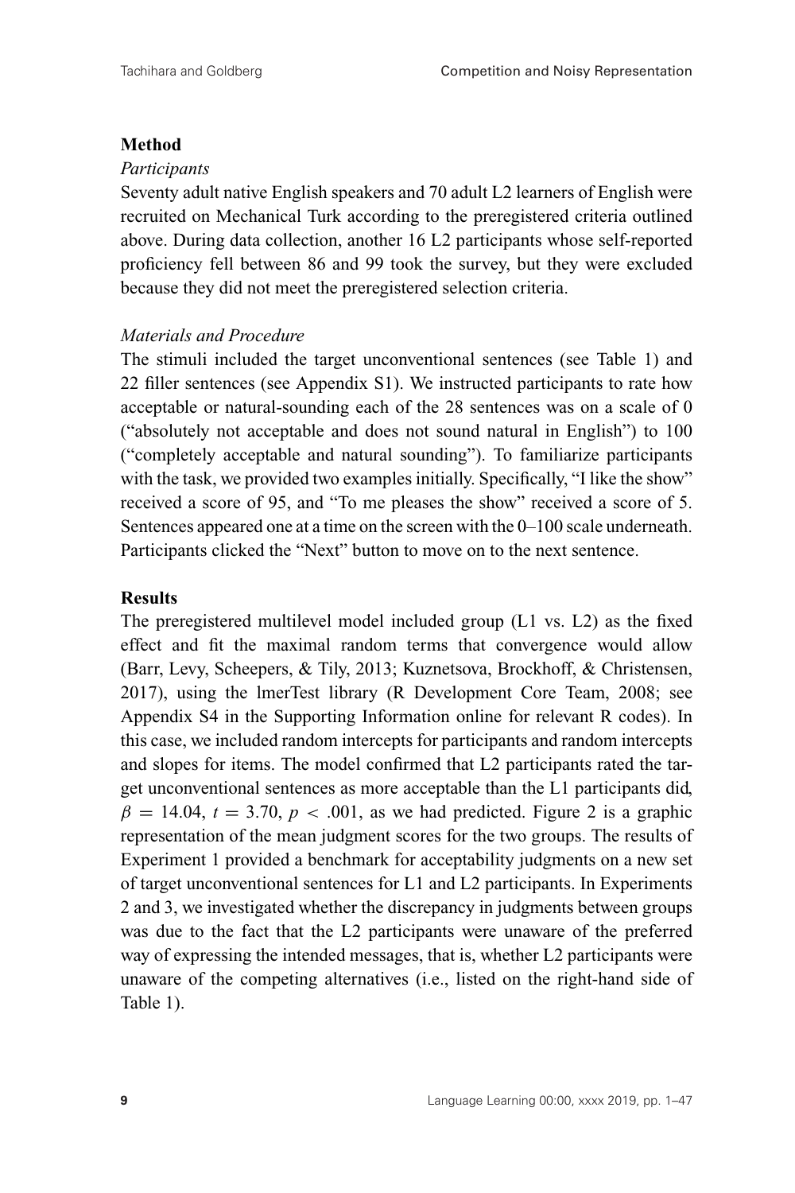## Method

### *Participants*

Seventy adult native English speakers and 70 adult L2 learners of English were recruited on Mechanical Turk according to the preregistered criteria outlined above. During data collection, another 16 L2 participants whose self-reported proficiency fell between 86 and 99 took the survey, but they were excluded because they did not meet the preregistered selection criteria.

### *Materials and Procedure*

The stimuli included the target unconventional sentences (see Table 1) and 22 filler sentences (see Appendix S1). We instructed participants to rate how acceptable or natural-sounding each of the 28 sentences was on a scale of 0 ("absolutely not acceptable and does not sound natural in English") to 100 ("completely acceptable and natural sounding"). To familiarize participants with the task, we provided two examples initially. Specifically, "I like the show" received a score of 95, and "To me pleases the show" received a score of 5. Sentences appeared one at a time on the screen with the 0–100 scale underneath. Participants clicked the "Next" button to move on to the next sentence.

## Results

The preregistered multilevel model included group (L1 vs. L2) as the fixed effect and fit the maximal random terms that convergence would allow (Barr, Levy, Scheepers, & Tily, 2013; Kuznetsova, Brockhoff, & Christensen, 2017), using the lmerTest library (R Development Core Team, 2008; see Appendix S4 in the Supporting Information online for relevant R codes). In this case, we included random intercepts for participants and random intercepts and slopes for items. The model confirmed that L2 participants rated the target unconventional sentences as more acceptable than the L1 participants did, $\beta = 14.04$, $t = 3.70$, $p < .001$, as we had predicted. Figure 2 is a graphic representation of the mean judgment scores for the two groups. The results of Experiment 1 provided a benchmark for acceptability judgments on a new set of target unconventional sentences for L1 and L2 participants. In Experiments 2 and 3, we investigated whether the discrepancy in judgments between groups was due to the fact that the L2 participants were unaware of the preferred way of expressing the intended messages, that is, whether L2 participants were unaware of the competing alternatives (i.e., listed on the right-hand side of Table 1).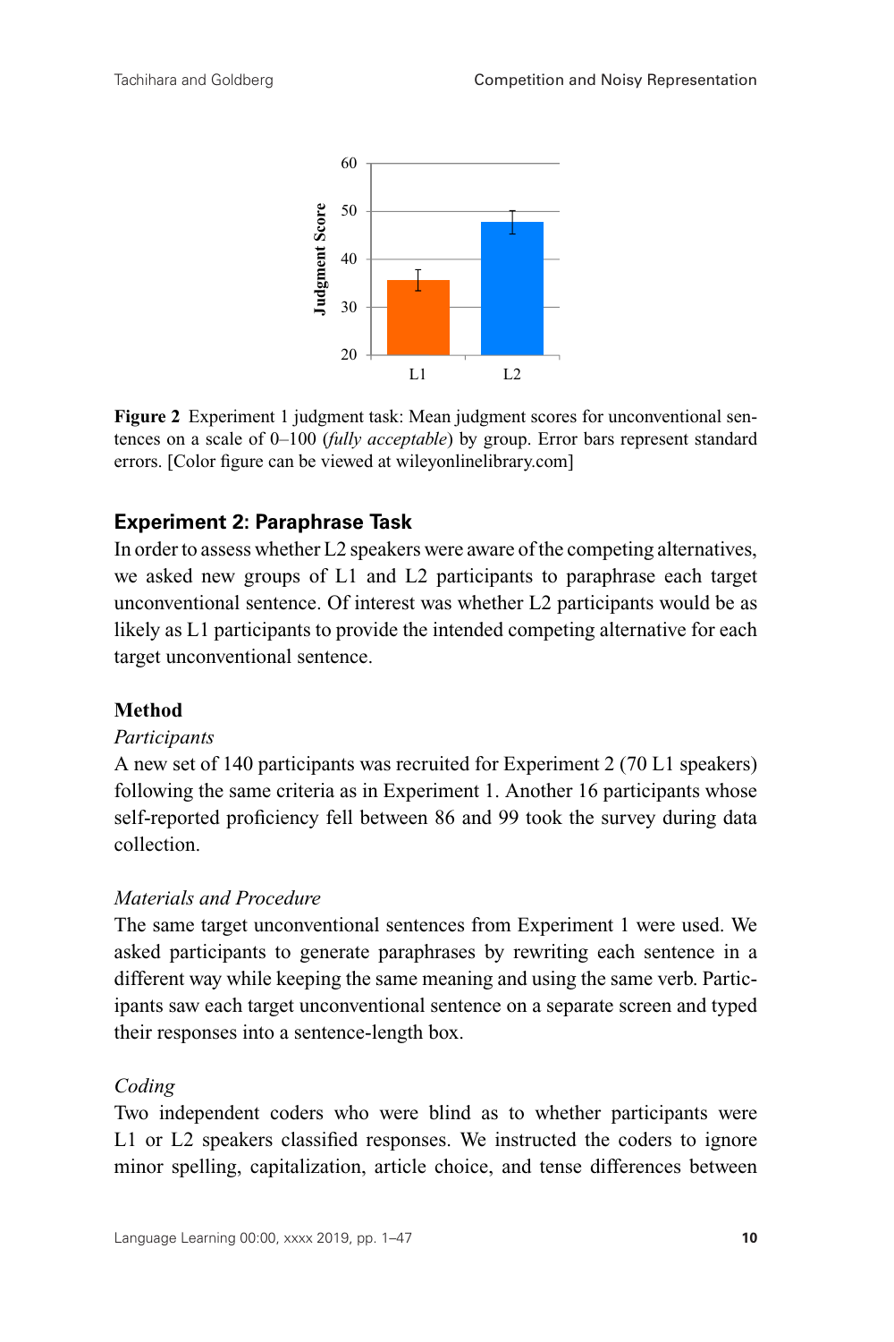60
50
40
30
20
Judgment Score
L1
L2

**Figure 2** Experiment 1 judgment task: Mean judgment scores for unconventional sentences on a scale of 0–100 (*fully acceptable*) by group. Error bars represent standard errors. [Color figure can be viewed at wileyonlinelibrary.com]

## Experiment 2: Paraphrase Task

In order to assess whether L2 speakers were aware of the competing alternatives, we asked new groups of L1 and L2 participants to paraphrase each target unconventional sentence. Of interest was whether L2 participants would be as likely as L1 participants to provide the intended competing alternative for each target unconventional sentence.

### Method

#### *Participants*

A new set of 140 participants was recruited for Experiment 2 (70 L1 speakers) following the same criteria as in Experiment 1. Another 16 participants whose self-reported proficiency fell between 86 and 99 took the survey during data collection.

#### *Materials and Procedure*

The same target unconventional sentences from Experiment 1 were used. We asked participants to generate paraphrases by rewriting each sentence in a different way while keeping the same meaning and using the same verb. Participants saw each target unconventional sentence on a separate screen and typed their responses into a sentence-length box.

#### *Coding*

Two independent coders who were blind as to whether participants were L1 or L2 speakers classified responses. We instructed the coders to ignore minor spelling, capitalization, article choice, and tense differences between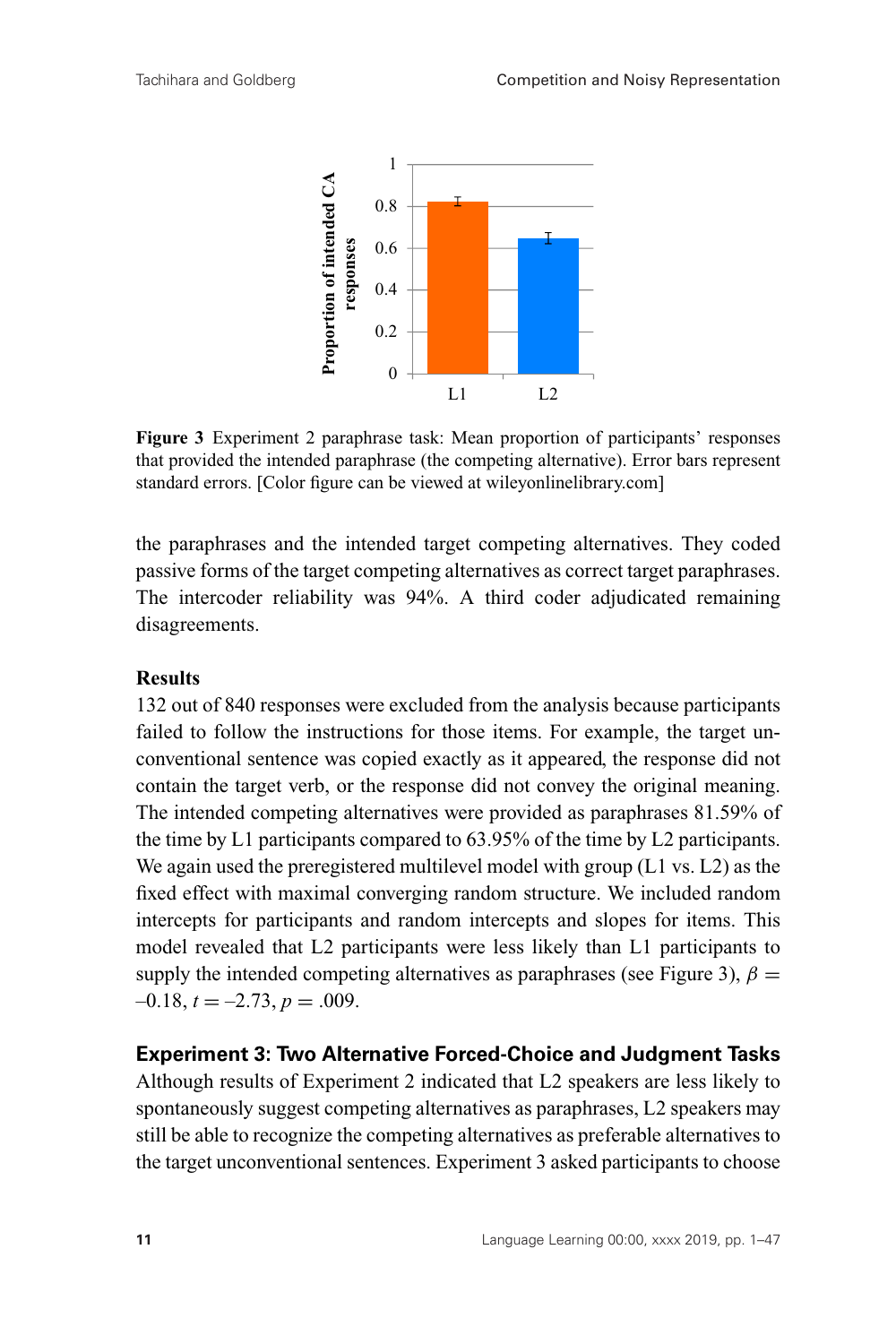Proportion of intended CA responses

1
0.8
0.6
0.4
0.2
0

L1
L2

**Figure 3** Experiment 2 paraphrase task: Mean proportion of participants' responses that provided the intended paraphrase (the competing alternative). Error bars represent standard errors. [Color figure can be viewed at wileyonlinelibrary.com]

the paraphrases and the intended target competing alternatives. They coded passive forms of the target competing alternatives as correct target paraphrases. The intercoder reliability was 94%. A third coder adjudicated remaining disagreements.

### Results

132 out of 840 responses were excluded from the analysis because participants failed to follow the instructions for those items. For example, the target unconventional sentence was copied exactly as it appeared, the response did not contain the target verb, or the response did not convey the original meaning. The intended competing alternatives were provided as paraphrases 81.59% of the time by L1 participants compared to 63.95% of the time by L2 participants. We again used the preregistered multilevel model with group (L1 vs. L2) as the fixed effect with maximal converging random structure. We included random intercepts for participants and random intercepts and slopes for items. This model revealed that L2 participants were less likely than L1 participants to supply the intended competing alternatives as paraphrases (see Figure 3), $\beta = -0.18$, $t = -2.73$, $p = .009$.

## Experiment 3: Two Alternative Forced-Choice and Judgment Tasks

Although results of Experiment 2 indicated that L2 speakers are less likely to spontaneously suggest competing alternatives as paraphrases, L2 speakers may still be able to recognize the competing alternatives as preferable alternatives to the target unconventional sentences. Experiment 3 asked participants to choose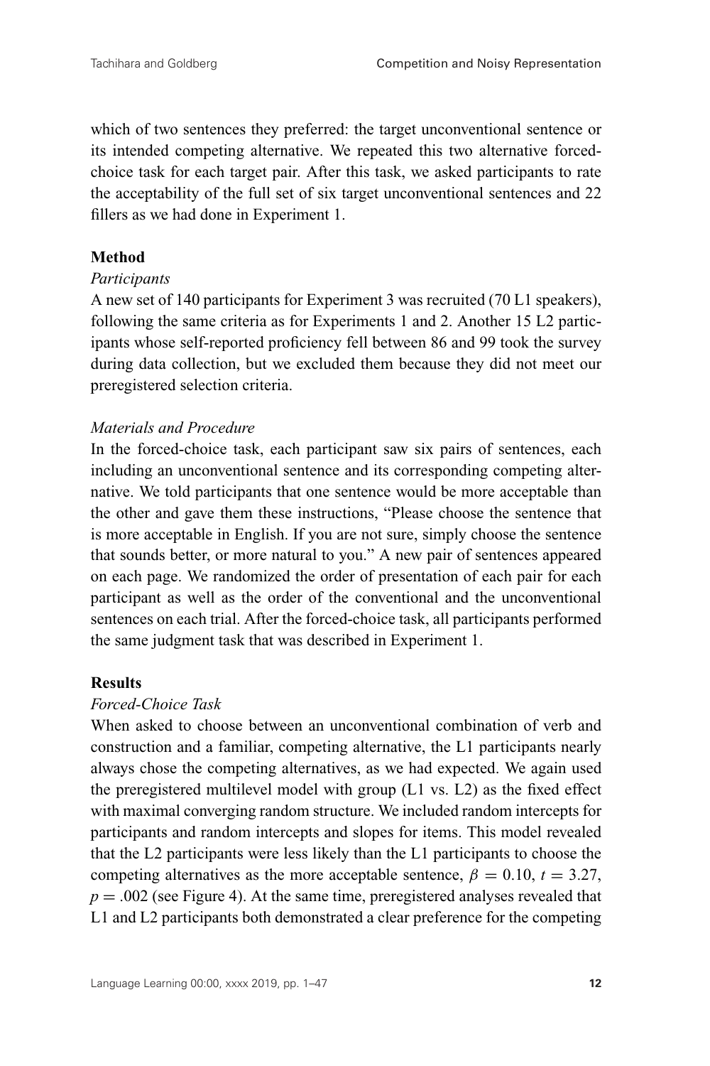which of two sentences they preferred: the target unconventional sentence or its intended competing alternative. We repeated this two alternative forced-choice task for each target pair. After this task, we asked participants to rate the acceptability of the full set of six target unconventional sentences and 22 fillers as we had done in Experiment 1.

## Method

### *Participants*

A new set of 140 participants for Experiment 3 was recruited (70 L1 speakers), following the same criteria as for Experiments 1 and 2. Another 15 L2 participants whose self-reported proficiency fell between 86 and 99 took the survey during data collection, but we excluded them because they did not meet our preregistered selection criteria.

### *Materials and Procedure*

In the forced-choice task, each participant saw six pairs of sentences, each including an unconventional sentence and its corresponding competing alternative. We told participants that one sentence would be more acceptable than the other and gave them these instructions, "Please choose the sentence that is more acceptable in English. If you are not sure, simply choose the sentence that sounds better, or more natural to you." A new pair of sentences appeared on each page. We randomized the order of presentation of each pair for each participant as well as the order of the conventional and the unconventional sentences on each trial. After the forced-choice task, all participants performed the same judgment task that was described in Experiment 1.

## Results

### *Forced-Choice Task*

When asked to choose between an unconventional combination of verb and construction and a familiar, competing alternative, the L1 participants nearly always chose the competing alternatives, as we had expected. We again used the preregistered multilevel model with group (L1 vs. L2) as the fixed effect with maximal converging random structure. We included random intercepts for participants and random intercepts and slopes for items. This model revealed that the L2 participants were less likely than the L1 participants to choose the competing alternatives as the more acceptable sentence, $\beta = 0.10$, $t = 3.27$, $p = .002$ (see Figure 4). At the same time, preregistered analyses revealed that L1 and L2 participants both demonstrated a clear preference for the competing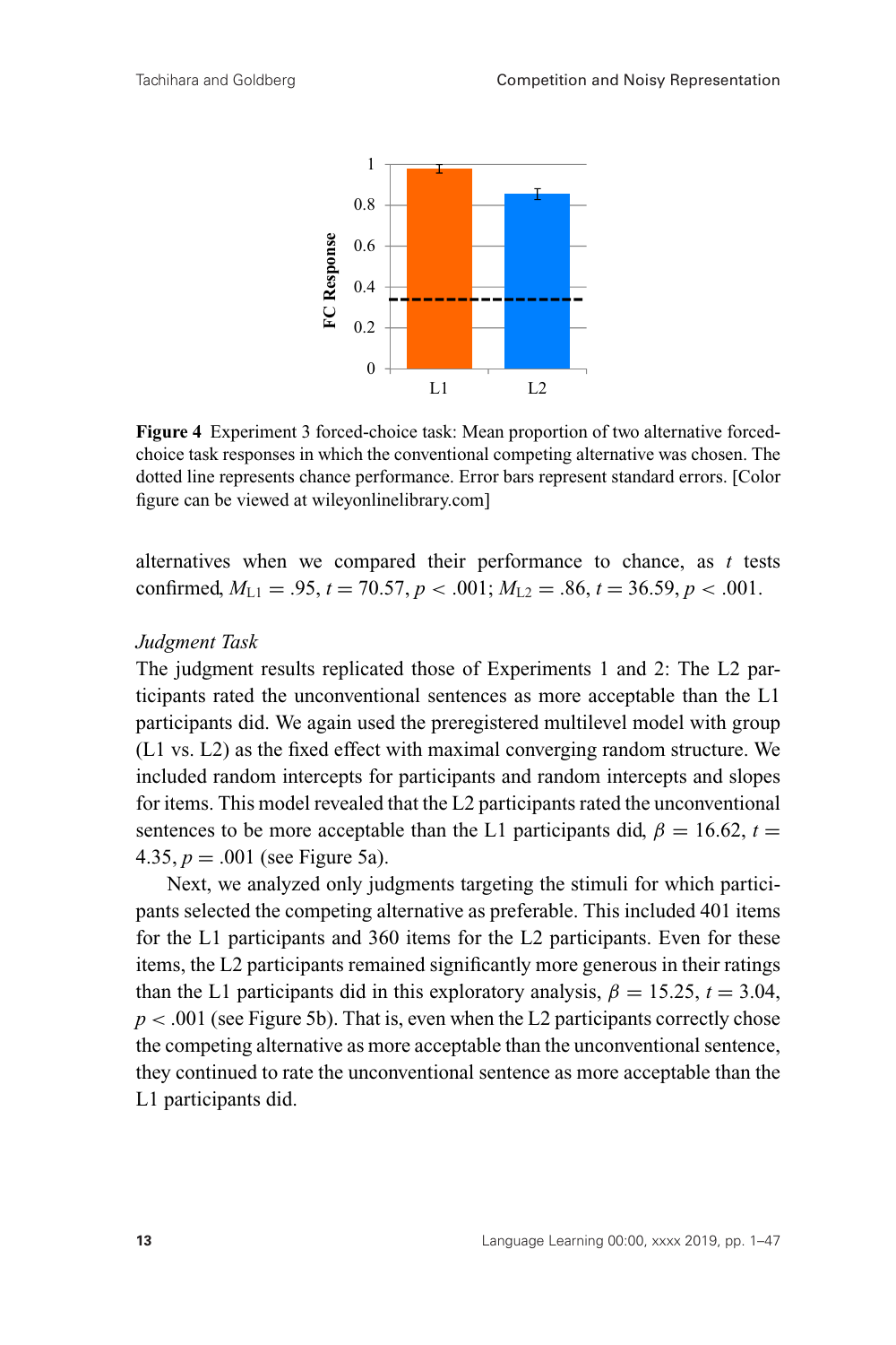FC Response

1
0.8
0.6
0.4
0.2
0

L1
L2

**Figure 4** Experiment 3 forced-choice task: Mean proportion of two alternative forced-choice task responses in which the conventional competing alternative was chosen. The dotted line represents chance performance. Error bars represent standard errors. [Color figure can be viewed at wileyonlinelibrary.com]

alternatives when we compared their performance to chance, as $t$ tests confirmed, $M_{\text{L1}} = .95$, $t = 70.57$, $p < .001$; $M_{\text{L2}} = .86$, $t = 36.59$, $p < .001$.

*Judgment Task*

The judgment results replicated those of Experiments 1 and 2: The L2 participants rated the unconventional sentences as more acceptable than the L1 participants did. We again used the preregistered multilevel model with group (L1 vs. L2) as the fixed effect with maximal converging random structure. We included random intercepts for participants and random intercepts and slopes for items. This model revealed that the L2 participants rated the unconventional sentences to be more acceptable than the L1 participants did, $\beta = 16.62$, $t = 4.35$, $p = .001$ (see Figure 5a).

Next, we analyzed only judgments targeting the stimuli for which participants selected the competing alternative as preferable. This included 401 items for the L1 participants and 360 items for the L2 participants. Even for these items, the L2 participants remained significantly more generous in their ratings than the L1 participants did in this exploratory analysis, $\beta = 15.25$, $t = 3.04$, $p < .001$ (see Figure 5b). That is, even when the L2 participants correctly chose the competing alternative as more acceptable than the unconventional sentence, they continued to rate the unconventional sentence as more acceptable than the L1 participants did.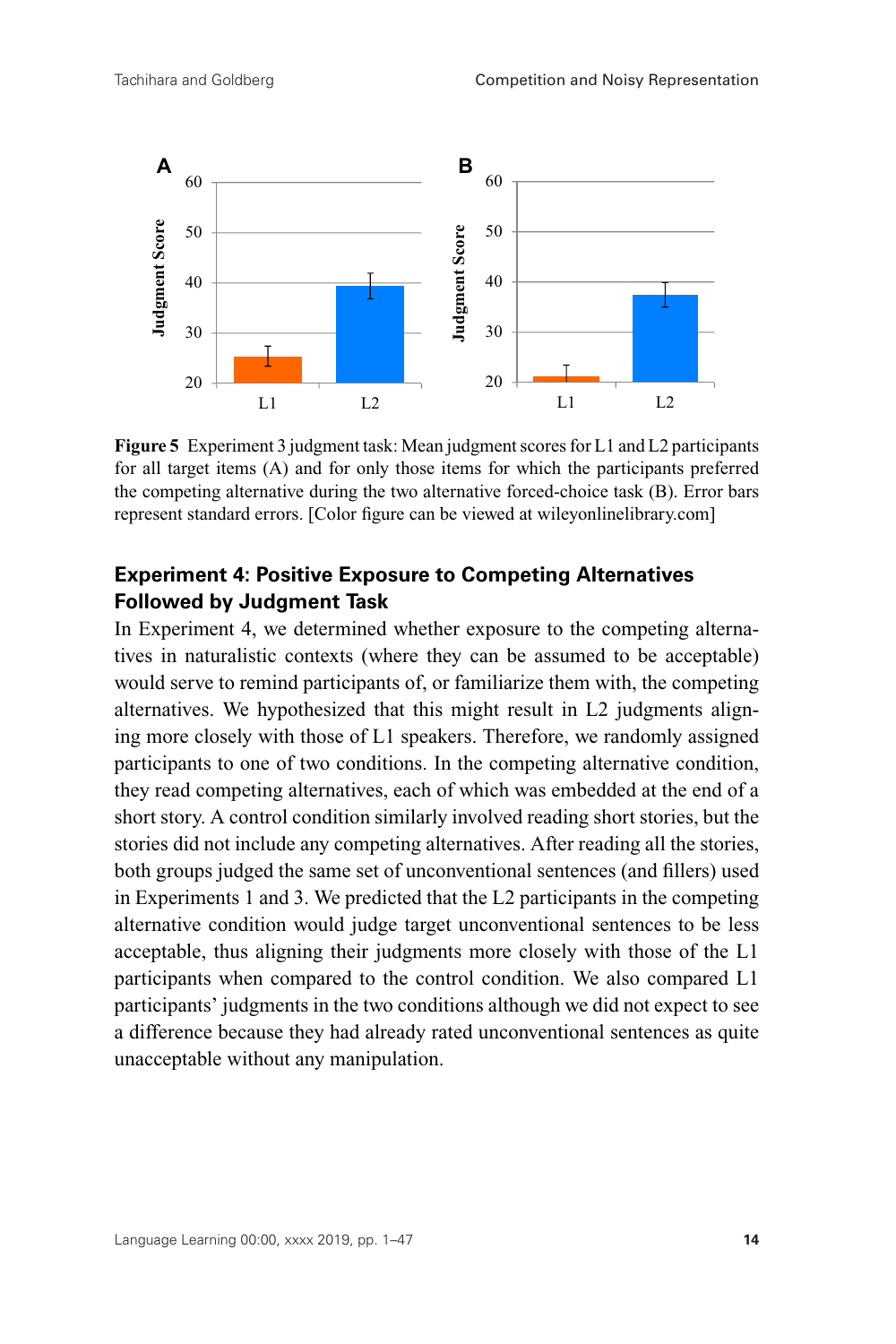A

60

50

40

30

20

Judgment Score

L1

L2

B

60

50

40

30

20

Judgment Score

L1

L2

**Figure 5** Experiment 3 judgment task: Mean judgment scores for L1 and L2 participants for all target items (A) and for only those items for which the participants preferred the competing alternative during the two alternative forced-choice task (B). Error bars represent standard errors. [Color figure can be viewed at wileyonlinelibrary.com]

## Experiment 4: Positive Exposure to Competing Alternatives Followed by Judgment Task

In Experiment 4, we determined whether exposure to the competing alternatives in naturalistic contexts (where they can be assumed to be acceptable) would serve to remind participants of, or familiarize them with, the competing alternatives. We hypothesized that this might result in L2 judgments aligning more closely with those of L1 speakers. Therefore, we randomly assigned participants to one of two conditions. In the competing alternative condition, they read competing alternatives, each of which was embedded at the end of a short story. A control condition similarly involved reading short stories, but the stories did not include any competing alternatives. After reading all the stories, both groups judged the same set of unconventional sentences (and fillers) used in Experiments 1 and 3. We predicted that the L2 participants in the competing alternative condition would judge target unconventional sentences to be less acceptable, thus aligning their judgments more closely with those of the L1 participants when compared to the control condition. We also compared L1 participants' judgments in the two conditions although we did not expect to see a difference because they had already rated unconventional sentences as quite unacceptable without any manipulation.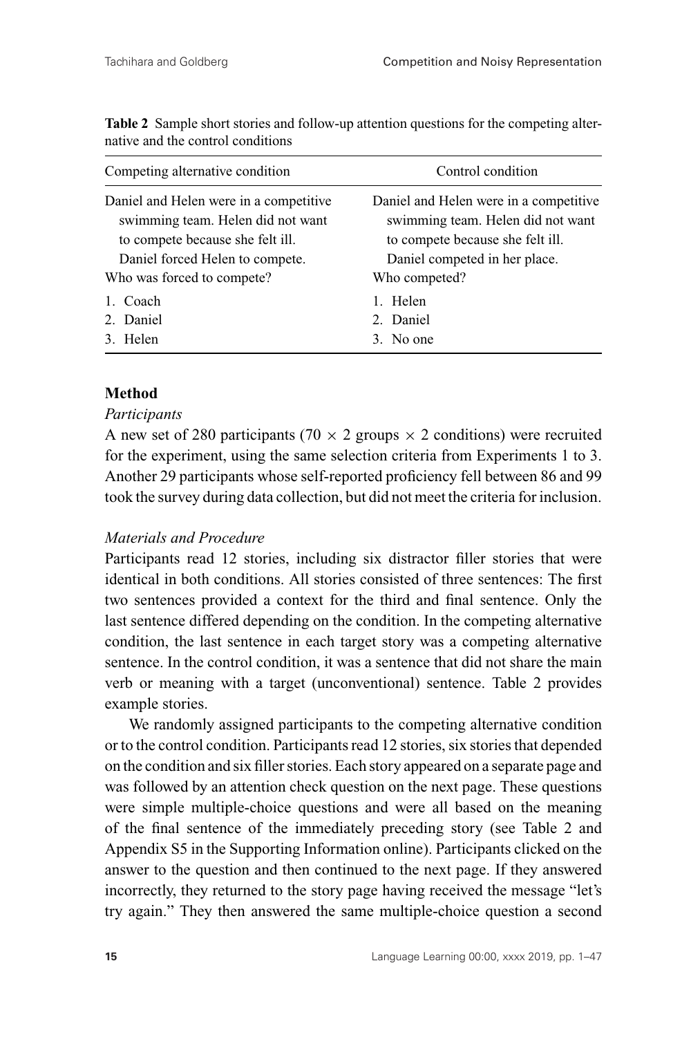**Table 2** Sample short stories and follow-up attention questions for the competing alternative and the control conditions

| Competing alternative condition | Control condition |
|---|---|
| Daniel and Helen were in a competitive swimming team. Helen did not want to compete because she felt ill. Daniel forced Helen to compete. | Daniel and Helen were in a competitive swimming team. Helen did not want to compete because she felt ill. Daniel competed in her place. |
| Who was forced to compete? | Who competed? |
| 1. Coach | 1. Helen |
| 2. Daniel | 2. Daniel |
| 3. Helen | 3. No one |

## Method

### *Participants*

A new set of 280 participants ($70 \times 2$ groups $\times$ 2 conditions) were recruited for the experiment, using the same selection criteria from Experiments 1 to 3. Another 29 participants whose self-reported proficiency fell between 86 and 99 took the survey during data collection, but did not meet the criteria for inclusion.

### *Materials and Procedure*

Participants read 12 stories, including six distractor filler stories that were identical in both conditions. All stories consisted of three sentences: The first two sentences provided a context for the third and final sentence. Only the last sentence differed depending on the condition. In the competing alternative condition, the last sentence in each target story was a competing alternative sentence. In the control condition, it was a sentence that did not share the main verb or meaning with a target (unconventional) sentence. Table 2 provides example stories.

We randomly assigned participants to the competing alternative condition or to the control condition. Participants read 12 stories, six stories that depended on the condition and six filler stories. Each story appeared on a separate page and was followed by an attention check question on the next page. These questions were simple multiple-choice questions and were all based on the meaning of the final sentence of the immediately preceding story (see Table 2 and Appendix S5 in the Supporting Information online). Participants clicked on the answer to the question and then continued to the next page. If they answered incorrectly, they returned to the story page having received the message "let's try again." They then answered the same multiple-choice question a second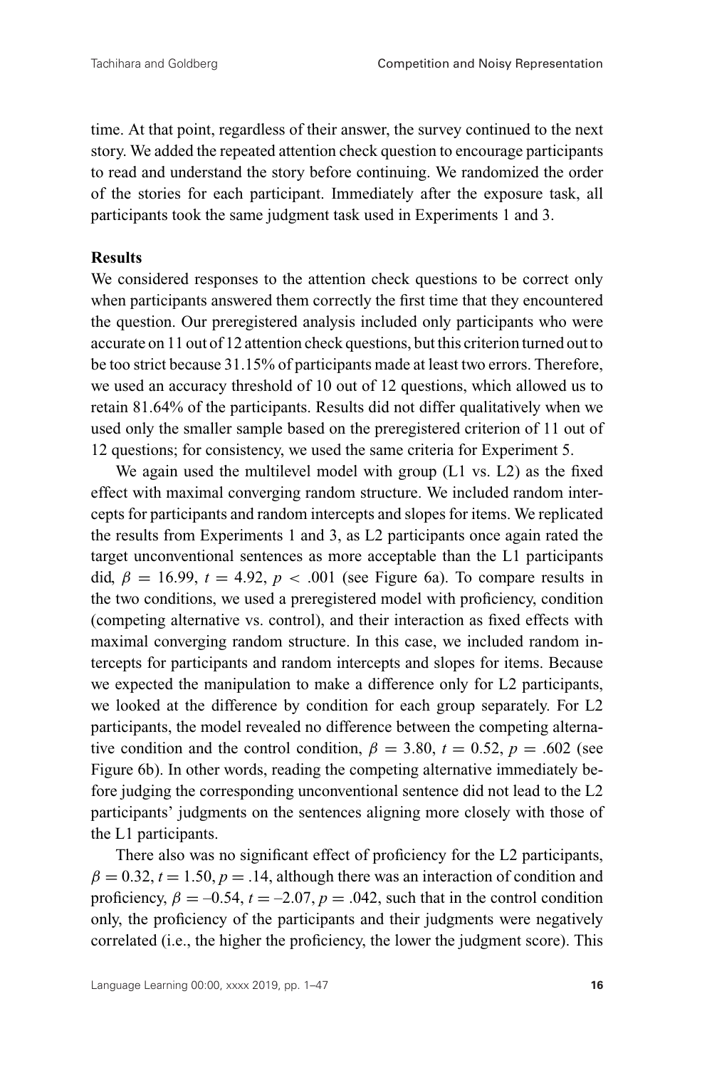time. At that point, regardless of their answer, the survey continued to the next story. We added the repeated attention check question to encourage participants to read and understand the story before continuing. We randomized the order of the stories for each participant. Immediately after the exposure task, all participants took the same judgment task used in Experiments 1 and 3.

**Results**

We considered responses to the attention check questions to be correct only when participants answered them correctly the first time that they encountered the question. Our preregistered analysis included only participants who were accurate on 11 out of 12 attention check questions, but this criterion turned out to be too strict because 31.15% of participants made at least two errors. Therefore, we used an accuracy threshold of 10 out of 12 questions, which allowed us to retain 81.64% of the participants. Results did not differ qualitatively when we used only the smaller sample based on the preregistered criterion of 11 out of 12 questions; for consistency, we used the same criteria for Experiment 5.

We again used the multilevel model with group (L1 vs. L2) as the fixed effect with maximal converging random structure. We included random intercepts for participants and random intercepts and slopes for items. We replicated the results from Experiments 1 and 3, as L2 participants once again rated the target unconventional sentences as more acceptable than the L1 participants did, $\beta = 16.99$, $t = 4.92$, $p < .001$ (see Figure 6a). To compare results in the two conditions, we used a preregistered model with proficiency, condition (competing alternative vs. control), and their interaction as fixed effects with maximal converging random structure. In this case, we included random intercepts for participants and random intercepts and slopes for items. Because we expected the manipulation to make a difference only for L2 participants, we looked at the difference by condition for each group separately. For L2 participants, the model revealed no difference between the competing alternative condition and the control condition, $\beta = 3.80$, $t = 0.52$, $p = .602$ (see Figure 6b). In other words, reading the competing alternative immediately before judging the corresponding unconventional sentence did not lead to the L2 participants' judgments on the sentences aligning more closely with those of the L1 participants.

There also was no significant effect of proficiency for the L2 participants, $\beta = 0.32$, $t = 1.50$, $p = .14$, although there was an interaction of condition and proficiency, $\beta = -0.54$, $t = -2.07$, $p = .042$, such that in the control condition only, the proficiency of the participants and their judgments were negatively correlated (i.e., the higher the proficiency, the lower the judgment score). This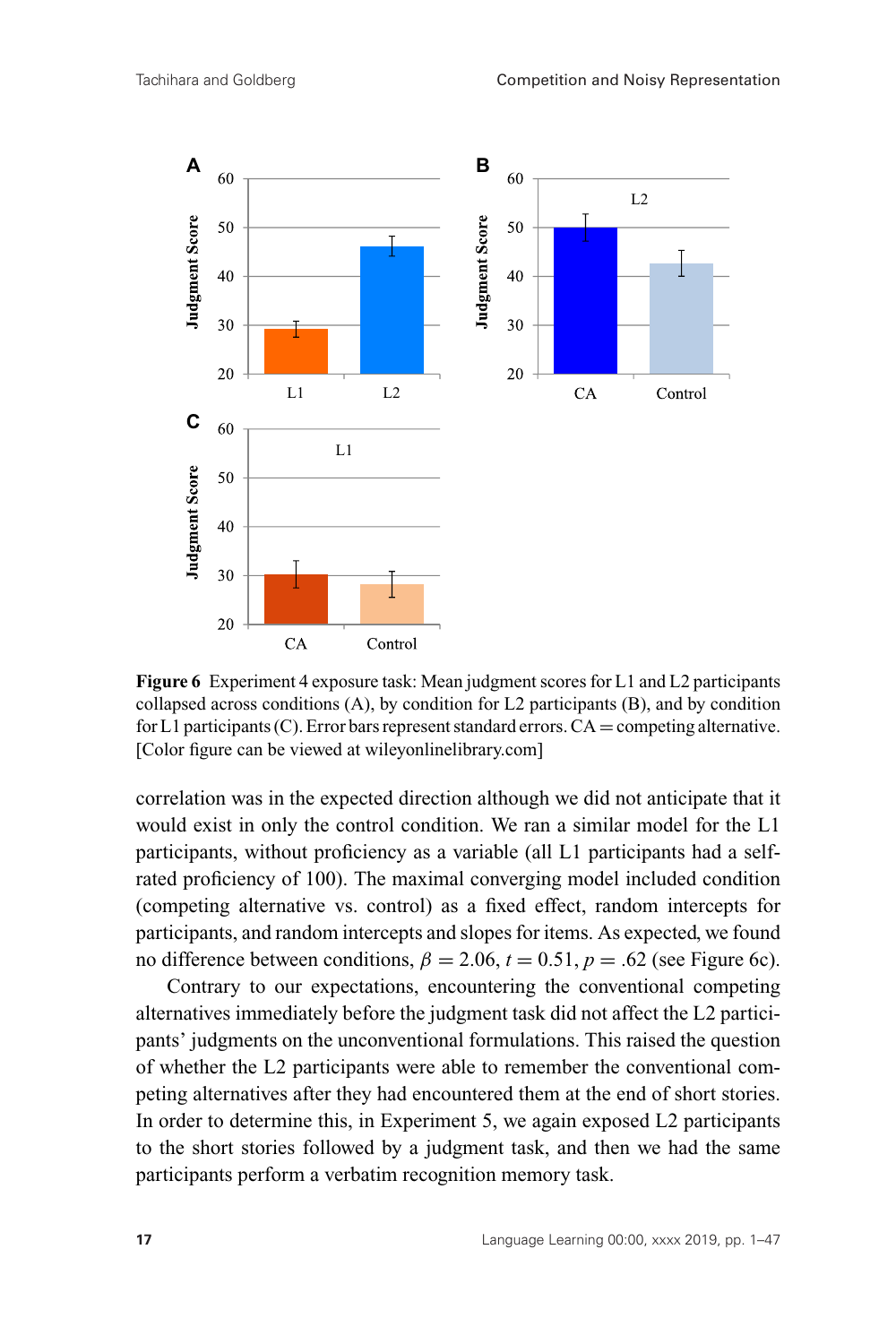**Figure 6** Experiment 4 exposure task: Mean judgment scores for L1 and L2 participants collapsed across conditions (A), by condition for L2 participants (B), and by condition for L1 participants (C). Error bars represent standard errors. CA = competing alternative. [Color figure can be viewed at wileyonlinelibrary.com]

correlation was in the expected direction although we did not anticipate that it would exist in only the control condition. We ran a similar model for the L1 participants, without proficiency as a variable (all L1 participants had a self-rated proficiency of 100). The maximal converging model included condition (competing alternative vs. control) as a fixed effect, random intercepts for participants, and random intercepts and slopes for items. As expected, we found no difference between conditions, $\beta = 2.06$, $t = 0.51$, $p = .62$ (see Figure 6c).

Contrary to our expectations, encountering the conventional competing alternatives immediately before the judgment task did not affect the L2 participants' judgments on the unconventional formulations. This raised the question of whether the L2 participants were able to remember the conventional competing alternatives after they had encountered them at the end of short stories. In order to determine this, in Experiment 5, we again exposed L2 participants to the short stories followed by a judgment task, and then we had the same participants perform a verbatim recognition memory task.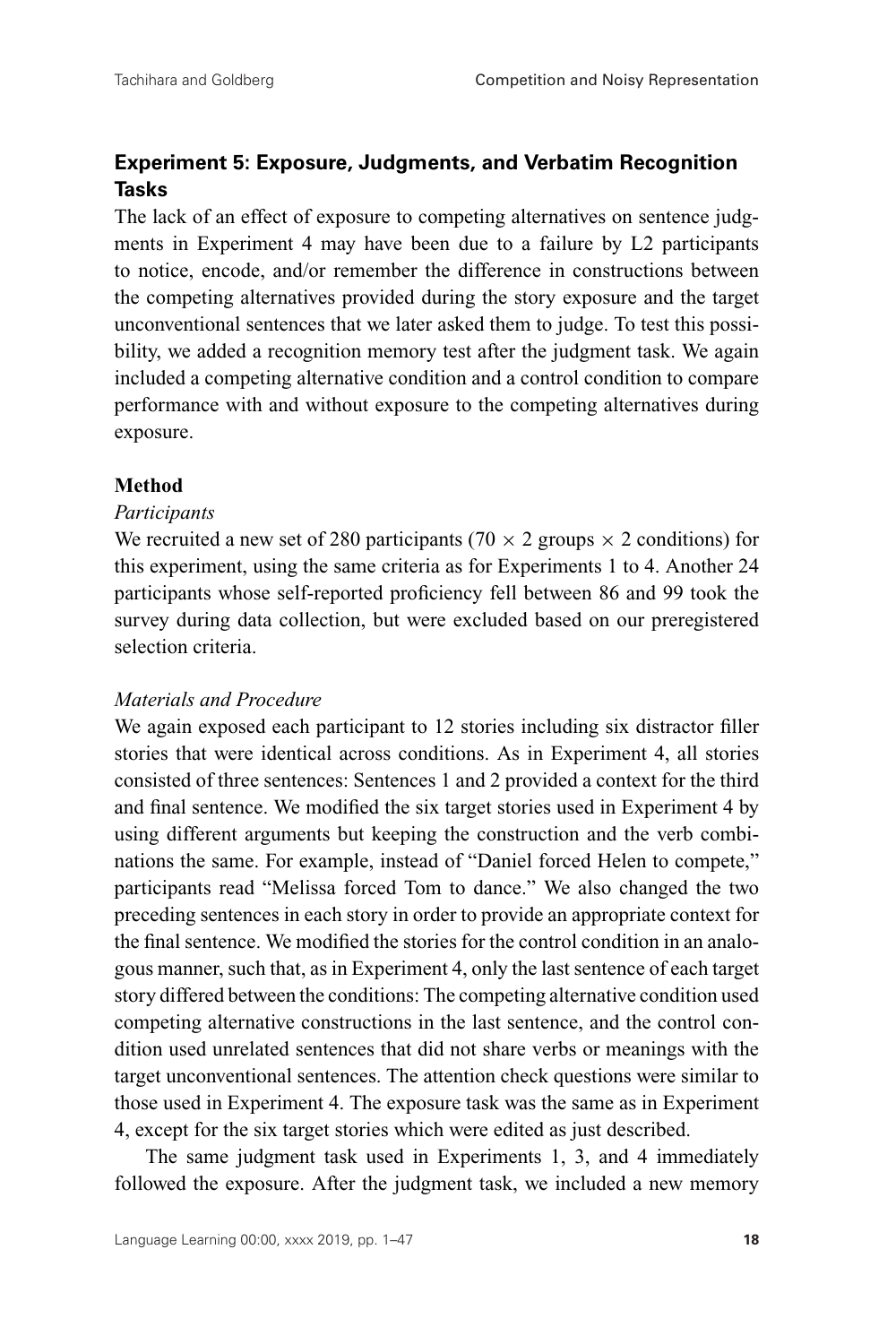## Experiment 5: Exposure, Judgments, and Verbatim Recognition Tasks

The lack of an effect of exposure to competing alternatives on sentence judgments in Experiment 4 may have been due to a failure by L2 participants to notice, encode, and/or remember the difference in constructions between the competing alternatives provided during the story exposure and the target unconventional sentences that we later asked them to judge. To test this possibility, we added a recognition memory test after the judgment task. We again included a competing alternative condition and a control condition to compare performance with and without exposure to the competing alternatives during exposure.

### Method

*Participants*

We recruited a new set of 280 participants ($70 \times 2$ groups $\times$ 2 conditions) for this experiment, using the same criteria as for Experiments 1 to 4. Another 24 participants whose self-reported proficiency fell between 86 and 99 took the survey during data collection, but were excluded based on our preregistered selection criteria.

*Materials and Procedure*

We again exposed each participant to 12 stories including six distractor filler stories that were identical across conditions. As in Experiment 4, all stories consisted of three sentences: Sentences 1 and 2 provided a context for the third and final sentence. We modified the six target stories used in Experiment 4 by using different arguments but keeping the construction and the verb combinations the same. For example, instead of "Daniel forced Helen to compete," participants read "Melissa forced Tom to dance." We also changed the two preceding sentences in each story in order to provide an appropriate context for the final sentence. We modified the stories for the control condition in an analogous manner, such that, as in Experiment 4, only the last sentence of each target story differed between the conditions: The competing alternative condition used competing alternative constructions in the last sentence, and the control condition used unrelated sentences that did not share verbs or meanings with the target unconventional sentences. The attention check questions were similar to those used in Experiment 4. The exposure task was the same as in Experiment 4, except for the six target stories which were edited as just described.

The same judgment task used in Experiments 1, 3, and 4 immediately followed the exposure. After the judgment task, we included a new memory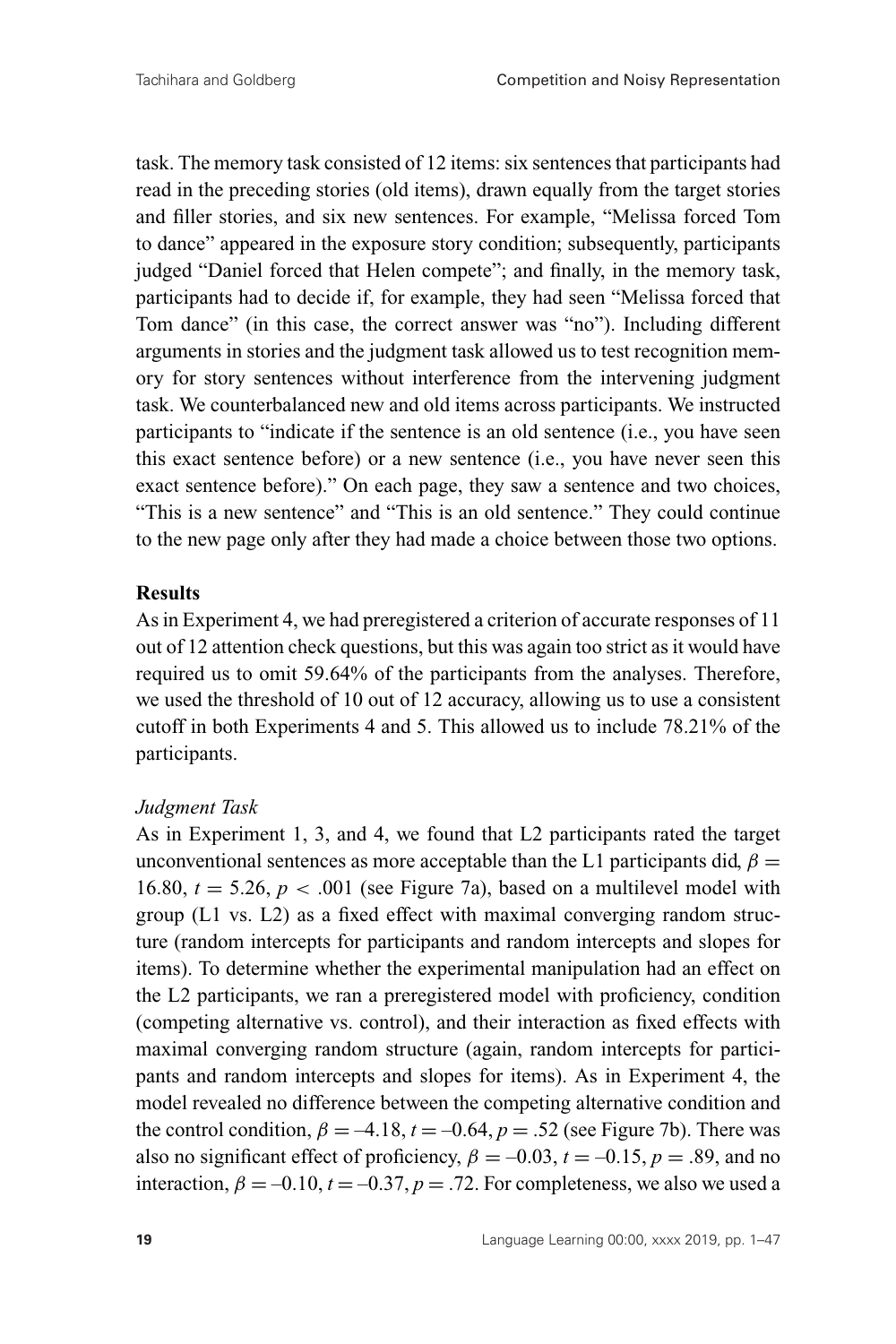task. The memory task consisted of 12 items: six sentences that participants had read in the preceding stories (old items), drawn equally from the target stories and filler stories, and six new sentences. For example, "Melissa forced Tom to dance" appeared in the exposure story condition; subsequently, participants judged "Daniel forced that Helen compete"; and finally, in the memory task, participants had to decide if, for example, they had seen "Melissa forced that Tom dance" (in this case, the correct answer was "no"). Including different arguments in stories and the judgment task allowed us to test recognition memory for story sentences without interference from the intervening judgment task. We counterbalanced new and old items across participants. We instructed participants to "indicate if the sentence is an old sentence (i.e., you have seen this exact sentence before) or a new sentence (i.e., you have never seen this exact sentence before)." On each page, they saw a sentence and two choices, "This is a new sentence" and "This is an old sentence." They could continue to the new page only after they had made a choice between those two options.

## Results

As in Experiment 4, we had preregistered a criterion of accurate responses of 11 out of 12 attention check questions, but this was again too strict as it would have required us to omit 59.64% of the participants from the analyses. Therefore, we used the threshold of 10 out of 12 accuracy, allowing us to use a consistent cutoff in both Experiments 4 and 5. This allowed us to include 78.21% of the participants.

### *Judgment Task*

As in Experiment 1, 3, and 4, we found that L2 participants rated the target unconventional sentences as more acceptable than the L1 participants did, $\beta = 16.80$, $t = 5.26$, $p < .001$ (see Figure 7a), based on a multilevel model with group (L1 vs. L2) as a fixed effect with maximal converging random structure (random intercepts for participants and random intercepts and slopes for items). To determine whether the experimental manipulation had an effect on the L2 participants, we ran a preregistered model with proficiency, condition (competing alternative vs. control), and their interaction as fixed effects with maximal converging random structure (again, random intercepts for participants and random intercepts and slopes for items). As in Experiment 4, the model revealed no difference between the competing alternative condition and the control condition, $\beta = -4.18$, $t = -0.64$, $p = .52$ (see Figure 7b). There was also no significant effect of proficiency, $\beta = -0.03$, $t = -0.15$, $p = .89$, and no interaction, $\beta = -0.10$, $t = -0.37$, $p = .72$. For completeness, we also we used a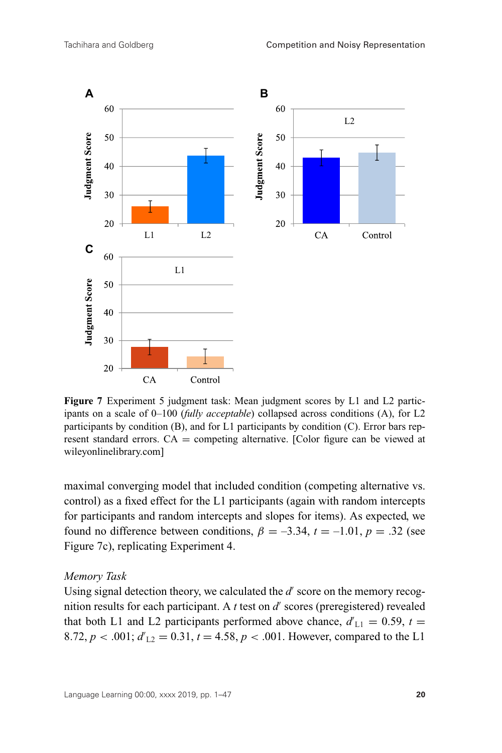A

Judgment Score

60

50

40

30

20

L1

L2

B

Judgment Score

60

50

40

30

20

L2

CA

Control

C

Judgment Score

60

50

40

30

20

L1

CA

Control

**Figure 7** Experiment 5 judgment task: Mean judgment scores by L1 and L2 participants on a scale of 0–100 (*fully acceptable*) collapsed across conditions (A), for L2 participants by condition (B), and for L1 participants by condition (C). Error bars represent standard errors. CA = competing alternative. [Color figure can be viewed at wileyonlinelibrary.com]

maximal converging model that included condition (competing alternative vs. control) as a fixed effect for the L1 participants (again with random intercepts for participants and random intercepts and slopes for items). As expected, we found no difference between conditions, $\beta = -3.34$, $t = -1.01$, $p = .32$ (see Figure 7c), replicating Experiment 4.

*Memory Task*

Using signal detection theory, we calculated the $d'$ score on the memory recognition results for each participant. A $t$ test on $d'$ scores (preregistered) revealed that both L1 and L2 participants performed above chance, $d'_{L1} = 0.59$, $t = 8.72$, $p < .001$; $d'_{L2} = 0.31$, $t = 4.58$, $p < .001$. However, compared to the L1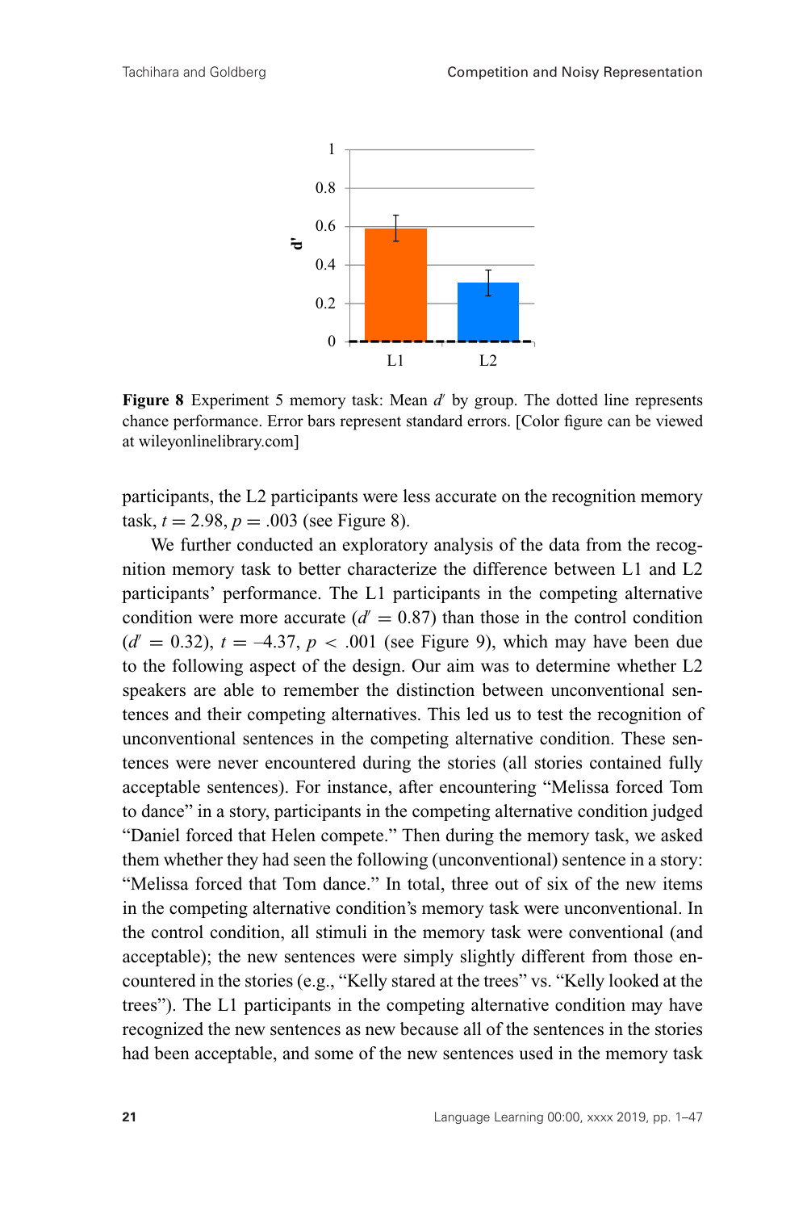1
0.8
0.6
0.4
0.2
0
d'
L1
L2

Figure 8 Experiment 5 memory task: Mean $d'$ by group. The dotted line represents chance performance. Error bars represent standard errors. [Color figure can be viewed at wileyonlinelibrary.com]

participants, the L2 participants were less accurate on the recognition memory task, $t = 2.98$, $p = .003$ (see Figure 8).

We further conducted an exploratory analysis of the data from the recognition memory task to better characterize the difference between L1 and L2 participants' performance. The L1 participants in the competing alternative condition were more accurate ($d' = 0.87$) than those in the control condition ($d' = 0.32$), $t = -4.37$, $p < .001$ (see Figure 9), which may have been due to the following aspect of the design. Our aim was to determine whether L2 speakers are able to remember the distinction between unconventional sentences and their competing alternatives. This led us to test the recognition of unconventional sentences in the competing alternative condition. These sentences were never encountered during the stories (all stories contained fully acceptable sentences). For instance, after encountering "Melissa forced Tom to dance" in a story, participants in the competing alternative condition judged "Daniel forced that Helen compete." Then during the memory task, we asked them whether they had seen the following (unconventional) sentence in a story: "Melissa forced that Tom dance." In total, three out of six of the new items in the competing alternative condition's memory task were unconventional. In the control condition, all stimuli in the memory task were conventional (and acceptable); the new sentences were simply slightly different from those encountered in the stories (e.g., "Kelly stared at the trees" vs. "Kelly looked at the trees"). The L1 participants in the competing alternative condition may have recognized the new sentences as new because all of the sentences in the stories had been acceptable, and some of the new sentences used in the memory task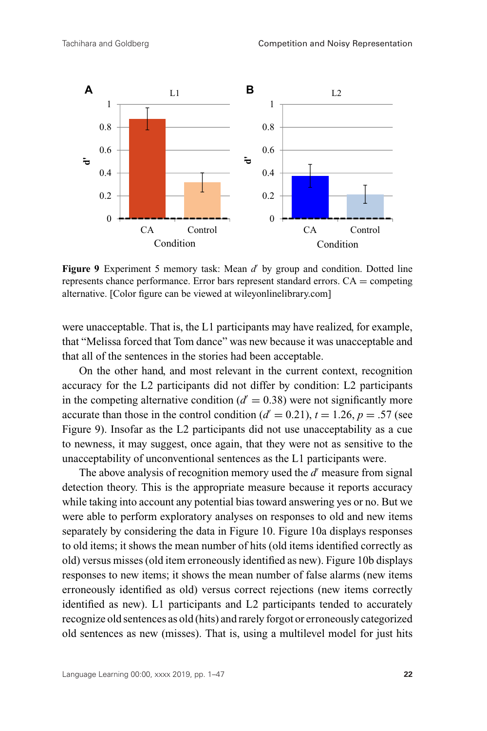A

L1

1
0.8
0.6
0.4
0.2
0

d'

CA
Control
Condition

B

L2

1
0.8
0.6
0.4
0.2
0

d'

CA
Control
Condition

**Figure 9** Experiment 5 memory task: Mean $d'$ by group and condition. Dotted line represents chance performance. Error bars represent standard errors. CA = competing alternative. [Color figure can be viewed at wileyonlinelibrary.com]

were unacceptable. That is, the L1 participants may have realized, for example, that "Melissa forced that Tom dance" was new because it was unacceptable and that all of the sentences in the stories had been acceptable.

On the other hand, and most relevant in the current context, recognition accuracy for the L2 participants did not differ by condition: L2 participants in the competing alternative condition ($d' = 0.38$) were not significantly more accurate than those in the control condition ($d' = 0.21$), $t = 1.26$, $p = .57$ (see Figure 9). Insofar as the L2 participants did not use unacceptability as a cue to newness, it may suggest, once again, that they were not as sensitive to the unacceptability of unconventional sentences as the L1 participants were.

The above analysis of recognition memory used the $d'$ measure from signal detection theory. This is the appropriate measure because it reports accuracy while taking into account any potential bias toward answering yes or no. But we were able to perform exploratory analyses on responses to old and new items separately by considering the data in Figure 10. Figure 10a displays responses to old items; it shows the mean number of hits (old items identified correctly as old) versus misses (old item erroneously identified as new). Figure 10b displays responses to new items; it shows the mean number of false alarms (new items erroneously identified as old) versus correct rejections (new items correctly identified as new). L1 participants and L2 participants tended to accurately recognize old sentences as old (hits) and rarely forgot or erroneously categorized old sentences as new (misses). That is, using a multilevel model for just hits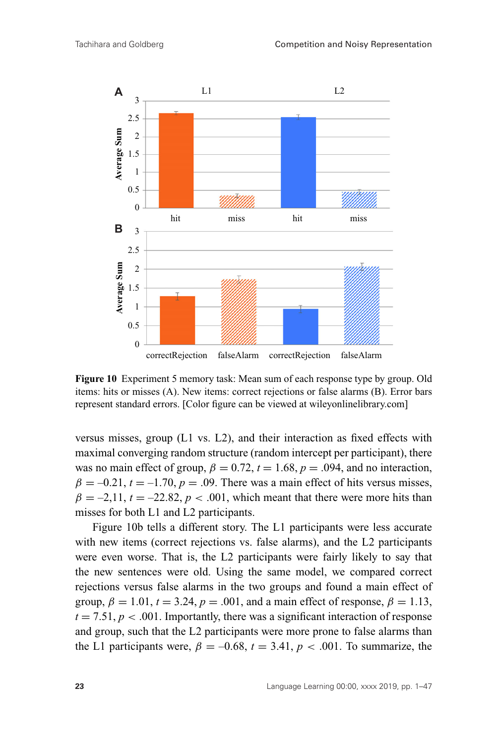A

L1

L2

3
2.5
2
1.5
1
0.5
0

Average Sum

hit
miss
hit
miss

B

3
2.5
2
1.5
1
0.5
0

Average Sum

correctRejection
falseAlarm
correctRejection
falseAlarm

**Figure 10** Experiment 5 memory task: Mean sum of each response type by group. Old items: hits or misses (A). New items: correct rejections or false alarms (B). Error bars represent standard errors. [Color figure can be viewed at wileyonlinelibrary.com]

versus misses, group (L1 vs. L2), and their interaction as fixed effects with maximal converging random structure (random intercept per participant), there was no main effect of group, $\beta = 0.72$, $t = 1.68$, $p = .094$, and no interaction, $\beta = -0.21$, $t = -1.70$, $p = .09$. There was a main effect of hits versus misses, $\beta = -2{,}11$, $t = -22.82$, $p < .001$, which meant that there were more hits than misses for both L1 and L2 participants.

Figure 10b tells a different story. The L1 participants were less accurate with new items (correct rejections vs. false alarms), and the L2 participants were even worse. That is, the L2 participants were fairly likely to say that the new sentences were old. Using the same model, we compared correct rejections versus false alarms in the two groups and found a main effect of group, $\beta = 1.01$, $t = 3.24$, $p = .001$, and a main effect of response, $\beta = 1.13$, $t = 7.51$, $p < .001$. Importantly, there was a significant interaction of response and group, such that the L2 participants were more prone to false alarms than the L1 participants were, $\beta = -0.68$, $t = 3.41$, $p < .001$. To summarize, the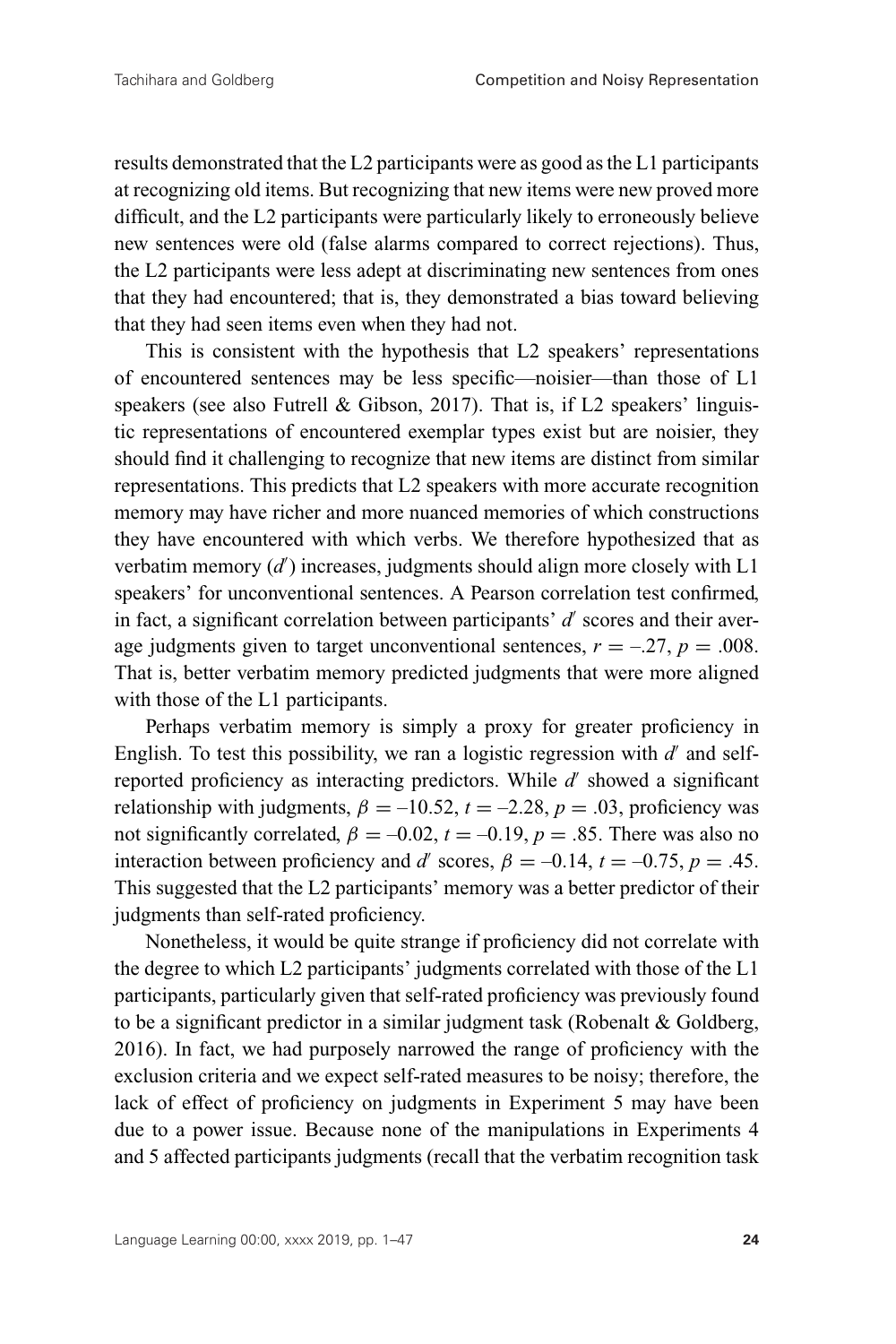results demonstrated that the L2 participants were as good as the L1 participants at recognizing old items. But recognizing that new items were new proved more difficult, and the L2 participants were particularly likely to erroneously believe new sentences were old (false alarms compared to correct rejections). Thus, the L2 participants were less adept at discriminating new sentences from ones that they had encountered; that is, they demonstrated a bias toward believing that they had seen items even when they had not.

This is consistent with the hypothesis that L2 speakers' representations of encountered sentences may be less specific—noisier—than those of L1 speakers (see also Futrell & Gibson, 2017). That is, if L2 speakers' linguistic representations of encountered exemplar types exist but are noisier, they should find it challenging to recognize that new items are distinct from similar representations. This predicts that L2 speakers with more accurate recognition memory may have richer and more nuanced memories of which constructions they have encountered with which verbs. We therefore hypothesized that as verbatim memory ($d'$) increases, judgments should align more closely with L1 speakers' for unconventional sentences. A Pearson correlation test confirmed, in fact, a significant correlation between participants' $d'$ scores and their average judgments given to target unconventional sentences, $r = –.27$, $p = .008$. That is, better verbatim memory predicted judgments that were more aligned with those of the L1 participants.

Perhaps verbatim memory is simply a proxy for greater proficiency in English. To test this possibility, we ran a logistic regression with $d'$ and self-reported proficiency as interacting predictors. While $d'$ showed a significant relationship with judgments, $\beta = –10.52$, $t = –2.28$, $p = .03$, proficiency was not significantly correlated, $\beta = –0.02$, $t = –0.19$, $p = .85$. There was also no interaction between proficiency and $d'$ scores, $\beta = –0.14$, $t = –0.75$, $p = .45$. This suggested that the L2 participants' memory was a better predictor of their judgments than self-rated proficiency.

Nonetheless, it would be quite strange if proficiency did not correlate with the degree to which L2 participants' judgments correlated with those of the L1 participants, particularly given that self-rated proficiency was previously found to be a significant predictor in a similar judgment task (Robenalt & Goldberg, 2016). In fact, we had purposely narrowed the range of proficiency with the exclusion criteria and we expect self-rated measures to be noisy; therefore, the lack of effect of proficiency on judgments in Experiment 5 may have been due to a power issue. Because none of the manipulations in Experiments 4 and 5 affected participants judgments (recall that the verbatim recognition task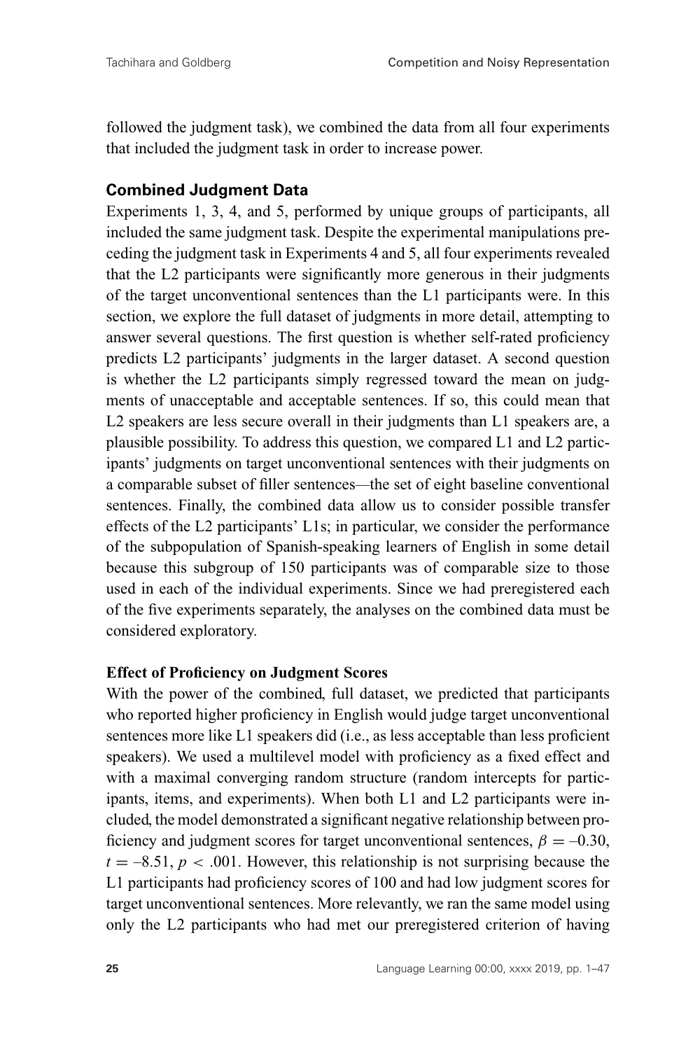followed the judgment task), we combined the data from all four experiments that included the judgment task in order to increase power.

## Combined Judgment Data

Experiments 1, 3, 4, and 5, performed by unique groups of participants, all included the same judgment task. Despite the experimental manipulations preceding the judgment task in Experiments 4 and 5, all four experiments revealed that the L2 participants were significantly more generous in their judgments of the target unconventional sentences than the L1 participants were. In this section, we explore the full dataset of judgments in more detail, attempting to answer several questions. The first question is whether self-rated proficiency predicts L2 participants' judgments in the larger dataset. A second question is whether the L2 participants simply regressed toward the mean on judgments of unacceptable and acceptable sentences. If so, this could mean that L2 speakers are less secure overall in their judgments than L1 speakers are, a plausible possibility. To address this question, we compared L1 and L2 participants' judgments on target unconventional sentences with their judgments on a comparable subset of filler sentences—the set of eight baseline conventional sentences. Finally, the combined data allow us to consider possible transfer effects of the L2 participants' L1s; in particular, we consider the performance of the subpopulation of Spanish-speaking learners of English in some detail because this subgroup of 150 participants was of comparable size to those used in each of the individual experiments. Since we had preregistered each of the five experiments separately, the analyses on the combined data must be considered exploratory.

### Effect of Proficiency on Judgment Scores

With the power of the combined, full dataset, we predicted that participants who reported higher proficiency in English would judge target unconventional sentences more like L1 speakers did (i.e., as less acceptable than less proficient speakers). We used a multilevel model with proficiency as a fixed effect and with a maximal converging random structure (random intercepts for participants, items, and experiments). When both L1 and L2 participants were included, the model demonstrated a significant negative relationship between proficiency and judgment scores for target unconventional sentences, $\beta = -0.30$, $t = -8.51$, $p < .001$. However, this relationship is not surprising because the L1 participants had proficiency scores of 100 and had low judgment scores for target unconventional sentences. More relevantly, we ran the same model using only the L2 participants who had met our preregistered criterion of having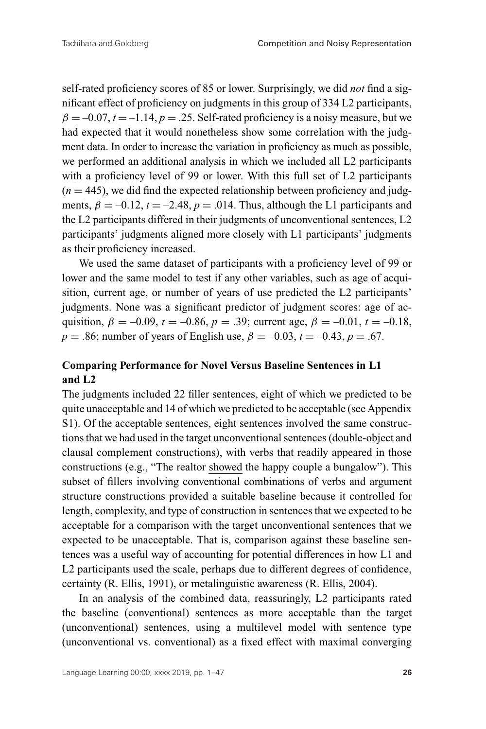self-rated proficiency scores of 85 or lower. Surprisingly, we did *not* find a significant effect of proficiency on judgments in this group of 334 L2 participants, $\beta = -0.07$, $t = -1.14$, $p = .25$. Self-rated proficiency is a noisy measure, but we had expected that it would nonetheless show some correlation with the judgment data. In order to increase the variation in proficiency as much as possible, we performed an additional analysis in which we included all L2 participants with a proficiency level of 99 or lower. With this full set of L2 participants ($n = 445$), we did find the expected relationship between proficiency and judgments, $\beta = -0.12$, $t = -2.48$, $p = .014$. Thus, although the L1 participants and the L2 participants differed in their judgments of unconventional sentences, L2 participants' judgments aligned more closely with L1 participants' judgments as their proficiency increased.

We used the same dataset of participants with a proficiency level of 99 or lower and the same model to test if any other variables, such as age of acquisition, current age, or number of years of use predicted the L2 participants' judgments. None was a significant predictor of judgment scores: age of acquisition, $\beta = -0.09$, $t = -0.86$, $p = .39$; current age, $\beta = -0.01$, $t = -0.18$, $p = .86$; number of years of English use, $\beta = -0.03$, $t = -0.43$, $p = .67$.

### Comparing Performance for Novel Versus Baseline Sentences in L1 and L2

The judgments included 22 filler sentences, eight of which we predicted to be quite unacceptable and 14 of which we predicted to be acceptable (see Appendix S1). Of the acceptable sentences, eight sentences involved the same constructions that we had used in the target unconventional sentences (double-object and clausal complement constructions), with verbs that readily appeared in those constructions (e.g., "The realtor <u>showed</u> the happy couple a bungalow"). This subset of fillers involving conventional combinations of verbs and argument structure constructions provided a suitable baseline because it controlled for length, complexity, and type of construction in sentences that we expected to be acceptable for a comparison with the target unconventional sentences that we expected to be unacceptable. That is, comparison against these baseline sentences was a useful way of accounting for potential differences in how L1 and L2 participants used the scale, perhaps due to different degrees of confidence, certainty (R. Ellis, 1991), or metalinguistic awareness (R. Ellis, 2004).

In an analysis of the combined data, reassuringly, L2 participants rated the baseline (conventional) sentences as more acceptable than the target (unconventional) sentences, using a multilevel model with sentence type (unconventional vs. conventional) as a fixed effect with maximal converging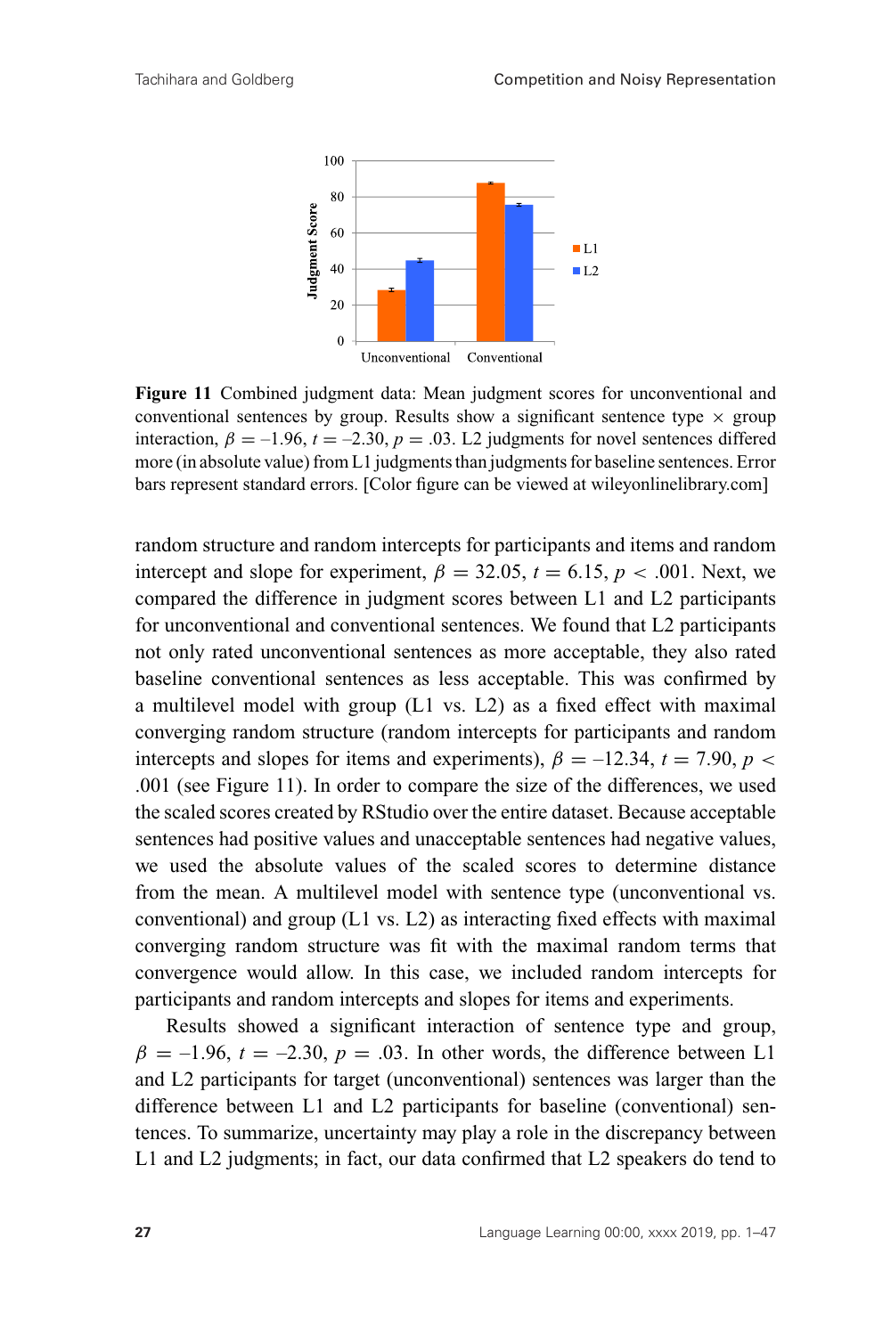100
80
60
40
20
0

Judgment Score

Unconventional
Conventional

L1
L2

**Figure 11** Combined judgment data: Mean judgment scores for unconventional and conventional sentences by group. Results show a significant sentence type × group interaction, $\beta = -1.96$, $t = -2.30$, $p = .03$. L2 judgments for novel sentences differed more (in absolute value) from L1 judgments than judgments for baseline sentences. Error bars represent standard errors. [Color figure can be viewed at wileyonlinelibrary.com]

random structure and random intercepts for participants and items and random intercept and slope for experiment, $\beta = 32.05$, $t = 6.15$, $p < .001$. Next, we compared the difference in judgment scores between L1 and L2 participants for unconventional and conventional sentences. We found that L2 participants not only rated unconventional sentences as more acceptable, they also rated baseline conventional sentences as less acceptable. This was confirmed by a multilevel model with group (L1 vs. L2) as a fixed effect with maximal converging random structure (random intercepts for participants and random intercepts and slopes for items and experiments), $\beta = -12.34$, $t = 7.90$, $p < .001$ (see Figure 11). In order to compare the size of the differences, we used the scaled scores created by RStudio over the entire dataset. Because acceptable sentences had positive values and unacceptable sentences had negative values, we used the absolute values of the scaled scores to determine distance from the mean. A multilevel model with sentence type (unconventional vs. conventional) and group (L1 vs. L2) as interacting fixed effects with maximal converging random structure was fit with the maximal random terms that convergence would allow. In this case, we included random intercepts for participants and random intercepts and slopes for items and experiments.

Results showed a significant interaction of sentence type and group, $\beta = -1.96$, $t = -2.30$, $p = .03$. In other words, the difference between L1 and L2 participants for target (unconventional) sentences was larger than the difference between L1 and L2 participants for baseline (conventional) sentences. To summarize, uncertainty may play a role in the discrepancy between L1 and L2 judgments; in fact, our data confirmed that L2 speakers do tend to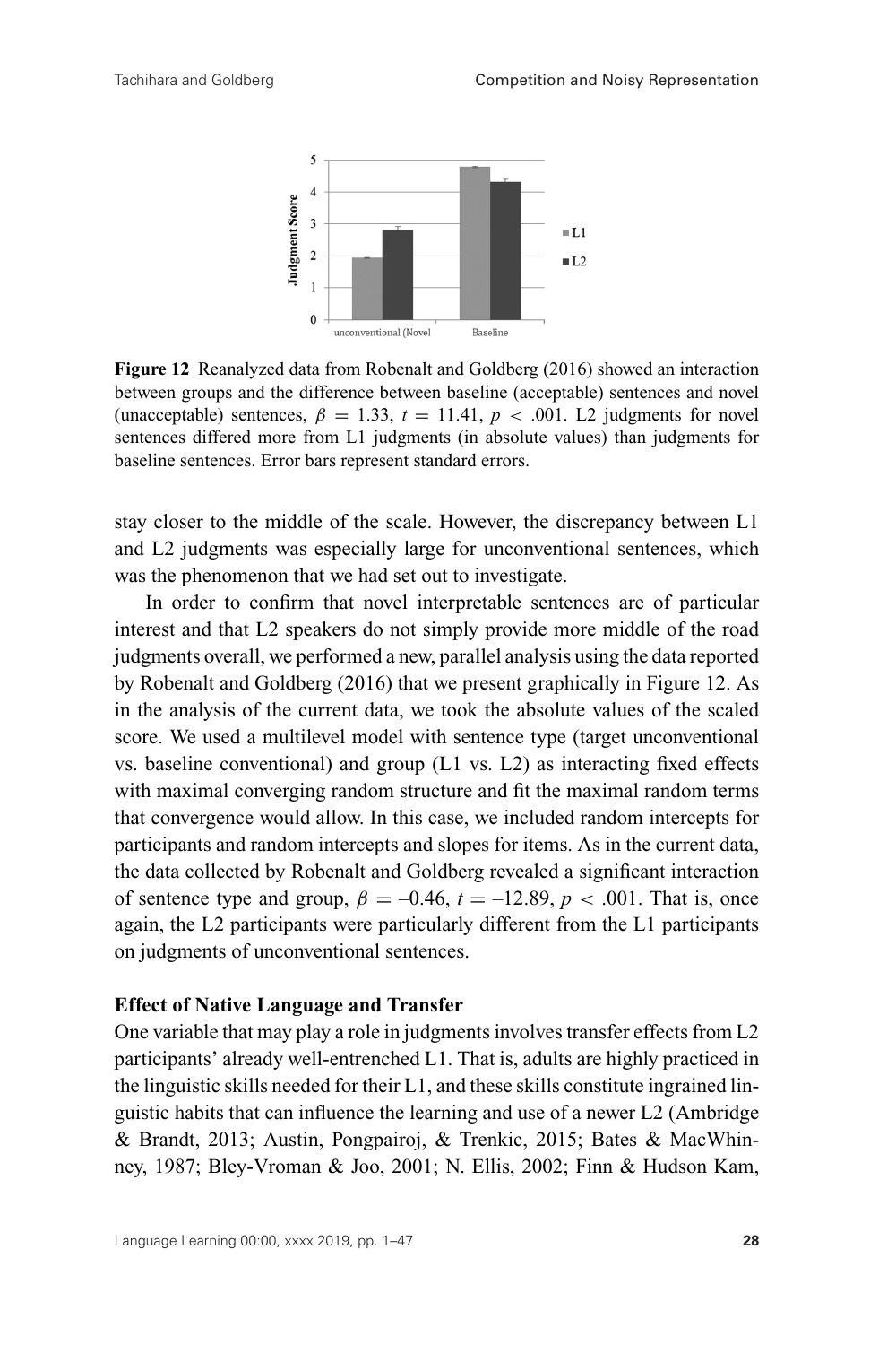5
4
3
2
1
0

Judgment Score

unconventional (Novel

Baseline

L1

L2

**Figure 12** Reanalyzed data from Robenalt and Goldberg (2016) showed an interaction between groups and the difference between baseline (acceptable) sentences and novel (unacceptable) sentences, $\beta = 1.33$, $t = 11.41$, $p < .001$. L2 judgments for novel sentences differed more from L1 judgments (in absolute values) than judgments for baseline sentences. Error bars represent standard errors.

stay closer to the middle of the scale. However, the discrepancy between L1 and L2 judgments was especially large for unconventional sentences, which was the phenomenon that we had set out to investigate.

In order to confirm that novel interpretable sentences are of particular interest and that L2 speakers do not simply provide more middle of the road judgments overall, we performed a new, parallel analysis using the data reported by Robenalt and Goldberg (2016) that we present graphically in Figure 12. As in the analysis of the current data, we took the absolute values of the scaled score. We used a multilevel model with sentence type (target unconventional vs. baseline conventional) and group (L1 vs. L2) as interacting fixed effects with maximal converging random structure and fit the maximal random terms that convergence would allow. In this case, we included random intercepts for participants and random intercepts and slopes for items. As in the current data, the data collected by Robenalt and Goldberg revealed a significant interaction of sentence type and group, $\beta = -0.46$, $t = -12.89$, $p < .001$. That is, once again, the L2 participants were particularly different from the L1 participants on judgments of unconventional sentences.

**Effect of Native Language and Transfer**

One variable that may play a role in judgments involves transfer effects from L2 participants' already well-entrenched L1. That is, adults are highly practiced in the linguistic skills needed for their L1, and these skills constitute ingrained linguistic habits that can influence the learning and use of a newer L2 (Ambridge & Brandt, 2013; Austin, Pongpairoj, & Trenkic, 2015; Bates & MacWhinney, 1987; Bley-Vroman & Joo, 2001; N. Ellis, 2002; Finn & Hudson Kam,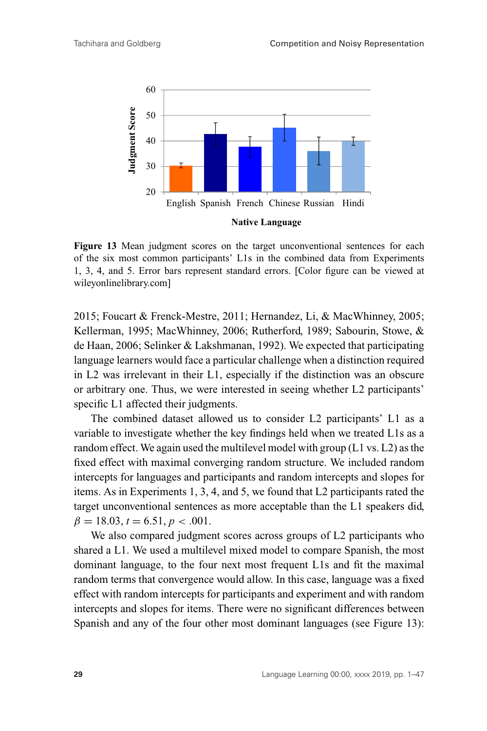**Figure 13** Mean judgment scores on the target unconventional sentences for each of the six most common participants' L1s in the combined data from Experiments 1, 3, 4, and 5. Error bars represent standard errors. [Color figure can be viewed at wileyonlinelibrary.com]

2015; Foucart & Frenck-Mestre, 2011; Hernandez, Li, & MacWhinney, 2005; Kellerman, 1995; MacWhinney, 2006; Rutherford, 1989; Sabourin, Stowe, & de Haan, 2006; Selinker & Lakshmanan, 1992). We expected that participating language learners would face a particular challenge when a distinction required in L2 was irrelevant in their L1, especially if the distinction was an obscure or arbitrary one. Thus, we were interested in seeing whether L2 participants' specific L1 affected their judgments.

The combined dataset allowed us to consider L2 participants' L1 as a variable to investigate whether the key findings held when we treated L1s as a random effect. We again used the multilevel model with group (L1 vs. L2) as the fixed effect with maximal converging random structure. We included random intercepts for languages and participants and random intercepts and slopes for items. As in Experiments 1, 3, 4, and 5, we found that L2 participants rated the target unconventional sentences as more acceptable than the L1 speakers did, $\beta = 18.03$, $t = 6.51$, $p < .001$.

We also compared judgment scores across groups of L2 participants who shared a L1. We used a multilevel mixed model to compare Spanish, the most dominant language, to the four next most frequent L1s and fit the maximal random terms that convergence would allow. In this case, language was a fixed effect with random intercepts for participants and experiment and with random intercepts and slopes for items. There were no significant differences between Spanish and any of the four other most dominant languages (see Figure 13):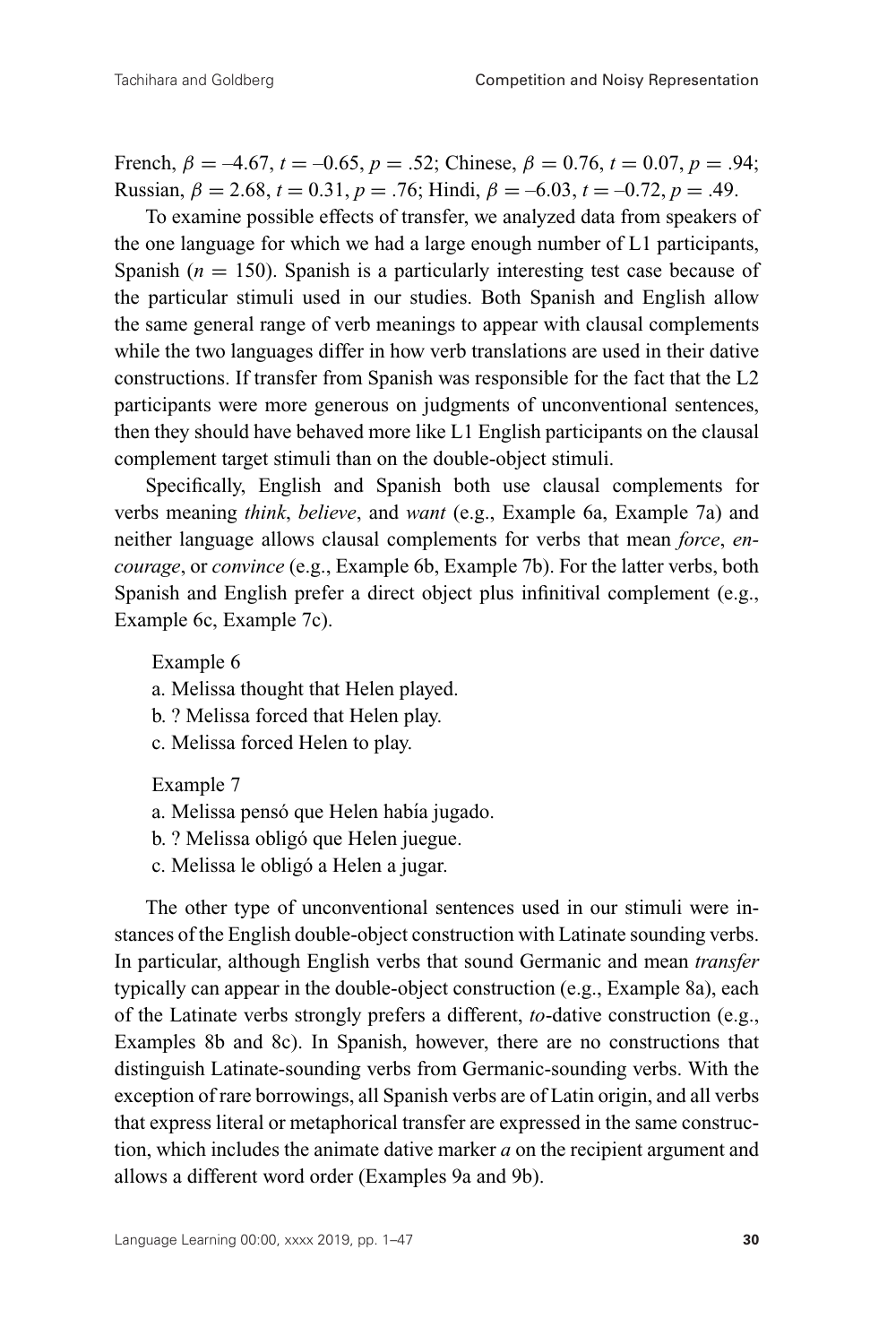French, $\beta = -4.67$, $t = -0.65$, $p = .52$; Chinese, $\beta = 0.76$, $t = 0.07$, $p = .94$; Russian, $\beta = 2.68$, $t = 0.31$, $p = .76$; Hindi, $\beta = -6.03$, $t = -0.72$, $p = .49$.

To examine possible effects of transfer, we analyzed data from speakers of the one language for which we had a large enough number of L1 participants, Spanish ($n = 150$). Spanish is a particularly interesting test case because of the particular stimuli used in our studies. Both Spanish and English allow the same general range of verb meanings to appear with clausal complements while the two languages differ in how verb translations are used in their dative constructions. If transfer from Spanish was responsible for the fact that the L2 participants were more generous on judgments of unconventional sentences, then they should have behaved more like L1 English participants on the clausal complement target stimuli than on the double-object stimuli.

Specifically, English and Spanish both use clausal complements for verbs meaning *think*, *believe*, and *want* (e.g., Example 6a, Example 7a) and neither language allows clausal complements for verbs that mean *force*, *encourage*, or *convince* (e.g., Example 6b, Example 7b). For the latter verbs, both Spanish and English prefer a direct object plus infinitival complement (e.g., Example 6c, Example 7c).

Example 6

a. Melissa thought that Helen played.

b. ? Melissa forced that Helen play.

c. Melissa forced Helen to play.

Example 7

a. Melissa pensó que Helen había jugado.

b. ? Melissa obligó que Helen juegue.

c. Melissa le obligó a Helen a jugar.

The other type of unconventional sentences used in our stimuli were instances of the English double-object construction with Latinate sounding verbs. In particular, although English verbs that sound Germanic and mean *transfer* typically can appear in the double-object construction (e.g., Example 8a), each of the Latinate verbs strongly prefers a different, *to*-dative construction (e.g., Examples 8b and 8c). In Spanish, however, there are no constructions that distinguish Latinate-sounding verbs from Germanic-sounding verbs. With the exception of rare borrowings, all Spanish verbs are of Latin origin, and all verbs that express literal or metaphorical transfer are expressed in the same construction, which includes the animate dative marker *a* on the recipient argument and allows a different word order (Examples 9a and 9b).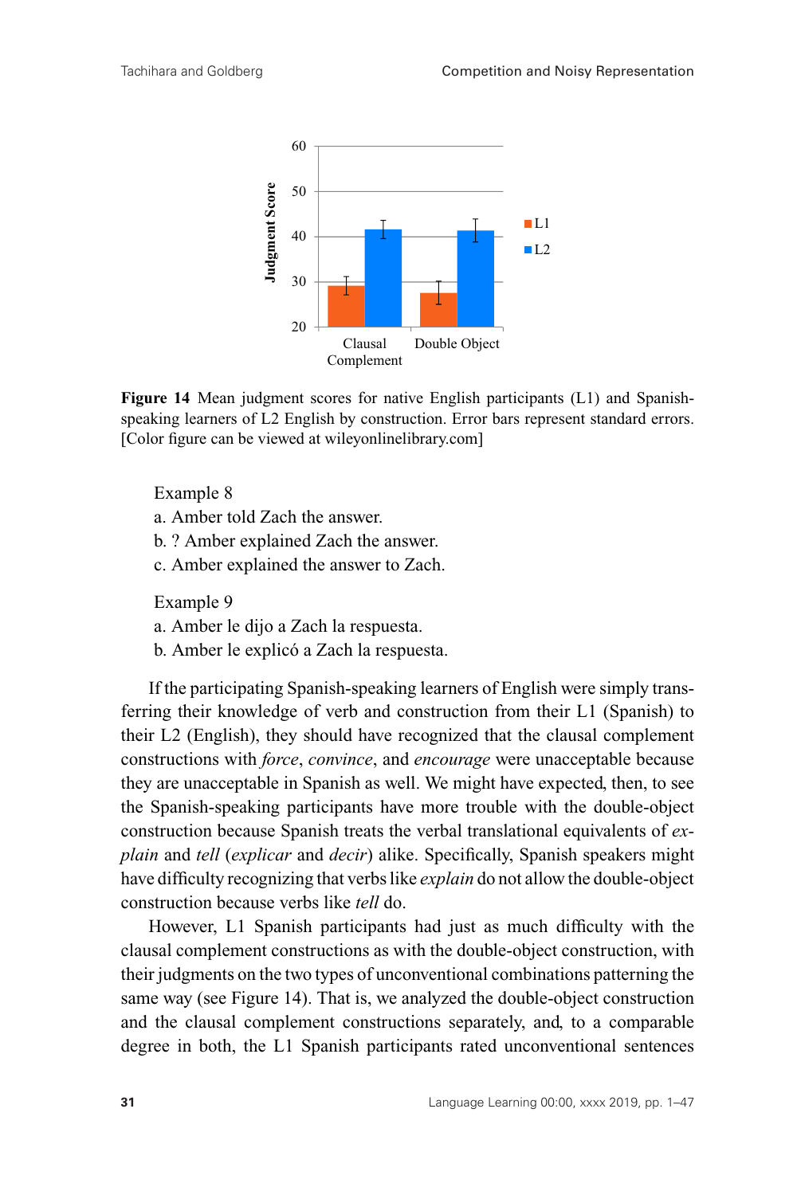60
50
40
30
20

Judgment Score

Clausal Complement

Double Object

L1
L2

**Figure 14** Mean judgment scores for native English participants (L1) and Spanish-speaking learners of L2 English by construction. Error bars represent standard errors. [Color figure can be viewed at wileyonlinelibrary.com]

Example 8

a. Amber told Zach the answer.
b. ? Amber explained Zach the answer.
c. Amber explained the answer to Zach.

Example 9

a. Amber le dijo a Zach la respuesta.
b. Amber le explicó a Zach la respuesta.

If the participating Spanish-speaking learners of English were simply transferring their knowledge of verb and construction from their L1 (Spanish) to their L2 (English), they should have recognized that the clausal complement constructions with *force*, *convince*, and *encourage* were unacceptable because they are unacceptable in Spanish as well. We might have expected, then, to see the Spanish-speaking participants have more trouble with the double-object construction because Spanish treats the verbal translational equivalents of *explain* and *tell* (*explicar* and *decir*) alike. Specifically, Spanish speakers might have difficulty recognizing that verbs like *explain* do not allow the double-object construction because verbs like *tell* do.

However, L1 Spanish participants had just as much difficulty with the clausal complement constructions as with the double-object construction, with their judgments on the two types of unconventional combinations patterning the same way (see Figure 14). That is, we analyzed the double-object construction and the clausal complement constructions separately, and, to a comparable degree in both, the L1 Spanish participants rated unconventional sentences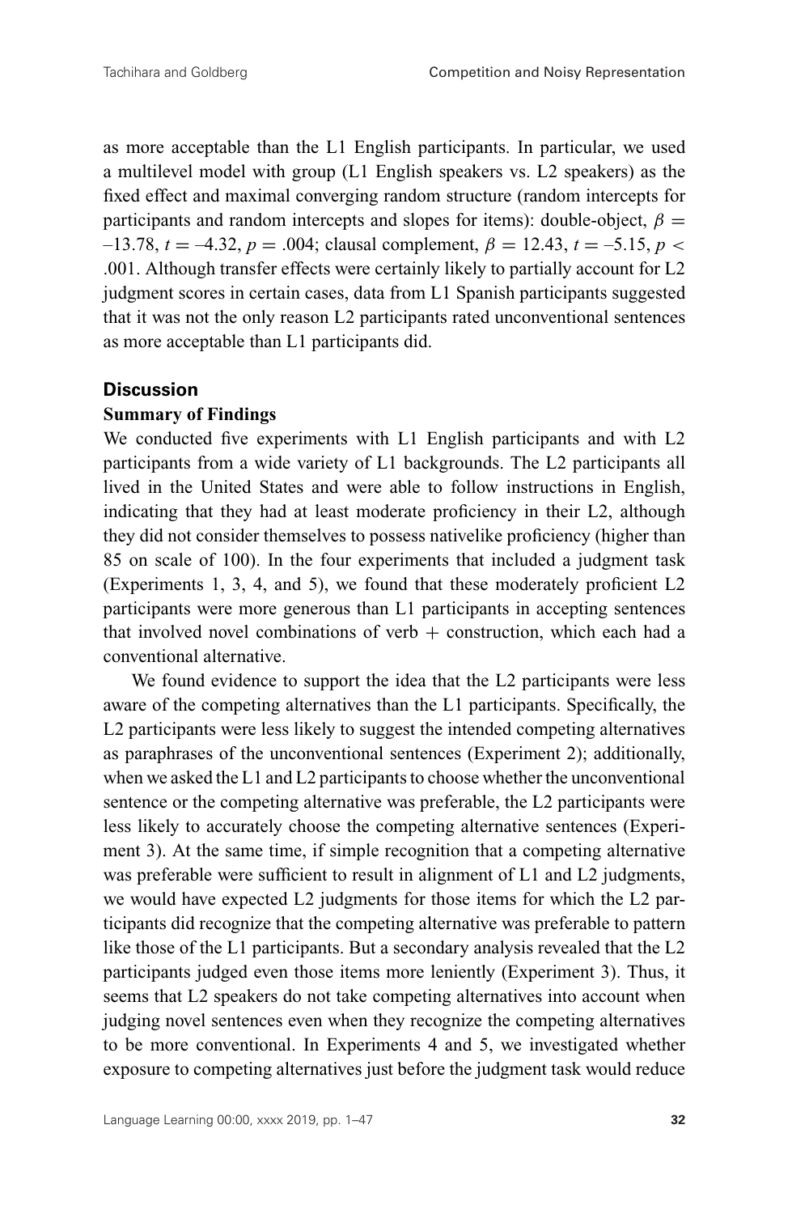as more acceptable than the L1 English participants. In particular, we used a multilevel model with group (L1 English speakers vs. L2 speakers) as the fixed effect and maximal converging random structure (random intercepts for participants and random intercepts and slopes for items): double-object, $\beta = -13.78$, $t = -4.32$, $p = .004$; clausal complement, $\beta = 12.43$, $t = -5.15$, $p < .001$. Although transfer effects were certainly likely to partially account for L2 judgment scores in certain cases, data from L1 Spanish participants suggested that it was not the only reason L2 participants rated unconventional sentences as more acceptable than L1 participants did.

## Discussion

### Summary of Findings

We conducted five experiments with L1 English participants and with L2 participants from a wide variety of L1 backgrounds. The L2 participants all lived in the United States and were able to follow instructions in English, indicating that they had at least moderate proficiency in their L2, although they did not consider themselves to possess nativelike proficiency (higher than 85 on scale of 100). In the four experiments that included a judgment task (Experiments 1, 3, 4, and 5), we found that these moderately proficient L2 participants were more generous than L1 participants in accepting sentences that involved novel combinations of verb + construction, which each had a conventional alternative.

We found evidence to support the idea that the L2 participants were less aware of the competing alternatives than the L1 participants. Specifically, the L2 participants were less likely to suggest the intended competing alternatives as paraphrases of the unconventional sentences (Experiment 2); additionally, when we asked the L1 and L2 participants to choose whether the unconventional sentence or the competing alternative was preferable, the L2 participants were less likely to accurately choose the competing alternative sentences (Experiment 3). At the same time, if simple recognition that a competing alternative was preferable were sufficient to result in alignment of L1 and L2 judgments, we would have expected L2 judgments for those items for which the L2 participants did recognize that the competing alternative was preferable to pattern like those of the L1 participants. But a secondary analysis revealed that the L2 participants judged even those items more leniently (Experiment 3). Thus, it seems that L2 speakers do not take competing alternatives into account when judging novel sentences even when they recognize the competing alternatives to be more conventional. In Experiments 4 and 5, we investigated whether exposure to competing alternatives just before the judgment task would reduce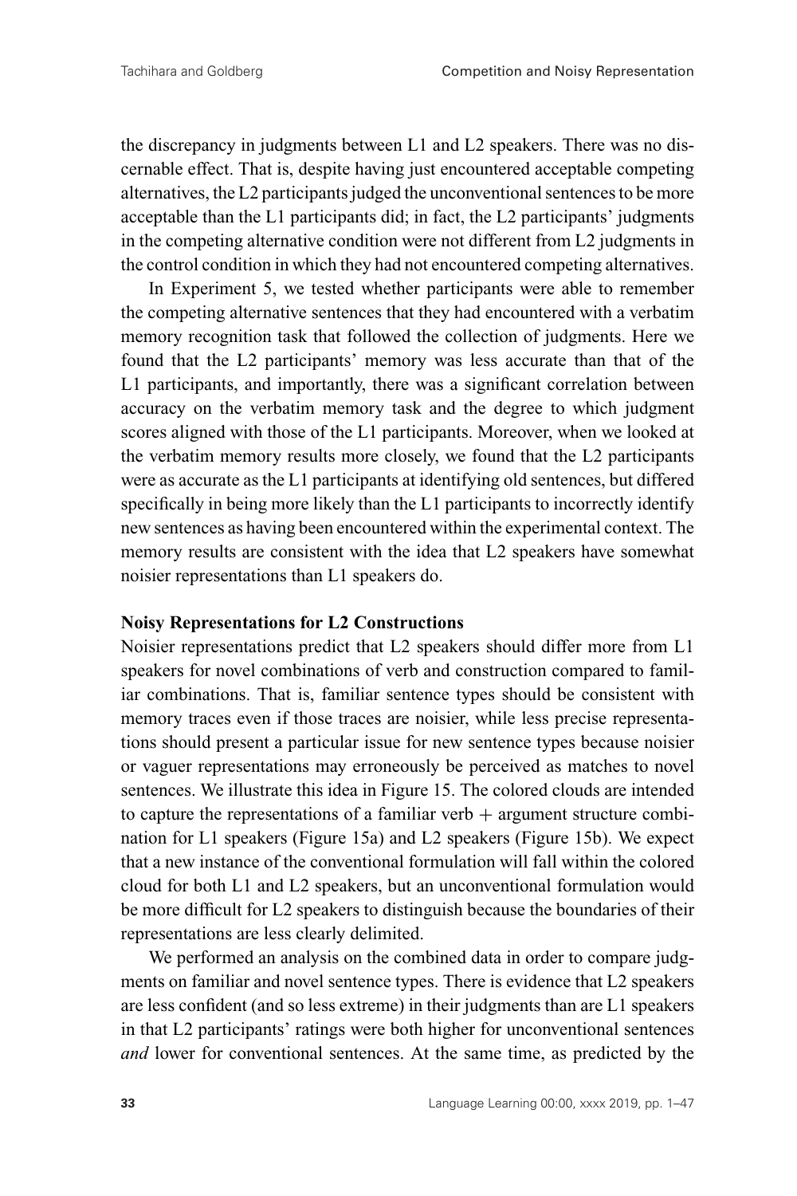the discrepancy in judgments between L1 and L2 speakers. There was no discernable effect. That is, despite having just encountered acceptable competing alternatives, the L2 participants judged the unconventional sentences to be more acceptable than the L1 participants did; in fact, the L2 participants' judgments in the competing alternative condition were not different from L2 judgments in the control condition in which they had not encountered competing alternatives.

In Experiment 5, we tested whether participants were able to remember the competing alternative sentences that they had encountered with a verbatim memory recognition task that followed the collection of judgments. Here we found that the L2 participants' memory was less accurate than that of the L1 participants, and importantly, there was a significant correlation between accuracy on the verbatim memory task and the degree to which judgment scores aligned with those of the L1 participants. Moreover, when we looked at the verbatim memory results more closely, we found that the L2 participants were as accurate as the L1 participants at identifying old sentences, but differed specifically in being more likely than the L1 participants to incorrectly identify new sentences as having been encountered within the experimental context. The memory results are consistent with the idea that L2 speakers have somewhat noisier representations than L1 speakers do.

### Noisy Representations for L2 Constructions

Noisier representations predict that L2 speakers should differ more from L1 speakers for novel combinations of verb and construction compared to familiar combinations. That is, familiar sentence types should be consistent with memory traces even if those traces are noisier, while less precise representations should present a particular issue for new sentence types because noisier or vaguer representations may erroneously be perceived as matches to novel sentences. We illustrate this idea in Figure 15. The colored clouds are intended to capture the representations of a familiar verb + argument structure combination for L1 speakers (Figure 15a) and L2 speakers (Figure 15b). We expect that a new instance of the conventional formulation will fall within the colored cloud for both L1 and L2 speakers, but an unconventional formulation would be more difficult for L2 speakers to distinguish because the boundaries of their representations are less clearly delimited.

We performed an analysis on the combined data in order to compare judgments on familiar and novel sentence types. There is evidence that L2 speakers are less confident (and so less extreme) in their judgments than are L1 speakers in that L2 participants' ratings were both higher for unconventional sentences *and* lower for conventional sentences. At the same time, as predicted by the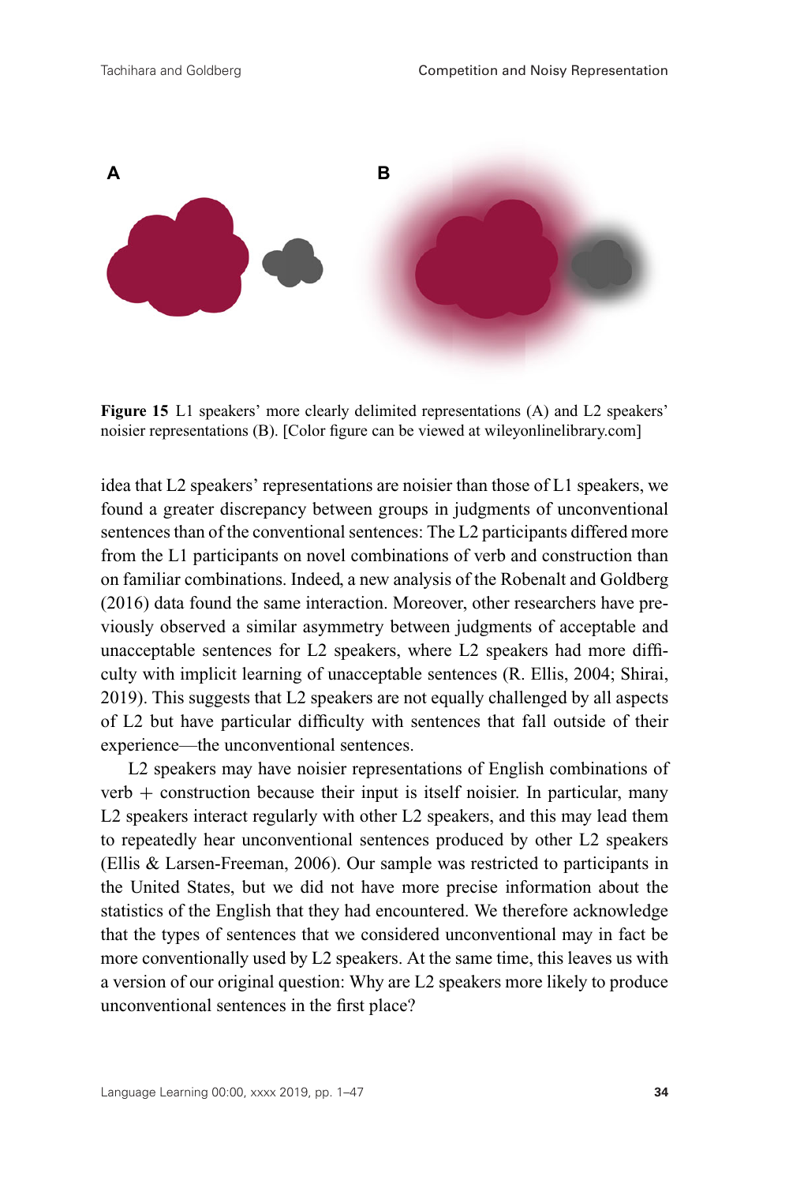A

B

**Figure 15** L1 speakers' more clearly delimited representations (A) and L2 speakers' noisier representations (B). [Color figure can be viewed at wileyonlinelibrary.com]

idea that L2 speakers' representations are noisier than those of L1 speakers, we found a greater discrepancy between groups in judgments of unconventional sentences than of the conventional sentences: The L2 participants differed more from the L1 participants on novel combinations of verb and construction than on familiar combinations. Indeed, a new analysis of the Robenalt and Goldberg (2016) data found the same interaction. Moreover, other researchers have previously observed a similar asymmetry between judgments of acceptable and unacceptable sentences for L2 speakers, where L2 speakers had more difficulty with implicit learning of unacceptable sentences (R. Ellis, 2004; Shirai, 2019). This suggests that L2 speakers are not equally challenged by all aspects of L2 but have particular difficulty with sentences that fall outside of their experience—the unconventional sentences.

L2 speakers may have noisier representations of English combinations of verb + construction because their input is itself noisier. In particular, many L2 speakers interact regularly with other L2 speakers, and this may lead them to repeatedly hear unconventional sentences produced by other L2 speakers (Ellis & Larsen-Freeman, 2006). Our sample was restricted to participants in the United States, but we did not have more precise information about the statistics of the English that they had encountered. We therefore acknowledge that the types of sentences that we considered unconventional may in fact be more conventionally used by L2 speakers. At the same time, this leaves us with a version of our original question: Why are L2 speakers more likely to produce unconventional sentences in the first place?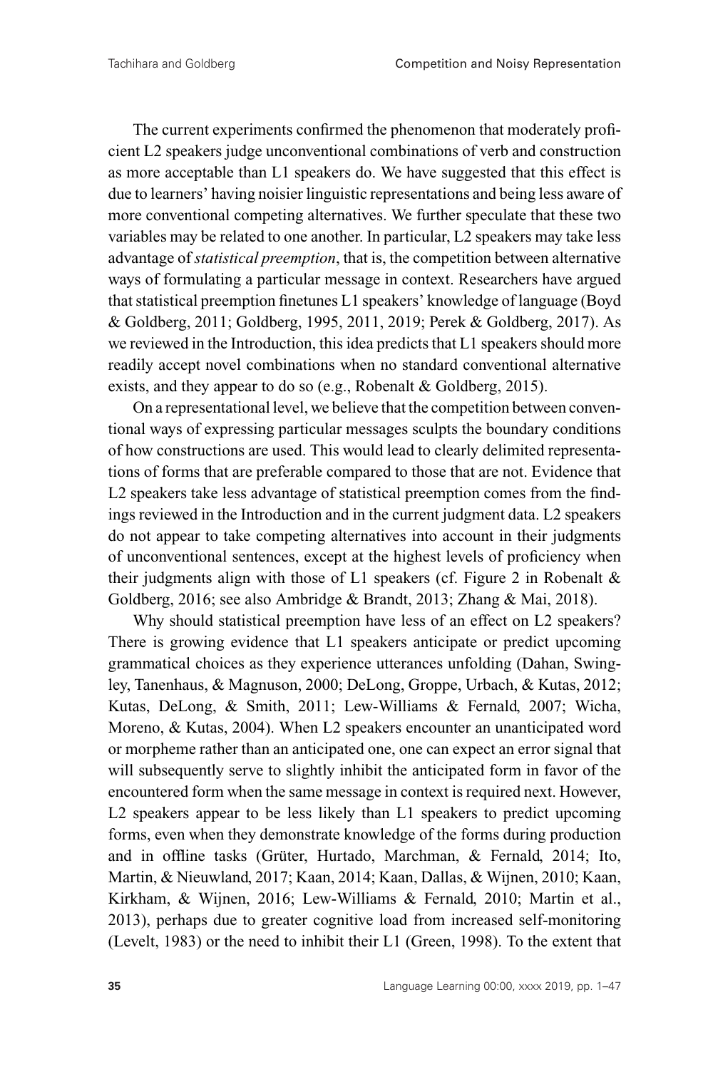The current experiments confirmed the phenomenon that moderately proficient L2 speakers judge unconventional combinations of verb and construction as more acceptable than L1 speakers do. We have suggested that this effect is due to learners' having noisier linguistic representations and being less aware of more conventional competing alternatives. We further speculate that these two variables may be related to one another. In particular, L2 speakers may take less advantage of *statistical preemption*, that is, the competition between alternative ways of formulating a particular message in context. Researchers have argued that statistical preemption finetunes L1 speakers' knowledge of language (Boyd & Goldberg, 2011; Goldberg, 1995, 2011, 2019; Perek & Goldberg, 2017). As we reviewed in the Introduction, this idea predicts that L1 speakers should more readily accept novel combinations when no standard conventional alternative exists, and they appear to do so (e.g., Robenalt & Goldberg, 2015).

On a representational level, we believe that the competition between conventional ways of expressing particular messages sculpts the boundary conditions of how constructions are used. This would lead to clearly delimited representations of forms that are preferable compared to those that are not. Evidence that L2 speakers take less advantage of statistical preemption comes from the findings reviewed in the Introduction and in the current judgment data. L2 speakers do not appear to take competing alternatives into account in their judgments of unconventional sentences, except at the highest levels of proficiency when their judgments align with those of L1 speakers (cf. Figure 2 in Robenalt & Goldberg, 2016; see also Ambridge & Brandt, 2013; Zhang & Mai, 2018).

Why should statistical preemption have less of an effect on L2 speakers? There is growing evidence that L1 speakers anticipate or predict upcoming grammatical choices as they experience utterances unfolding (Dahan, Swingley, Tanenhaus, & Magnuson, 2000; DeLong, Groppe, Urbach, & Kutas, 2012; Kutas, DeLong, & Smith, 2011; Lew-Williams & Fernald, 2007; Wicha, Moreno, & Kutas, 2004). When L2 speakers encounter an unanticipated word or morpheme rather than an anticipated one, one can expect an error signal that will subsequently serve to slightly inhibit the anticipated form in favor of the encountered form when the same message in context is required next. However, L2 speakers appear to be less likely than L1 speakers to predict upcoming forms, even when they demonstrate knowledge of the forms during production and in offline tasks (Grüter, Hurtado, Marchman, & Fernald, 2014; Ito, Martin, & Nieuwland, 2017; Kaan, 2014; Kaan, Dallas, & Wijnen, 2010; Kaan, Kirkham, & Wijnen, 2016; Lew-Williams & Fernald, 2010; Martin et al., 2013), perhaps due to greater cognitive load from increased self-monitoring (Levelt, 1983) or the need to inhibit their L1 (Green, 1998). To the extent that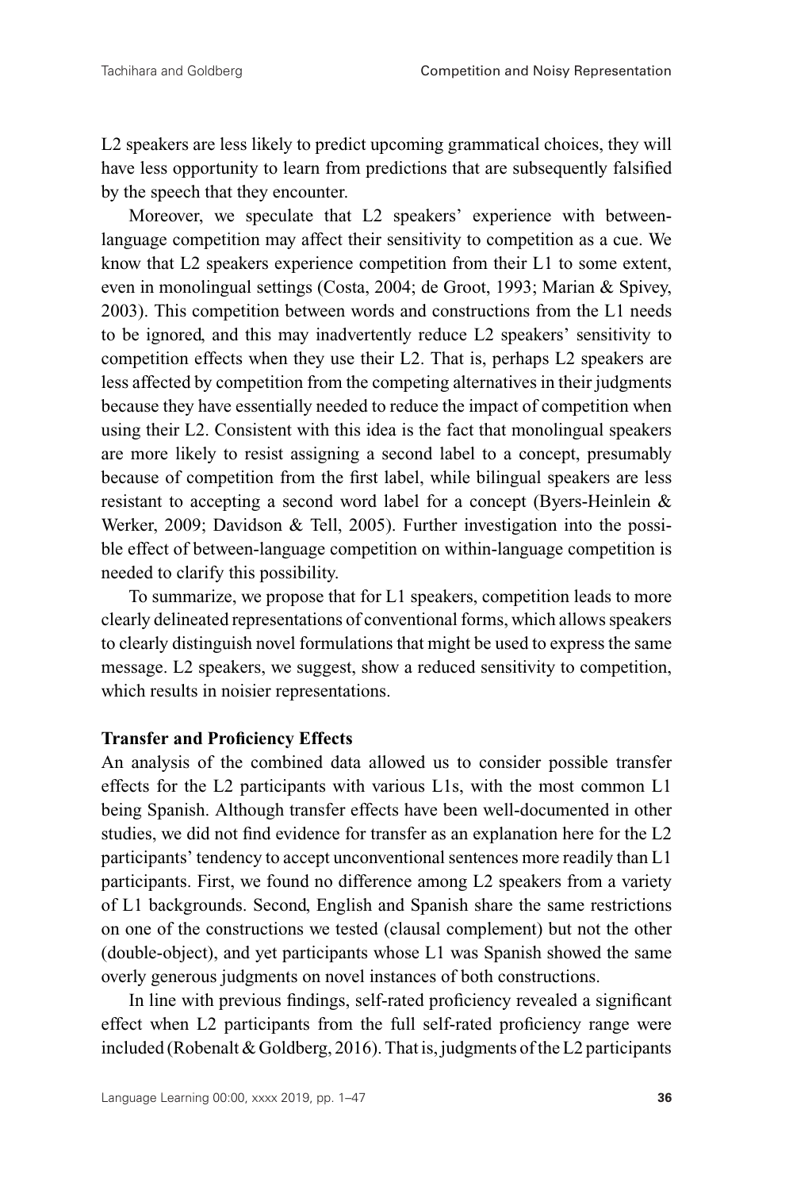L2 speakers are less likely to predict upcoming grammatical choices, they will have less opportunity to learn from predictions that are subsequently falsified by the speech that they encounter.

Moreover, we speculate that L2 speakers' experience with between-language competition may affect their sensitivity to competition as a cue. We know that L2 speakers experience competition from their L1 to some extent, even in monolingual settings (Costa, 2004; de Groot, 1993; Marian & Spivey, 2003). This competition between words and constructions from the L1 needs to be ignored, and this may inadvertently reduce L2 speakers' sensitivity to competition effects when they use their L2. That is, perhaps L2 speakers are less affected by competition from the competing alternatives in their judgments because they have essentially needed to reduce the impact of competition when using their L2. Consistent with this idea is the fact that monolingual speakers are more likely to resist assigning a second label to a concept, presumably because of competition from the first label, while bilingual speakers are less resistant to accepting a second word label for a concept (Byers-Heinlein & Werker, 2009; Davidson & Tell, 2005). Further investigation into the possible effect of between-language competition on within-language competition is needed to clarify this possibility.

To summarize, we propose that for L1 speakers, competition leads to more clearly delineated representations of conventional forms, which allows speakers to clearly distinguish novel formulations that might be used to express the same message. L2 speakers, we suggest, show a reduced sensitivity to competition, which results in noisier representations.

**Transfer and Proficiency Effects**

An analysis of the combined data allowed us to consider possible transfer effects for the L2 participants with various L1s, with the most common L1 being Spanish. Although transfer effects have been well-documented in other studies, we did not find evidence for transfer as an explanation here for the L2 participants' tendency to accept unconventional sentences more readily than L1 participants. First, we found no difference among L2 speakers from a variety of L1 backgrounds. Second, English and Spanish share the same restrictions on one of the constructions we tested (clausal complement) but not the other (double-object), and yet participants whose L1 was Spanish showed the same overly generous judgments on novel instances of both constructions.

In line with previous findings, self-rated proficiency revealed a significant effect when L2 participants from the full self-rated proficiency range were included (Robenalt & Goldberg, 2016). That is, judgments of the L2 participants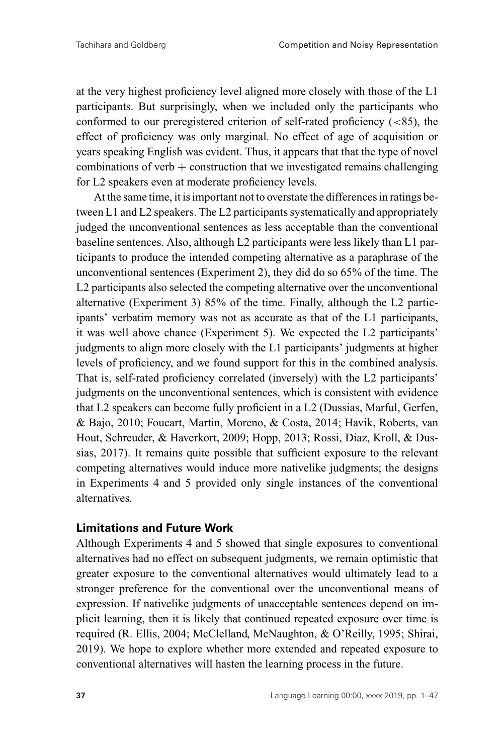at the very highest proficiency level aligned more closely with those of the L1 participants. But surprisingly, when we included only the participants who conformed to our preregistered criterion of self-rated proficiency (<85), the effect of proficiency was only marginal. No effect of age of acquisition or years speaking English was evident. Thus, it appears that that the type of novel combinations of verb + construction that we investigated remains challenging for L2 speakers even at moderate proficiency levels.

At the same time, it is important not to overstate the differences in ratings between L1 and L2 speakers. The L2 participants systematically and appropriately judged the unconventional sentences as less acceptable than the conventional baseline sentences. Also, although L2 participants were less likely than L1 participants to produce the intended competing alternative as a paraphrase of the unconventional sentences (Experiment 2), they did do so 65% of the time. The L2 participants also selected the competing alternative over the unconventional alternative (Experiment 3) 85% of the time. Finally, although the L2 participants' verbatim memory was not as accurate as that of the L1 participants, it was well above chance (Experiment 5). We expected the L2 participants' judgments to align more closely with the L1 participants' judgments at higher levels of proficiency, and we found support for this in the combined analysis. That is, self-rated proficiency correlated (inversely) with the L2 participants' judgments on the unconventional sentences, which is consistent with evidence that L2 speakers can become fully proficient in a L2 (Dussias, Marful, Gerfen, & Bajo, 2010; Foucart, Martin, Moreno, & Costa, 2014; Havik, Roberts, van Hout, Schreuder, & Haverkort, 2009; Hopp, 2013; Rossi, Diaz, Kroll, & Dussias, 2017). It remains quite possible that sufficient exposure to the relevant competing alternatives would induce more nativelike judgments; the designs in Experiments 4 and 5 provided only single instances of the conventional alternatives.

## Limitations and Future Work

Although Experiments 4 and 5 showed that single exposures to conventional alternatives had no effect on subsequent judgments, we remain optimistic that greater exposure to the conventional alternatives would ultimately lead to a stronger preference for the conventional over the unconventional means of expression. If nativelike judgments of unacceptable sentences depend on implicit learning, then it is likely that continued repeated exposure over time is required (R. Ellis, 2004; McClelland, McNaughton, & O'Reilly, 1995; Shirai, 2019). We hope to explore whether more extended and repeated exposure to conventional alternatives will hasten the learning process in the future.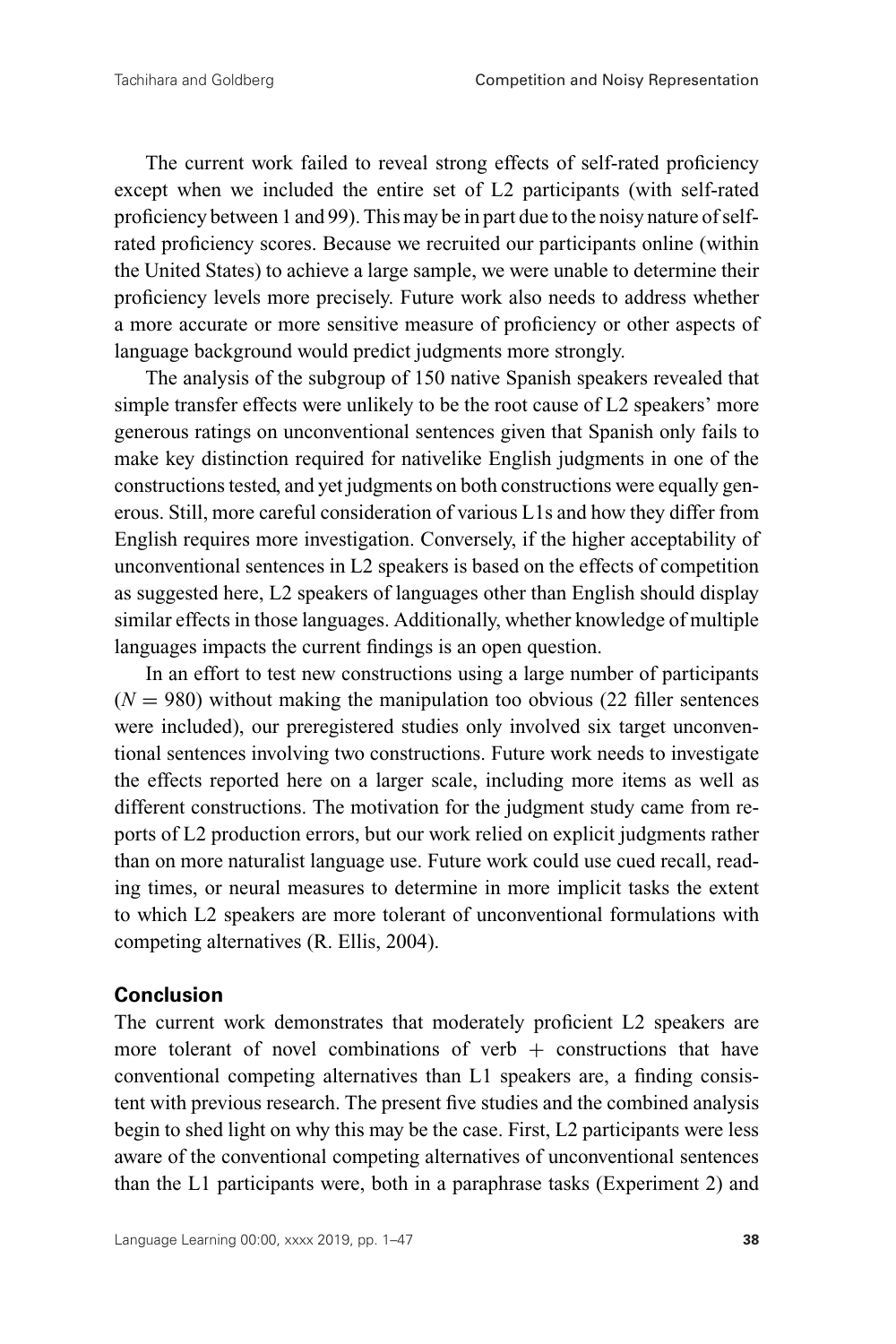The current work failed to reveal strong effects of self-rated proficiency except when we included the entire set of L2 participants (with self-rated proficiency between 1 and 99). This may be in part due to the noisy nature of self-rated proficiency scores. Because we recruited our participants online (within the United States) to achieve a large sample, we were unable to determine their proficiency levels more precisely. Future work also needs to address whether a more accurate or more sensitive measure of proficiency or other aspects of language background would predict judgments more strongly.

The analysis of the subgroup of 150 native Spanish speakers revealed that simple transfer effects were unlikely to be the root cause of L2 speakers' more generous ratings on unconventional sentences given that Spanish only fails to make key distinction required for nativelike English judgments in one of the constructions tested, and yet judgments on both constructions were equally generous. Still, more careful consideration of various L1s and how they differ from English requires more investigation. Conversely, if the higher acceptability of unconventional sentences in L2 speakers is based on the effects of competition as suggested here, L2 speakers of languages other than English should display similar effects in those languages. Additionally, whether knowledge of multiple languages impacts the current findings is an open question.

In an effort to test new constructions using a large number of participants ($N = 980$) without making the manipulation too obvious (22 filler sentences were included), our preregistered studies only involved six target unconventional sentences involving two constructions. Future work needs to investigate the effects reported here on a larger scale, including more items as well as different constructions. The motivation for the judgment study came from reports of L2 production errors, but our work relied on explicit judgments rather than on more naturalist language use. Future work could use cued recall, reading times, or neural measures to determine in more implicit tasks the extent to which L2 speakers are more tolerant of unconventional formulations with competing alternatives (R. Ellis, 2004).

## Conclusion

The current work demonstrates that moderately proficient L2 speakers are more tolerant of novel combinations of verb + constructions that have conventional competing alternatives than L1 speakers are, a finding consistent with previous research. The present five studies and the combined analysis begin to shed light on why this may be the case. First, L2 participants were less aware of the conventional competing alternatives of unconventional sentences than the L1 participants were, both in a paraphrase tasks (Experiment 2) and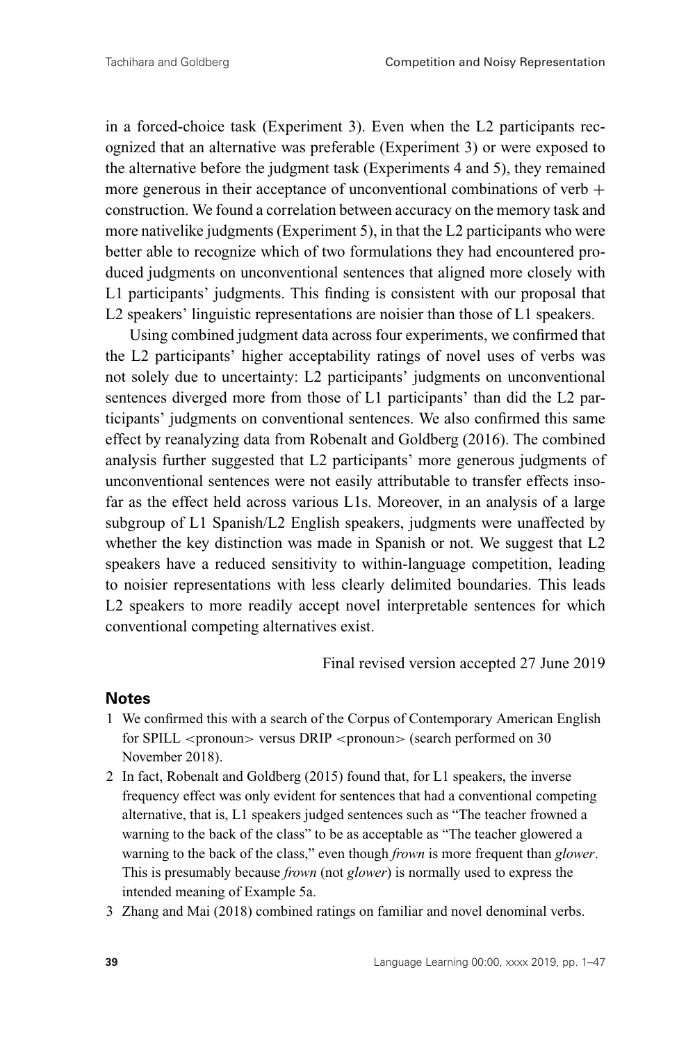in a forced-choice task (Experiment 3). Even when the L2 participants recognized that an alternative was preferable (Experiment 3) or were exposed to the alternative before the judgment task (Experiments 4 and 5), they remained more generous in their acceptance of unconventional combinations of verb + construction. We found a correlation between accuracy on the memory task and more nativelike judgments (Experiment 5), in that the L2 participants who were better able to recognize which of two formulations they had encountered produced judgments on unconventional sentences that aligned more closely with L1 participants' judgments. This finding is consistent with our proposal that L2 speakers' linguistic representations are noisier than those of L1 speakers.

Using combined judgment data across four experiments, we confirmed that the L2 participants' higher acceptability ratings of novel uses of verbs was not solely due to uncertainty: L2 participants' judgments on unconventional sentences diverged more from those of L1 participants' than did the L2 participants' judgments on conventional sentences. We also confirmed this same effect by reanalyzing data from Robenalt and Goldberg (2016). The combined analysis further suggested that L2 participants' more generous judgments of unconventional sentences were not easily attributable to transfer effects insofar as the effect held across various L1s. Moreover, in an analysis of a large subgroup of L1 Spanish/L2 English speakers, judgments were unaffected by whether the key distinction was made in Spanish or not. We suggest that L2 speakers have a reduced sensitivity to within-language competition, leading to noisier representations with less clearly delimited boundaries. This leads L2 speakers to more readily accept novel interpretable sentences for which conventional competing alternatives exist.

Final revised version accepted 27 June 2019

## Notes

1. We confirmed this with a search of the Corpus of Contemporary American English for SPILL <pronoun> versus DRIP <pronoun> (search performed on 30 November 2018).
2. In fact, Robenalt and Goldberg (2015) found that, for L1 speakers, the inverse frequency effect was only evident for sentences that had a conventional competing alternative, that is, L1 speakers judged sentences such as "The teacher frowned a warning to the back of the class" to be as acceptable as "The teacher glowered a warning to the back of the class," even though *frown* is more frequent than *glower*. This is presumably because *frown* (not *glower*) is normally used to express the intended meaning of Example 5a.
3. Zhang and Mai (2018) combined ratings on familiar and novel denominal verbs.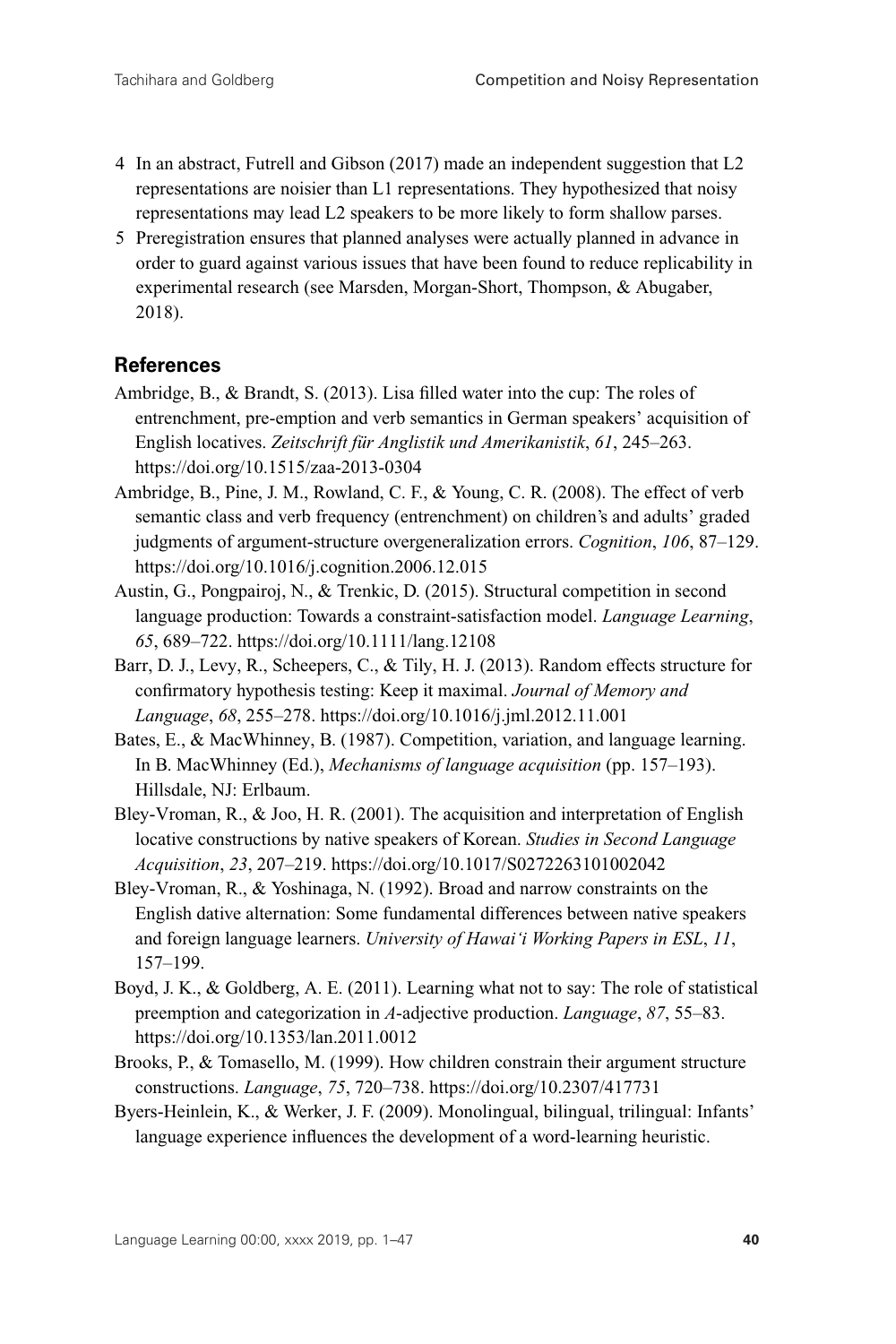4 In an abstract, Futrell and Gibson (2017) made an independent suggestion that L2 representations are noisier than L1 representations. They hypothesized that noisy representations may lead L2 speakers to be more likely to form shallow parses.

5 Preregistration ensures that planned analyses were actually planned in advance in order to guard against various issues that have been found to reduce replicability in experimental research (see Marsden, Morgan-Short, Thompson, & Abugaber, 2018).

## References

Ambridge, B., & Brandt, S. (2013). Lisa filled water into the cup: The roles of entrenchment, pre-emption and verb semantics in German speakers' acquisition of English locatives. *Zeitschrift für Anglistik und Amerikanistik*, *61*, 245–263. https://doi.org/10.1515/zaa-2013-0304

Ambridge, B., Pine, J. M., Rowland, C. F., & Young, C. R. (2008). The effect of verb semantic class and verb frequency (entrenchment) on children's and adults' graded judgments of argument-structure overgeneralization errors. *Cognition*, *106*, 87–129. https://doi.org/10.1016/j.cognition.2006.12.015

Austin, G., Pongpairoj, N., & Trenkic, D. (2015). Structural competition in second language production: Towards a constraint-satisfaction model. *Language Learning*, *65*, 689–722. https://doi.org/10.1111/lang.12108

Barr, D. J., Levy, R., Scheepers, C., & Tily, H. J. (2013). Random effects structure for confirmatory hypothesis testing: Keep it maximal. *Journal of Memory and Language*, *68*, 255–278. https://doi.org/10.1016/j.jml.2012.11.001

Bates, E., & MacWhinney, B. (1987). Competition, variation, and language learning. In B. MacWhinney (Ed.), *Mechanisms of language acquisition* (pp. 157–193). Hillsdale, NJ: Erlbaum.

Bley-Vroman, R., & Joo, H. R. (2001). The acquisition and interpretation of English locative constructions by native speakers of Korean. *Studies in Second Language Acquisition*, *23*, 207–219. https://doi.org/10.1017/S0272263101002042

Bley-Vroman, R., & Yoshinaga, N. (1992). Broad and narrow constraints on the English dative alternation: Some fundamental differences between native speakers and foreign language learners. *University of Hawai'i Working Papers in ESL*, *11*, 157–199.

Boyd, J. K., & Goldberg, A. E. (2011). Learning what not to say: The role of statistical preemption and categorization in *A*-adjective production. *Language*, *87*, 55–83. https://doi.org/10.1353/lan.2011.0012

Brooks, P., & Tomasello, M. (1999). How children constrain their argument structure constructions. *Language*, *75*, 720–738. https://doi.org/10.2307/417731

Byers-Heinlein, K., & Werker, J. F. (2009). Monolingual, bilingual, trilingual: Infants' language experience influences the development of a word-learning heuristic.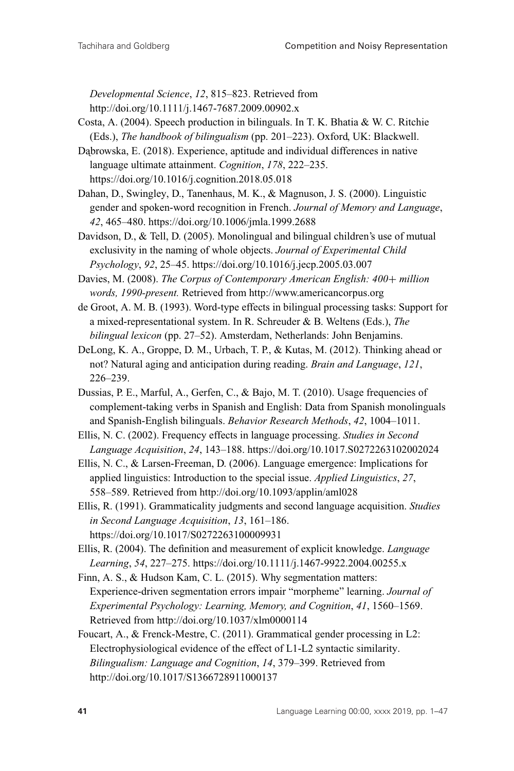*Developmental Science*, *12*, 815–823. Retrieved from http://doi.org/10.1111/j.1467-7687.2009.00902.x

Costa, A. (2004). Speech production in bilinguals. In T. K. Bhatia & W. C. Ritchie (Eds.), *The handbook of bilingualism* (pp. 201–223). Oxford, UK: Blackwell.

Dąbrowska, E. (2018). Experience, aptitude and individual differences in native language ultimate attainment. *Cognition*, *178*, 222–235. https://doi.org/10.1016/j.cognition.2018.05.018

Dahan, D., Swingley, D., Tanenhaus, M. K., & Magnuson, J. S. (2000). Linguistic gender and spoken-word recognition in French. *Journal of Memory and Language*, *42*, 465–480. https://doi.org/10.1006/jmla.1999.2688

Davidson, D., & Tell, D. (2005). Monolingual and bilingual children's use of mutual exclusivity in the naming of whole objects. *Journal of Experimental Child Psychology*, *92*, 25–45. https://doi.org/10.1016/j.jecp.2005.03.007

Davies, M. (2008). *The Corpus of Contemporary American English: 400+ million words, 1990-present.* Retrieved from http://www.americancorpus.org

de Groot, A. M. B. (1993). Word-type effects in bilingual processing tasks: Support for a mixed-representational system. In R. Schreuder & B. Weltens (Eds.), *The bilingual lexicon* (pp. 27–52). Amsterdam, Netherlands: John Benjamins.

DeLong, K. A., Groppe, D. M., Urbach, T. P., & Kutas, M. (2012). Thinking ahead or not? Natural aging and anticipation during reading. *Brain and Language*, *121*, 226–239.

Dussias, P. E., Marful, A., Gerfen, C., & Bajo, M. T. (2010). Usage frequencies of complement-taking verbs in Spanish and English: Data from Spanish monolinguals and Spanish-English bilinguals. *Behavior Research Methods*, *42*, 1004–1011.

Ellis, N. C. (2002). Frequency effects in language processing. *Studies in Second Language Acquisition*, *24*, 143–188. https://doi.org/10.1017.S0272263102002024

Ellis, N. C., & Larsen-Freeman, D. (2006). Language emergence: Implications for applied linguistics: Introduction to the special issue. *Applied Linguistics*, *27*, 558–589. Retrieved from http://doi.org/10.1093/applin/aml028

Ellis, R. (1991). Grammaticality judgments and second language acquisition. *Studies in Second Language Acquisition*, *13*, 161–186. https://doi.org/10.1017/S0272263100009931

Ellis, R. (2004). The definition and measurement of explicit knowledge. *Language Learning*, *54*, 227–275. https://doi.org/10.1111/j.1467-9922.2004.00255.x

Finn, A. S., & Hudson Kam, C. L. (2015). Why segmentation matters: Experience-driven segmentation errors impair "morpheme" learning. *Journal of Experimental Psychology: Learning, Memory, and Cognition*, *41*, 1560–1569. Retrieved from http://doi.org/10.1037/xlm0000114

Foucart, A., & Frenck-Mestre, C. (2011). Grammatical gender processing in L2: Electrophysiological evidence of the effect of L1-L2 syntactic similarity. *Bilingualism: Language and Cognition*, *14*, 379–399. Retrieved from http://doi.org/10.1017/S1366728911000137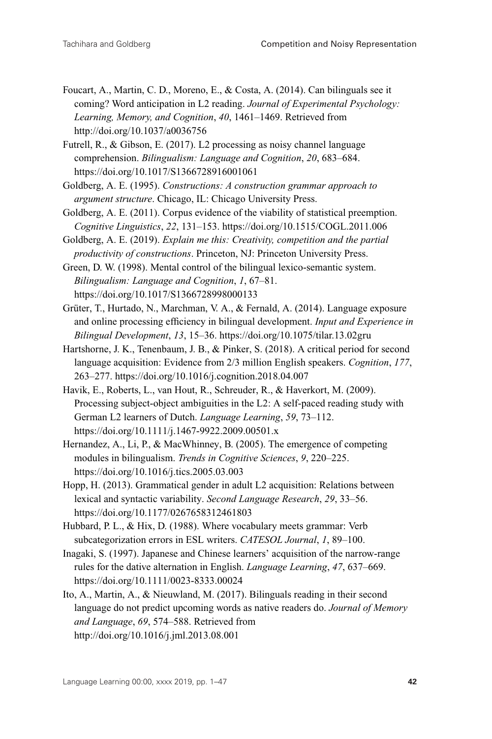Foucart, A., Martin, C. D., Moreno, E., & Costa, A. (2014). Can bilinguals see it coming? Word anticipation in L2 reading. *Journal of Experimental Psychology: Learning, Memory, and Cognition*, *40*, 1461–1469. Retrieved from http://doi.org/10.1037/a0036756

Futrell, R., & Gibson, E. (2017). L2 processing as noisy channel language comprehension. *Bilingualism: Language and Cognition*, *20*, 683–684. https://doi.org/10.1017/S1366728916001061

Goldberg, A. E. (1995). *Constructions: A construction grammar approach to argument structure*. Chicago, IL: Chicago University Press.

Goldberg, A. E. (2011). Corpus evidence of the viability of statistical preemption. *Cognitive Linguistics*, *22*, 131–153. https://doi.org/10.1515/COGL.2011.006

Goldberg, A. E. (2019). *Explain me this: Creativity, competition and the partial productivity of constructions*. Princeton, NJ: Princeton University Press.

Green, D. W. (1998). Mental control of the bilingual lexico-semantic system. *Bilingualism: Language and Cognition*, *1*, 67–81. https://doi.org/10.1017/S1366728998000133

Grüter, T., Hurtado, N., Marchman, V. A., & Fernald, A. (2014). Language exposure and online processing efficiency in bilingual development. *Input and Experience in Bilingual Development*, *13*, 15–36. https://doi.org/10.1075/tilar.13.02gru

Hartshorne, J. K., Tenenbaum, J. B., & Pinker, S. (2018). A critical period for second language acquisition: Evidence from 2/3 million English speakers. *Cognition*, *177*, 263–277. https://doi.org/10.1016/j.cognition.2018.04.007

Havik, E., Roberts, L., van Hout, R., Schreuder, R., & Haverkort, M. (2009). Processing subject-object ambiguities in the L2: A self-paced reading study with German L2 learners of Dutch. *Language Learning*, *59*, 73–112. https://doi.org/10.1111/j.1467-9922.2009.00501.x

Hernandez, A., Li, P., & MacWhinney, B. (2005). The emergence of competing modules in bilingualism. *Trends in Cognitive Sciences*, *9*, 220–225. https://doi.org/10.1016/j.tics.2005.03.003

Hopp, H. (2013). Grammatical gender in adult L2 acquisition: Relations between lexical and syntactic variability. *Second Language Research*, *29*, 33–56. https://doi.org/10.1177/0267658312461803

Hubbard, P. L., & Hix, D. (1988). Where vocabulary meets grammar: Verb subcategorization errors in ESL writers. *CATESOL Journal*, *1*, 89–100.

Inagaki, S. (1997). Japanese and Chinese learners' acquisition of the narrow-range rules for the dative alternation in English. *Language Learning*, *47*, 637–669. https://doi.org/10.1111/0023-8333.00024

Ito, A., Martin, A., & Nieuwland, M. (2017). Bilinguals reading in their second language do not predict upcoming words as native readers do. *Journal of Memory and Language*, *69*, 574–588. Retrieved from http://doi.org/10.1016/j.jml.2013.08.001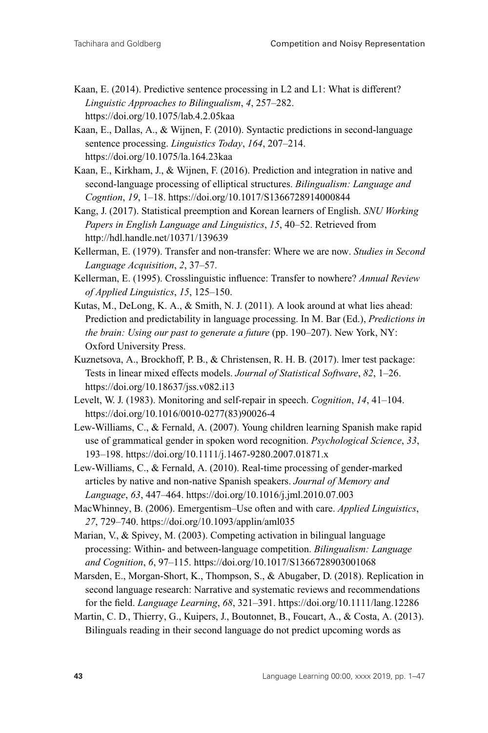Kaan, E. (2014). Predictive sentence processing in L2 and L1: What is different? *Linguistic Approaches to Bilingualism*, *4*, 257–282. https://doi.org/10.1075/lab.4.2.05kaa

Kaan, E., Dallas, A., & Wijnen, F. (2010). Syntactic predictions in second-language sentence processing. *Linguistics Today*, *164*, 207–214. https://doi.org/10.1075/la.164.23kaa

Kaan, E., Kirkham, J., & Wijnen, F. (2016). Prediction and integration in native and second-language processing of elliptical structures. *Bilingualism: Language and Cogntion*, *19*, 1–18. https://doi.org/10.1017/S1366728914000844

Kang, J. (2017). Statistical preemption and Korean learners of English. *SNU Working Papers in English Language and Linguistics*, *15*, 40–52. Retrieved from http://hdl.handle.net/10371/139639

Kellerman, E. (1979). Transfer and non-transfer: Where we are now. *Studies in Second Language Acquisition*, *2*, 37–57.

Kellerman, E. (1995). Crosslinguistic influence: Transfer to nowhere? *Annual Review of Applied Linguistics*, *15*, 125–150.

Kutas, M., DeLong, K. A., & Smith, N. J. (2011). A look around at what lies ahead: Prediction and predictability in language processing. In M. Bar (Ed.), *Predictions in the brain: Using our past to generate a future* (pp. 190–207). New York, NY: Oxford University Press.

Kuznetsova, A., Brockhoff, P. B., & Christensen, R. H. B. (2017). lmer test package: Tests in linear mixed effects models. *Journal of Statistical Software*, *82*, 1–26. https://doi.org/10.18637/jss.v082.i13

Levelt, W. J. (1983). Monitoring and self-repair in speech. *Cognition*, *14*, 41–104. https://doi.org/10.1016/0010-0277(83)90026-4

Lew-Williams, C., & Fernald, A. (2007). Young children learning Spanish make rapid use of grammatical gender in spoken word recognition. *Psychological Science*, *33*, 193–198. https://doi.org/10.1111/j.1467-9280.2007.01871.x

Lew-Williams, C., & Fernald, A. (2010). Real-time processing of gender-marked articles by native and non-native Spanish speakers. *Journal of Memory and Language*, *63*, 447–464. https://doi.org/10.1016/j.jml.2010.07.003

MacWhinney, B. (2006). Emergentism–Use often and with care. *Applied Linguistics*, *27*, 729–740. https://doi.org/10.1093/applin/aml035

Marian, V., & Spivey, M. (2003). Competing activation in bilingual language processing: Within- and between-language competition. *Bilingualism: Language and Cognition*, *6*, 97–115. https://doi.org/10.1017/S1366728903001068

Marsden, E., Morgan-Short, K., Thompson, S., & Abugaber, D. (2018). Replication in second language research: Narrative and systematic reviews and recommendations for the field. *Language Learning*, *68*, 321–391. https://doi.org/10.1111/lang.12286

Martin, C. D., Thierry, G., Kuipers, J., Boutonnet, B., Foucart, A., & Costa, A. (2013). Bilinguals reading in their second language do not predict upcoming words as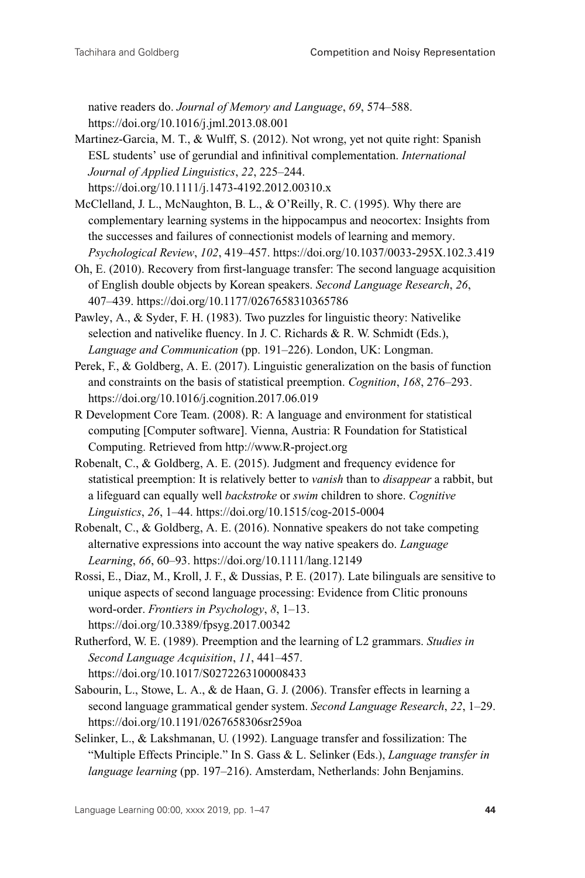native readers do. *Journal of Memory and Language*, *69*, 574–588. https://doi.org/10.1016/j.jml.2013.08.001

Martinez-Garcia, M. T., & Wulff, S. (2012). Not wrong, yet not quite right: Spanish ESL students' use of gerundial and infinitival complementation. *International Journal of Applied Linguistics*, *22*, 225–244. https://doi.org/10.1111/j.1473-4192.2012.00310.x

McClelland, J. L., McNaughton, B. L., & O'Reilly, R. C. (1995). Why there are complementary learning systems in the hippocampus and neocortex: Insights from the successes and failures of connectionist models of learning and memory. *Psychological Review*, *102*, 419–457. https://doi.org/10.1037/0033-295X.102.3.419

Oh, E. (2010). Recovery from first-language transfer: The second language acquisition of English double objects by Korean speakers. *Second Language Research*, *26*, 407–439. https://doi.org/10.1177/0267658310365786

Pawley, A., & Syder, F. H. (1983). Two puzzles for linguistic theory: Nativelike selection and nativelike fluency. In J. C. Richards & R. W. Schmidt (Eds.), *Language and Communication* (pp. 191–226). London, UK: Longman.

Perek, F., & Goldberg, A. E. (2017). Linguistic generalization on the basis of function and constraints on the basis of statistical preemption. *Cognition*, *168*, 276–293. https://doi.org/10.1016/j.cognition.2017.06.019

R Development Core Team. (2008). R: A language and environment for statistical computing [Computer software]. Vienna, Austria: R Foundation for Statistical Computing. Retrieved from http://www.R-project.org

Robenalt, C., & Goldberg, A. E. (2015). Judgment and frequency evidence for statistical preemption: It is relatively better to *vanish* than to *disappear* a rabbit, but a lifeguard can equally well *backstroke* or *swim* children to shore. *Cognitive Linguistics*, *26*, 1–44. https://doi.org/10.1515/cog-2015-0004

Robenalt, C., & Goldberg, A. E. (2016). Nonnative speakers do not take competing alternative expressions into account the way native speakers do. *Language Learning*, *66*, 60–93. https://doi.org/10.1111/lang.12149

Rossi, E., Diaz, M., Kroll, J. F., & Dussias, P. E. (2017). Late bilinguals are sensitive to unique aspects of second language processing: Evidence from Clitic pronouns word-order. *Frontiers in Psychology*, *8*, 1–13. https://doi.org/10.3389/fpsyg.2017.00342

Rutherford, W. E. (1989). Preemption and the learning of L2 grammars. *Studies in Second Language Acquisition*, *11*, 441–457. https://doi.org/10.1017/S0272263100008433

Sabourin, L., Stowe, L. A., & de Haan, G. J. (2006). Transfer effects in learning a second language grammatical gender system. *Second Language Research*, *22*, 1–29. https://doi.org/10.1191/0267658306sr259oa

Selinker, L., & Lakshmanan, U. (1992). Language transfer and fossilization: The "Multiple Effects Principle." In S. Gass & L. Selinker (Eds.), *Language transfer in language learning* (pp. 197–216). Amsterdam, Netherlands: John Benjamins.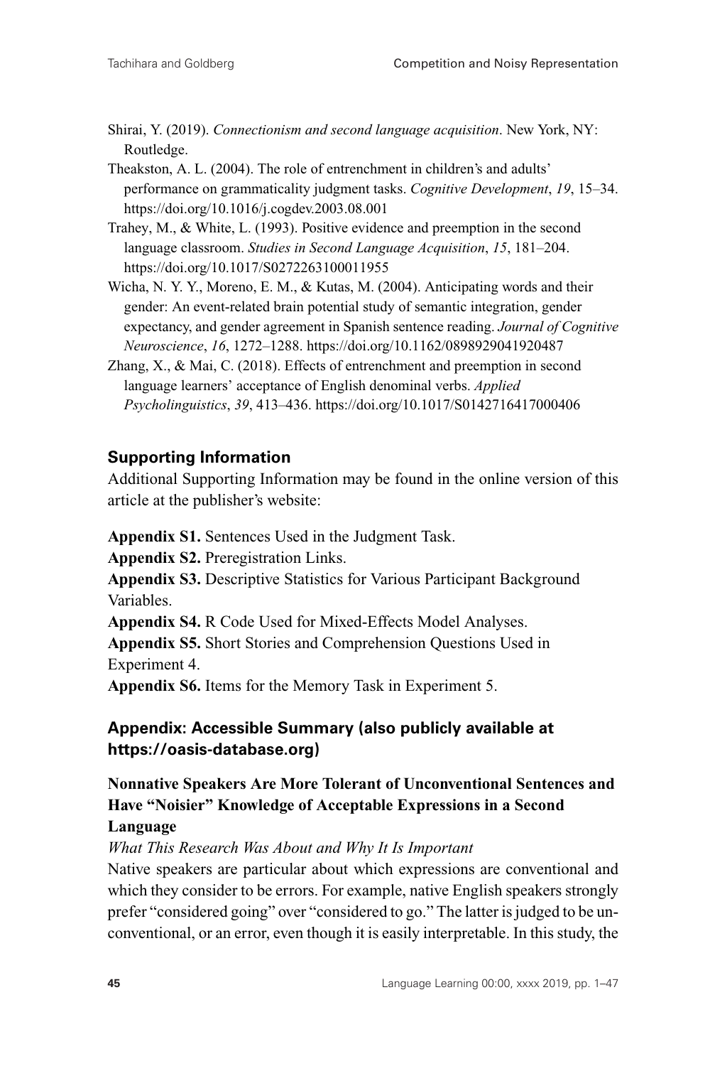Shirai, Y. (2019). *Connectionism and second language acquisition*. New York, NY: Routledge.

Theakston, A. L. (2004). The role of entrenchment in children's and adults' performance on grammaticality judgment tasks. *Cognitive Development*, *19*, 15–34. https://doi.org/10.1016/j.cogdev.2003.08.001

Trahey, M., & White, L. (1993). Positive evidence and preemption in the second language classroom. *Studies in Second Language Acquisition*, *15*, 181–204. https://doi.org/10.1017/S0272263100011955

Wicha, N. Y. Y., Moreno, E. M., & Kutas, M. (2004). Anticipating words and their gender: An event-related brain potential study of semantic integration, gender expectancy, and gender agreement in Spanish sentence reading. *Journal of Cognitive Neuroscience*, *16*, 1272–1288. https://doi.org/10.1162/0898929041920487

Zhang, X., & Mai, C. (2018). Effects of entrenchment and preemption in second language learners' acceptance of English denominal verbs. *Applied Psycholinguistics*, *39*, 413–436. https://doi.org/10.1017/S0142716417000406

## Supporting Information

Additional Supporting Information may be found in the online version of this article at the publisher's website:

**Appendix S1.** Sentences Used in the Judgment Task.

**Appendix S2.** Preregistration Links.

**Appendix S3.** Descriptive Statistics for Various Participant Background Variables.

**Appendix S4.** R Code Used for Mixed-Effects Model Analyses.

**Appendix S5.** Short Stories and Comprehension Questions Used in Experiment 4.

**Appendix S6.** Items for the Memory Task in Experiment 5.

## Appendix: Accessible Summary (also publicly available at https://oasis-database.org)

### Nonnative Speakers Are More Tolerant of Unconventional Sentences and Have "Noisier" Knowledge of Acceptable Expressions in a Second Language

*What This Research Was About and Why It Is Important*

Native speakers are particular about which expressions are conventional and which they consider to be errors. For example, native English speakers strongly prefer "considered going" over "considered to go." The latter is judged to be unconventional, or an error, even though it is easily interpretable. In this study, the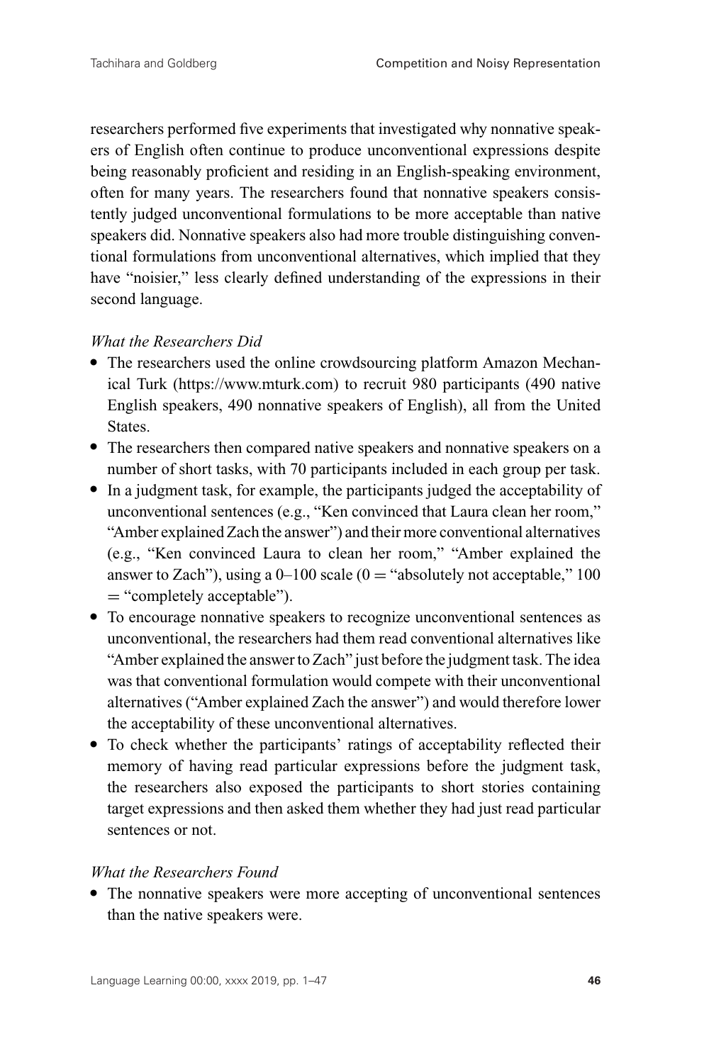researchers performed five experiments that investigated why nonnative speakers of English often continue to produce unconventional expressions despite being reasonably proficient and residing in an English-speaking environment, often for many years. The researchers found that nonnative speakers consistently judged unconventional formulations to be more acceptable than native speakers did. Nonnative speakers also had more trouble distinguishing conventional formulations from unconventional alternatives, which implied that they have "noisier," less clearly defined understanding of the expressions in their second language.

*What the Researchers Did*

- The researchers used the online crowdsourcing platform Amazon Mechanical Turk (https://www.mturk.com) to recruit 980 participants (490 native English speakers, 490 nonnative speakers of English), all from the United States.
- The researchers then compared native speakers and nonnative speakers on a number of short tasks, with 70 participants included in each group per task.
- In a judgment task, for example, the participants judged the acceptability of unconventional sentences (e.g., "Ken convinced that Laura clean her room," "Amber explained Zach the answer") and their more conventional alternatives (e.g., "Ken convinced Laura to clean her room," "Amber explained the answer to Zach"), using a 0–100 scale (0 = "absolutely not acceptable," 100 = "completely acceptable").
- To encourage nonnative speakers to recognize unconventional sentences as unconventional, the researchers had them read conventional alternatives like "Amber explained the answer to Zach" just before the judgment task. The idea was that conventional formulation would compete with their unconventional alternatives ("Amber explained Zach the answer") and would therefore lower the acceptability of these unconventional alternatives.
- To check whether the participants' ratings of acceptability reflected their memory of having read particular expressions before the judgment task, the researchers also exposed the participants to short stories containing target expressions and then asked them whether they had just read particular sentences or not.

*What the Researchers Found*

- The nonnative speakers were more accepting of unconventional sentences than the native speakers were.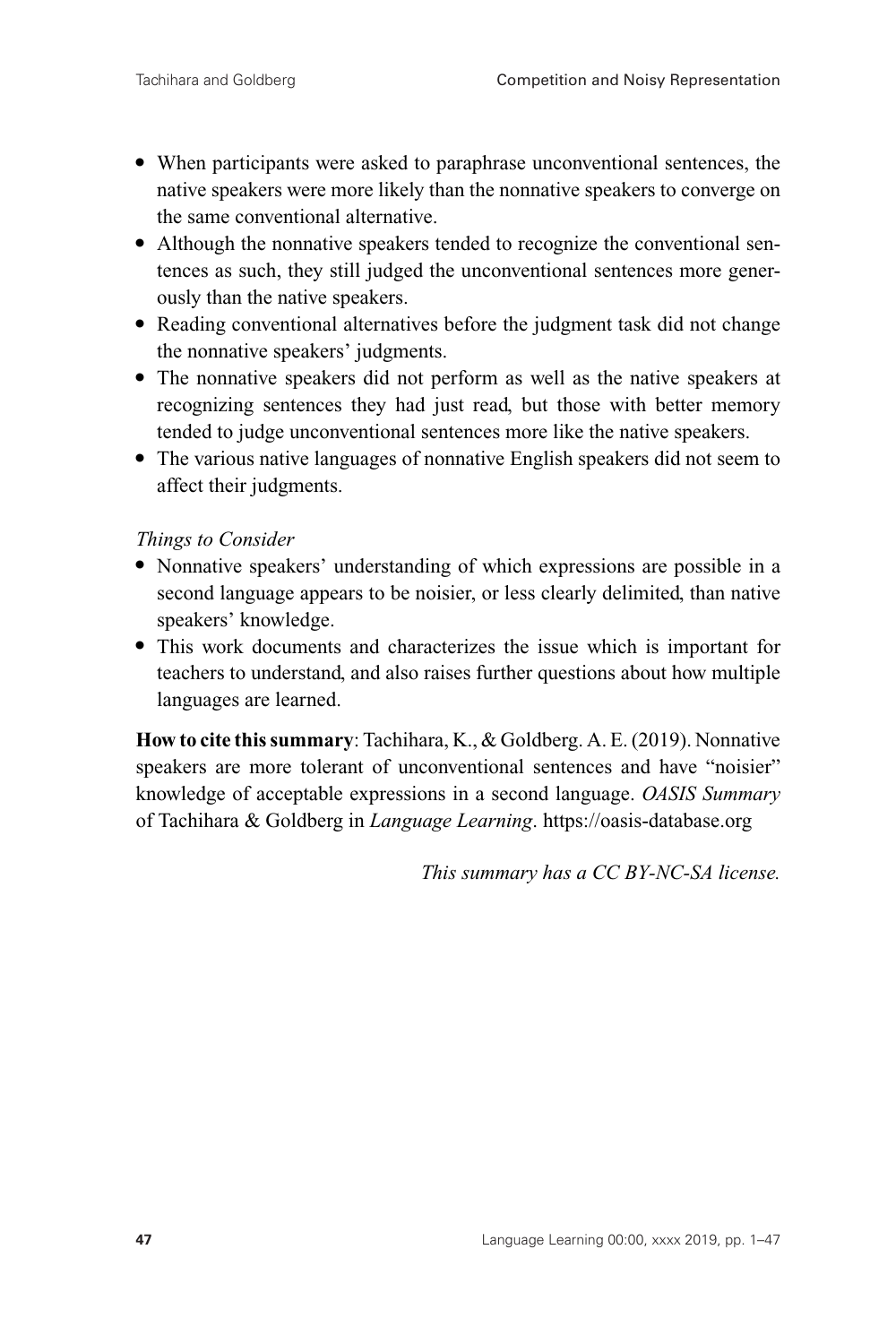- When participants were asked to paraphrase unconventional sentences, the native speakers were more likely than the nonnative speakers to converge on the same conventional alternative.
- Although the nonnative speakers tended to recognize the conventional sentences as such, they still judged the unconventional sentences more generously than the native speakers.
- Reading conventional alternatives before the judgment task did not change the nonnative speakers' judgments.
- The nonnative speakers did not perform as well as the native speakers at recognizing sentences they had just read, but those with better memory tended to judge unconventional sentences more like the native speakers.
- The various native languages of nonnative English speakers did not seem to affect their judgments.

*Things to Consider*

- Nonnative speakers' understanding of which expressions are possible in a second language appears to be noisier, or less clearly delimited, than native speakers' knowledge.
- This work documents and characterizes the issue which is important for teachers to understand, and also raises further questions about how multiple languages are learned.

**How to cite this summary**: Tachihara, K., & Goldberg. A. E. (2019). Nonnative speakers are more tolerant of unconventional sentences and have "noisier" knowledge of acceptable expressions in a second language. *OASIS Summary* of Tachihara & Goldberg in *Language Learning*. https://oasis-database.org

*This summary has a CC BY-NC-SA license.*